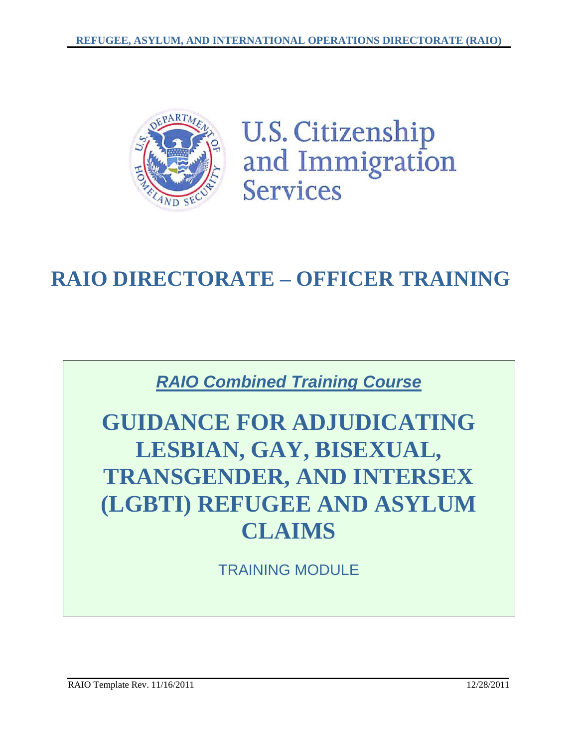REFUGEE, ASYLUM, AND INTERNATIONAL OPERATIONS DIRECTORATE (RAIO)

U.S. Citizenship and Immigration Services

# RAIO DIRECTORATE – OFFICER TRAINING

***RAIO Combined Training Course***

# GUIDANCE FOR ADJUDICATING LESBIAN, GAY, BISEXUAL, TRANSGENDER, AND INTERSEX (LGBTI) REFUGEE AND ASYLUM CLAIMS

TRAINING MODULE

RAIO Template Rev. 11/16/2011

12/28/2011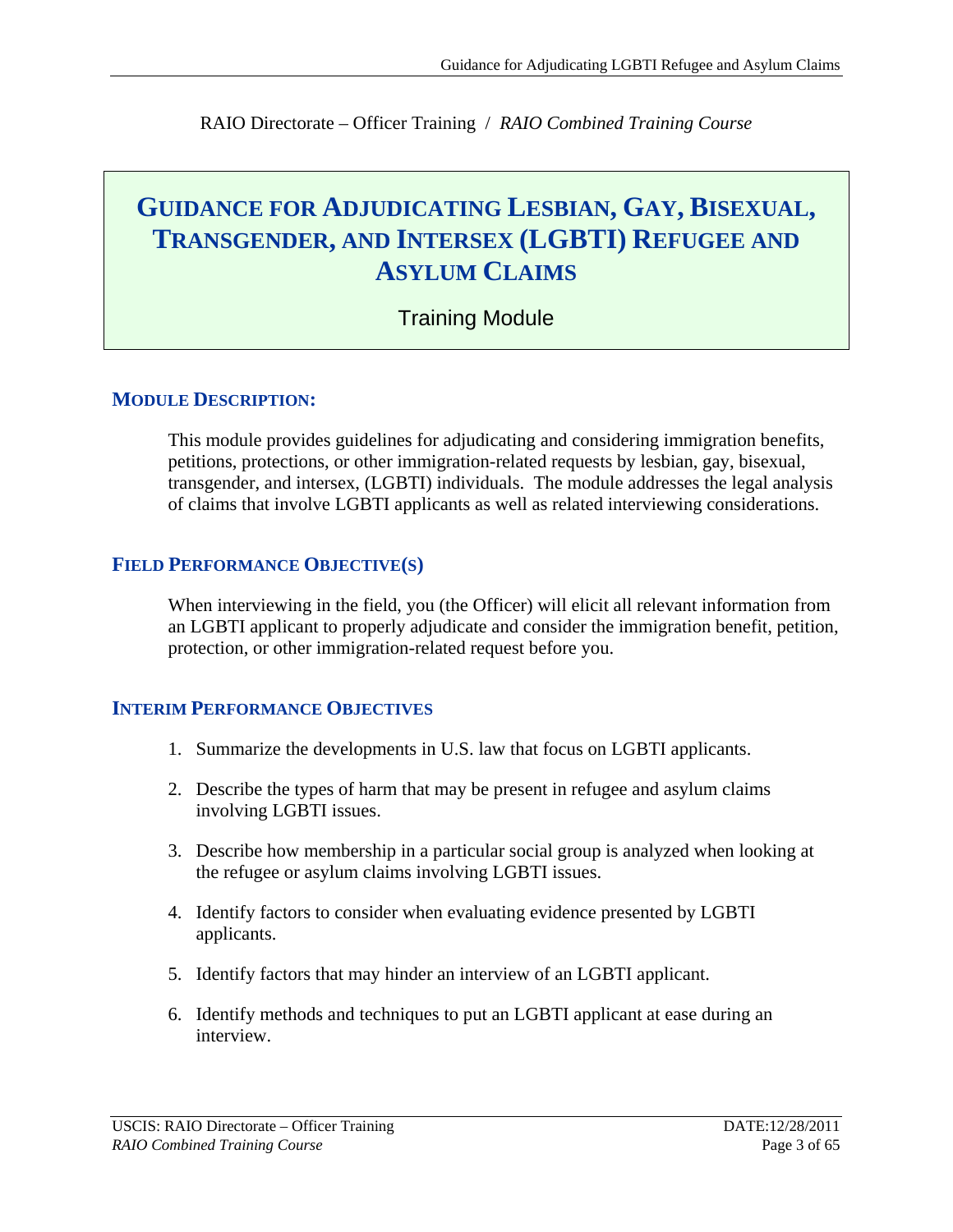RAIO Directorate – Officer Training / *RAIO Combined Training Course*

# Guidance for Adjudicating Lesbian, Gay, Bisexual, Transgender, and Intersex (LGBTI) Refugee and Asylum Claims

Training Module

## Module Description:

This module provides guidelines for adjudicating and considering immigration benefits, petitions, protections, or other immigration-related requests by lesbian, gay, bisexual, transgender, and intersex, (LGBTI) individuals. The module addresses the legal analysis of claims that involve LGBTI applicants as well as related interviewing considerations.

## Field Performance Objective(s)

When interviewing in the field, you (the Officer) will elicit all relevant information from an LGBTI applicant to properly adjudicate and consider the immigration benefit, petition, protection, or other immigration-related request before you.

## Interim Performance Objectives

1. Summarize the developments in U.S. law that focus on LGBTI applicants.
2. Describe the types of harm that may be present in refugee and asylum claims involving LGBTI issues.
3. Describe how membership in a particular social group is analyzed when looking at the refugee or asylum claims involving LGBTI issues.
4. Identify factors to consider when evaluating evidence presented by LGBTI applicants.
5. Identify factors that may hinder an interview of an LGBTI applicant.
6. Identify methods and techniques to put an LGBTI applicant at ease during an interview.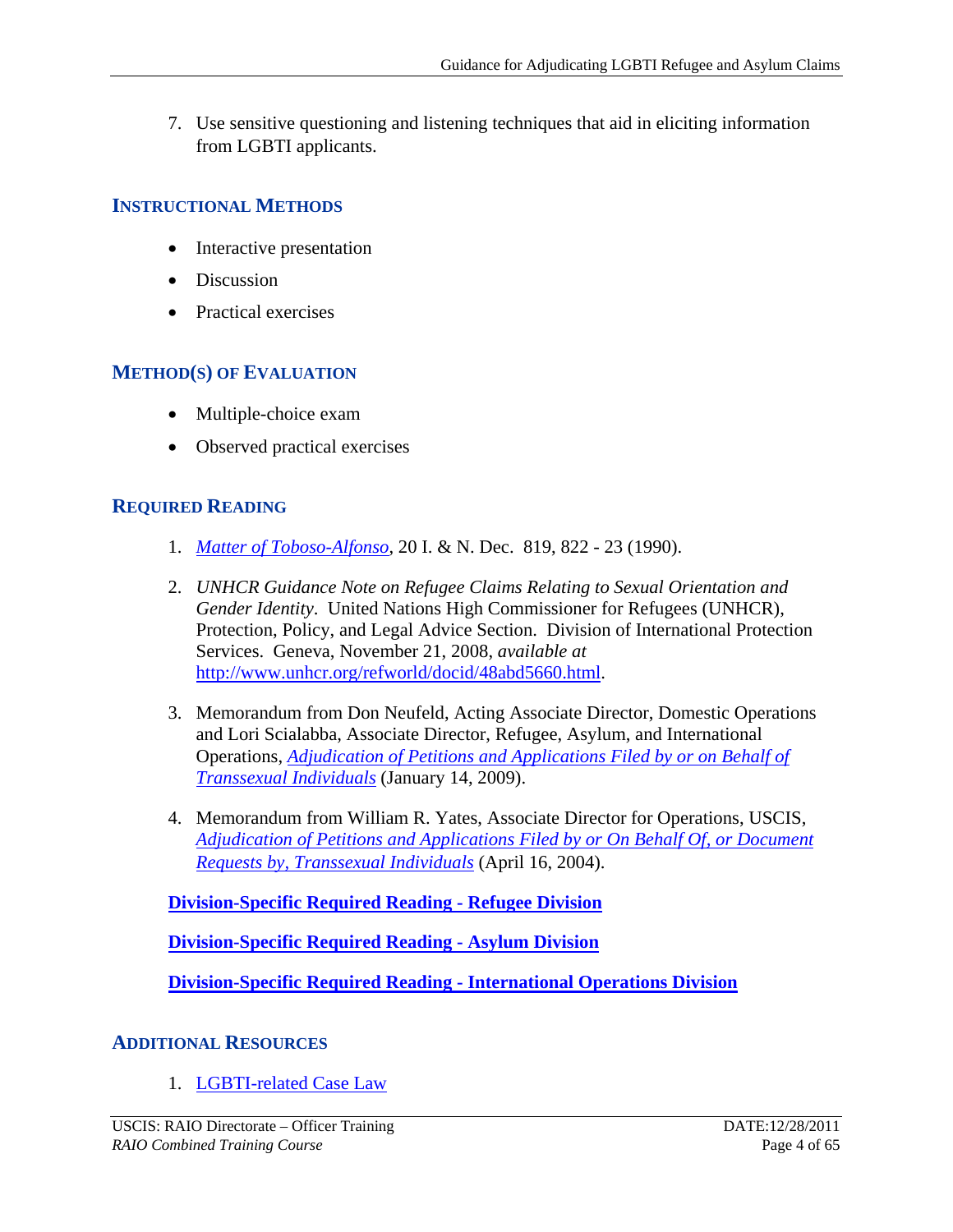7. Use sensitive questioning and listening techniques that aid in eliciting information from LGBTI applicants.

## INSTRUCTIONAL METHODS

- Interactive presentation
- Discussion
- Practical exercises

## METHOD(S) OF EVALUATION

- Multiple-choice exam
- Observed practical exercises

## REQUIRED READING

1. *Matter of Toboso-Alfonso*, 20 I. & N. Dec. 819, 822 - 23 (1990).

2. *UNHCR Guidance Note on Refugee Claims Relating to Sexual Orientation and Gender Identity*. United Nations High Commissioner for Refugees (UNHCR), Protection, Policy, and Legal Advice Section. Division of International Protection Services. Geneva, November 21, 2008, *available at* http://www.unhcr.org/refworld/docid/48abd5660.html.

3. Memorandum from Don Neufeld, Acting Associate Director, Domestic Operations and Lori Scialabba, Associate Director, Refugee, Asylum, and International Operations, *Adjudication of Petitions and Applications Filed by or on Behalf of Transsexual Individuals* (January 14, 2009).

4. Memorandum from William R. Yates, Associate Director for Operations, USCIS, *Adjudication of Petitions and Applications Filed by or On Behalf Of, or Document Requests by, Transsexual Individuals* (April 16, 2004).

**Division-Specific Required Reading - Refugee Division**

**Division-Specific Required Reading - Asylum Division**

**Division-Specific Required Reading - International Operations Division**

## ADDITIONAL RESOURCES

1. LGBTI-related Case Law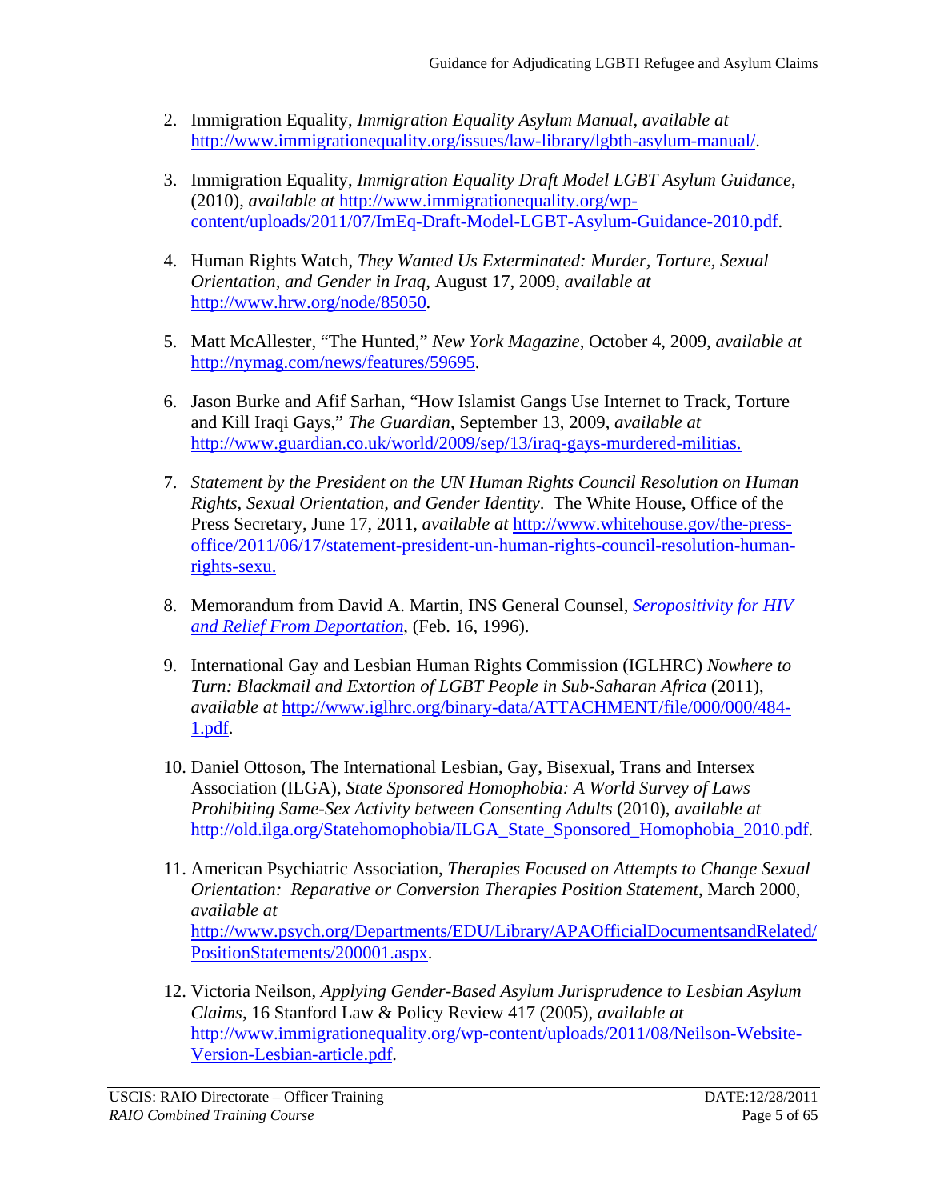2. Immigration Equality, *Immigration Equality Asylum Manual*, *available at* http://www.immigrationequality.org/issues/law-library/lgbth-asylum-manual/.

3. Immigration Equality, *Immigration Equality Draft Model LGBT Asylum Guidance*, (2010), *available at* http://www.immigrationequality.org/wp-content/uploads/2011/07/ImEq-Draft-Model-LGBT-Asylum-Guidance-2010.pdf.

4. Human Rights Watch, *They Wanted Us Exterminated: Murder, Torture, Sexual Orientation, and Gender in Iraq*, August 17, 2009, *available at* http://www.hrw.org/node/85050.

5. Matt McAllester, "The Hunted," *New York Magazine*, October 4, 2009, *available at* http://nymag.com/news/features/59695.

6. Jason Burke and Afif Sarhan, "How Islamist Gangs Use Internet to Track, Torture and Kill Iraqi Gays," *The Guardian*, September 13, 2009, *available at* http://www.guardian.co.uk/world/2009/sep/13/iraq-gays-murdered-militias.

7. *Statement by the President on the UN Human Rights Council Resolution on Human Rights, Sexual Orientation, and Gender Identity*. The White House, Office of the Press Secretary, June 17, 2011, *available at* http://www.whitehouse.gov/the-press-office/2011/06/17/statement-president-un-human-rights-council-resolution-human-rights-sexu.

8. Memorandum from David A. Martin, INS General Counsel, *Seropositivity for HIV and Relief From Deportation*, (Feb. 16, 1996).

9. International Gay and Lesbian Human Rights Commission (IGLHRC) *Nowhere to Turn: Blackmail and Extortion of LGBT People in Sub-Saharan Africa* (2011), *available at* http://www.iglhrc.org/binary-data/ATTACHMENT/file/000/000/484-1.pdf.

10. Daniel Ottoson, The International Lesbian, Gay, Bisexual, Trans and Intersex Association (ILGA), *State Sponsored Homophobia: A World Survey of Laws Prohibiting Same-Sex Activity between Consenting Adults* (2010), *available at* http://old.ilga.org/Statehomophobia/ILGA_State_Sponsored_Homophobia_2010.pdf.

11. American Psychiatric Association, *Therapies Focused on Attempts to Change Sexual Orientation: Reparative or Conversion Therapies Position Statement*, March 2000, *available at* http://www.psych.org/Departments/EDU/Library/APAOfficialDocumentsandRelated/PositionStatements/200001.aspx.

12. Victoria Neilson, *Applying Gender-Based Asylum Jurisprudence to Lesbian Asylum Claims*, 16 Stanford Law & Policy Review 417 (2005), *available at* http://www.immigrationequality.org/wp-content/uploads/2011/08/Neilson-Website-Version-Lesbian-article.pdf.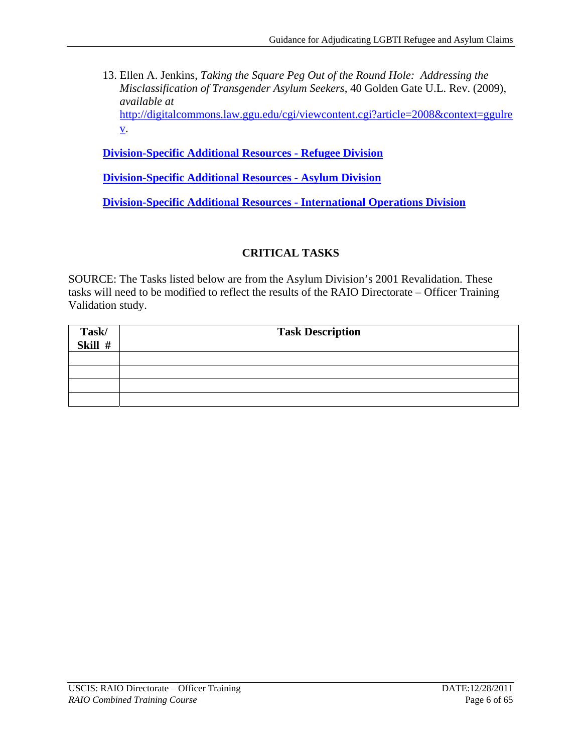13. Ellen A. Jenkins, *Taking the Square Peg Out of the Round Hole: Addressing the Misclassification of Transgender Asylum Seekers*, 40 Golden Gate U.L. Rev. (2009), *available at* http://digitalcommons.law.ggu.edu/cgi/viewcontent.cgi?article=2008&context=ggulrev.

**Division-Specific Additional Resources - Refugee Division**

**Division-Specific Additional Resources - Asylum Division**

**Division-Specific Additional Resources - International Operations Division**

## CRITICAL TASKS

SOURCE: The Tasks listed below are from the Asylum Division's 2001 Revalidation. These tasks will need to be modified to reflect the results of the RAIO Directorate – Officer Training Validation study.

| Task/ Skill # | Task Description |
|---|---|
| | |
| | |
| | |
| | |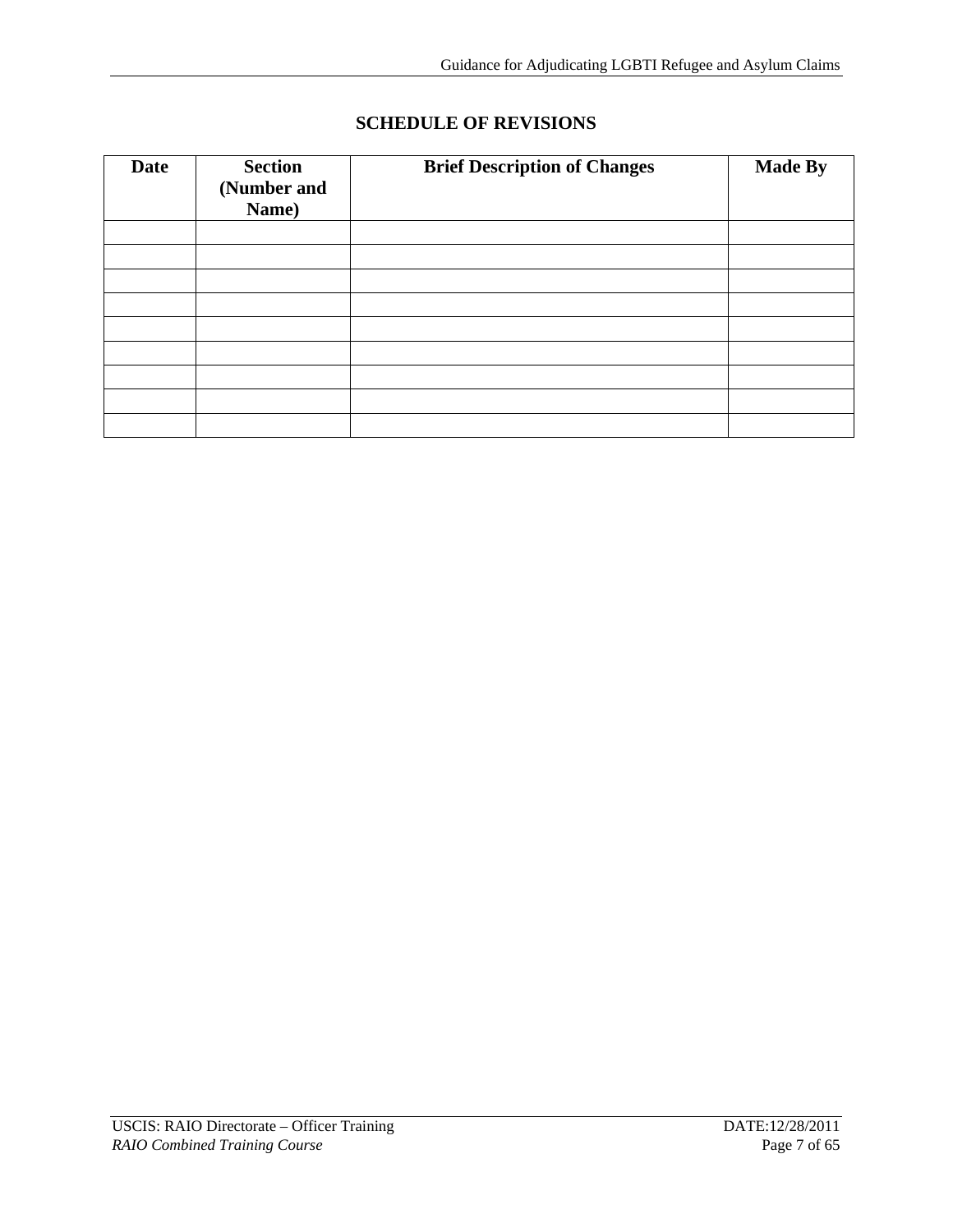## SCHEDULE OF REVISIONS

| Date | Section (Number and Name) | Brief Description of Changes | Made By |
|---|---|---|---|
| | | | |
| | | | |
| | | | |
| | | | |
| | | | |
| | | | |
| | | | |
| | | | |
| | | | |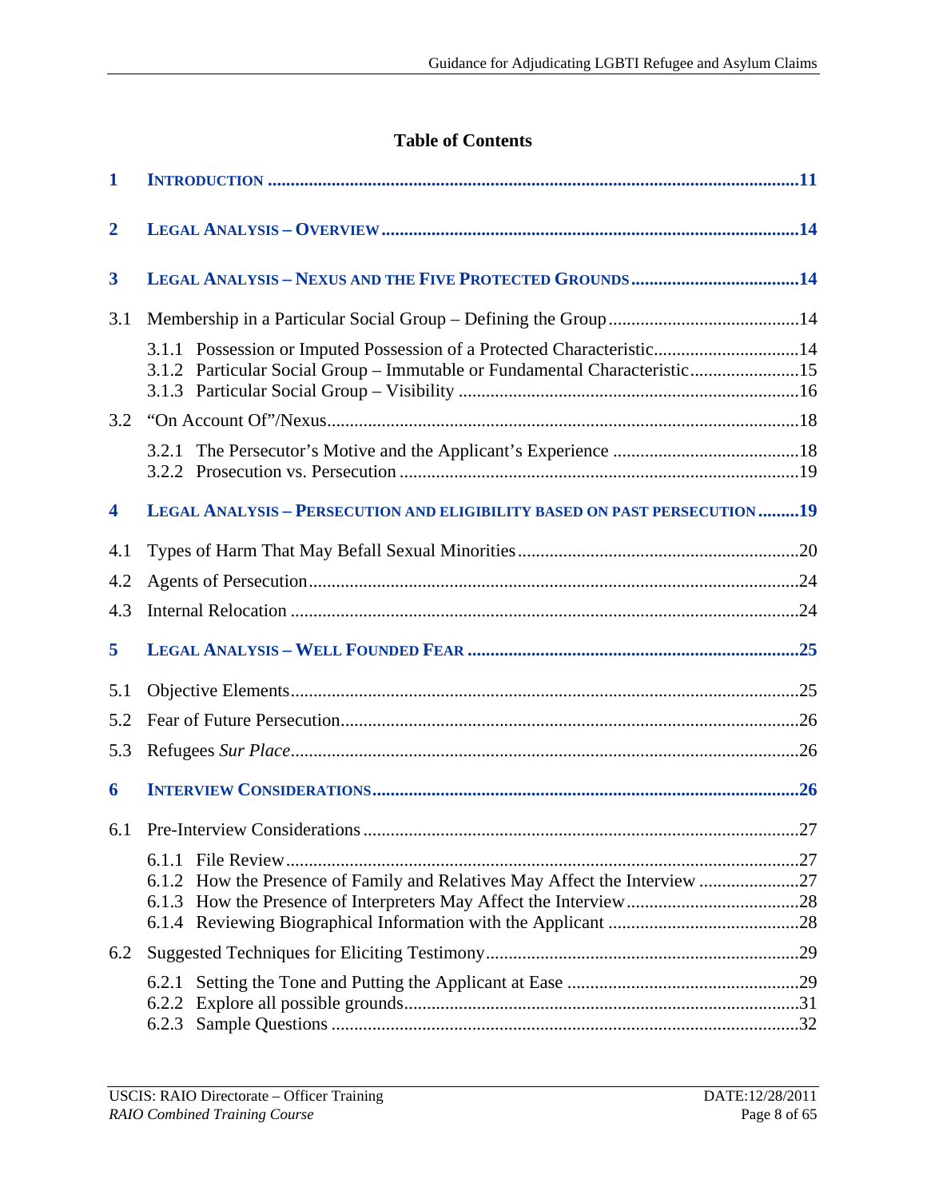## Table of Contents

**1 INTRODUCTION ....................................................................................................................11**

**2 LEGAL ANALYSIS – OVERVIEW ............................................................................................14**

**3 LEGAL ANALYSIS – NEXUS AND THE FIVE PROTECTED GROUNDS .....................................14**

3.1 Membership in a Particular Social Group – Defining the Group ..........................................14

- 3.1.1 Possession or Imputed Possession of a Protected Characteristic................................14
- 3.1.2 Particular Social Group – Immutable or Fundamental Characteristic........................15
- 3.1.3 Particular Social Group – Visibility ..........................................................................16

3.2 "On Account Of"/Nexus.......................................................................................................18

- 3.2.1 The Persecutor's Motive and the Applicant's Experience .........................................18
- 3.2.2 Prosecution vs. Persecution .......................................................................................19

**4 LEGAL ANALYSIS – PERSECUTION AND ELIGIBILITY BASED ON PAST PERSECUTION .........19**

4.1 Types of Harm That May Befall Sexual Minorities.............................................................20

4.2 Agents of Persecution...........................................................................................................24

4.3 Internal Relocation ...............................................................................................................24

**5 LEGAL ANALYSIS – WELL FOUNDED FEAR .........................................................................25**

5.1 Objective Elements...............................................................................................................25

5.2 Fear of Future Persecution....................................................................................................26

5.3 Refugees *Sur Place*...............................................................................................................26

**6 INTERVIEW CONSIDERATIONS.............................................................................................26**

6.1 Pre-Interview Considerations ...............................................................................................27

- 6.1.1 File Review................................................................................................................27
- 6.1.2 How the Presence of Family and Relatives May Affect the Interview ......................27
- 6.1.3 How the Presence of Interpreters May Affect the Interview......................................28
- 6.1.4 Reviewing Biographical Information with the Applicant ..........................................28

6.2 Suggested Techniques for Eliciting Testimony....................................................................29

- 6.2.1 Setting the Tone and Putting the Applicant at Ease ...................................................29
- 6.2.2 Explore all possible grounds.......................................................................................31
- 6.2.3 Sample Questions ......................................................................................................32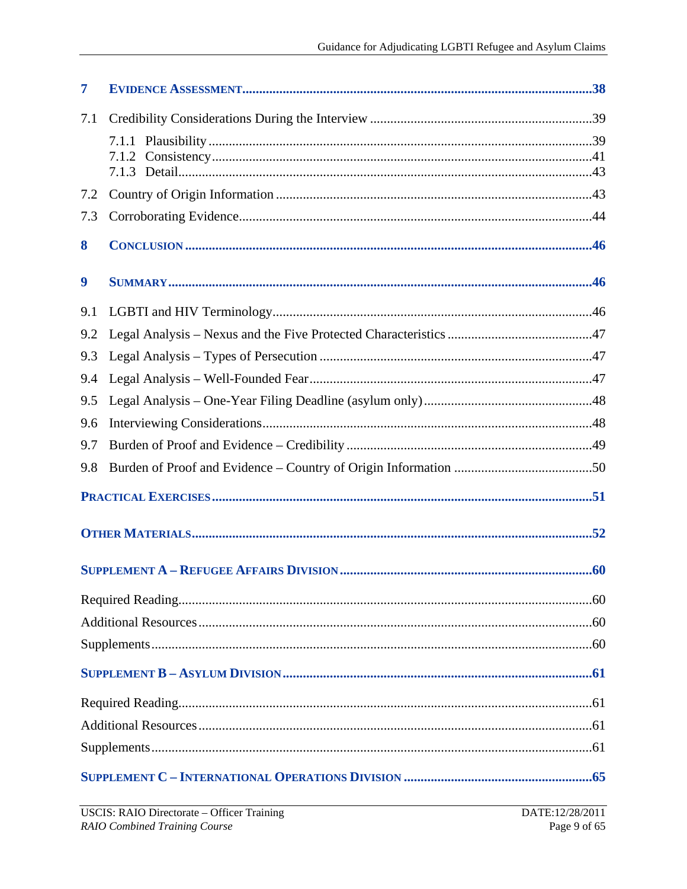7 EVIDENCE ASSESSMENT....................................................38

7.1 Credibility Considerations During the Interview ....................................................39

7.1.1 Plausibility....................................................39
7.1.2 Consistency....................................................41
7.1.3 Detail....................................................43

7.2 Country of Origin Information ....................................................43

7.3 Corroborating Evidence....................................................44

8 CONCLUSION ....................................................46

9 SUMMARY....................................................46

9.1 LGBTI and HIV Terminology....................................................46

9.2 Legal Analysis – Nexus and the Five Protected Characteristics ....................................................47

9.3 Legal Analysis – Types of Persecution ....................................................47

9.4 Legal Analysis – Well-Founded Fear....................................................47

9.5 Legal Analysis – One-Year Filing Deadline (asylum only) ....................................................48

9.6 Interviewing Considerations....................................................48

9.7 Burden of Proof and Evidence – Credibility ....................................................49

9.8 Burden of Proof and Evidence – Country of Origin Information ....................................................50

PRACTICAL EXERCISES....................................................51

OTHER MATERIALS....................................................52

SUPPLEMENT A – REFUGEE AFFAIRS DIVISION ....................................................60

Required Reading....................................................60

Additional Resources ....................................................60

Supplements....................................................60

SUPPLEMENT B – ASYLUM DIVISION ....................................................61

Required Reading....................................................61

Additional Resources ....................................................61

Supplements....................................................61

SUPPLEMENT C – INTERNATIONAL OPERATIONS DIVISION ....................................................65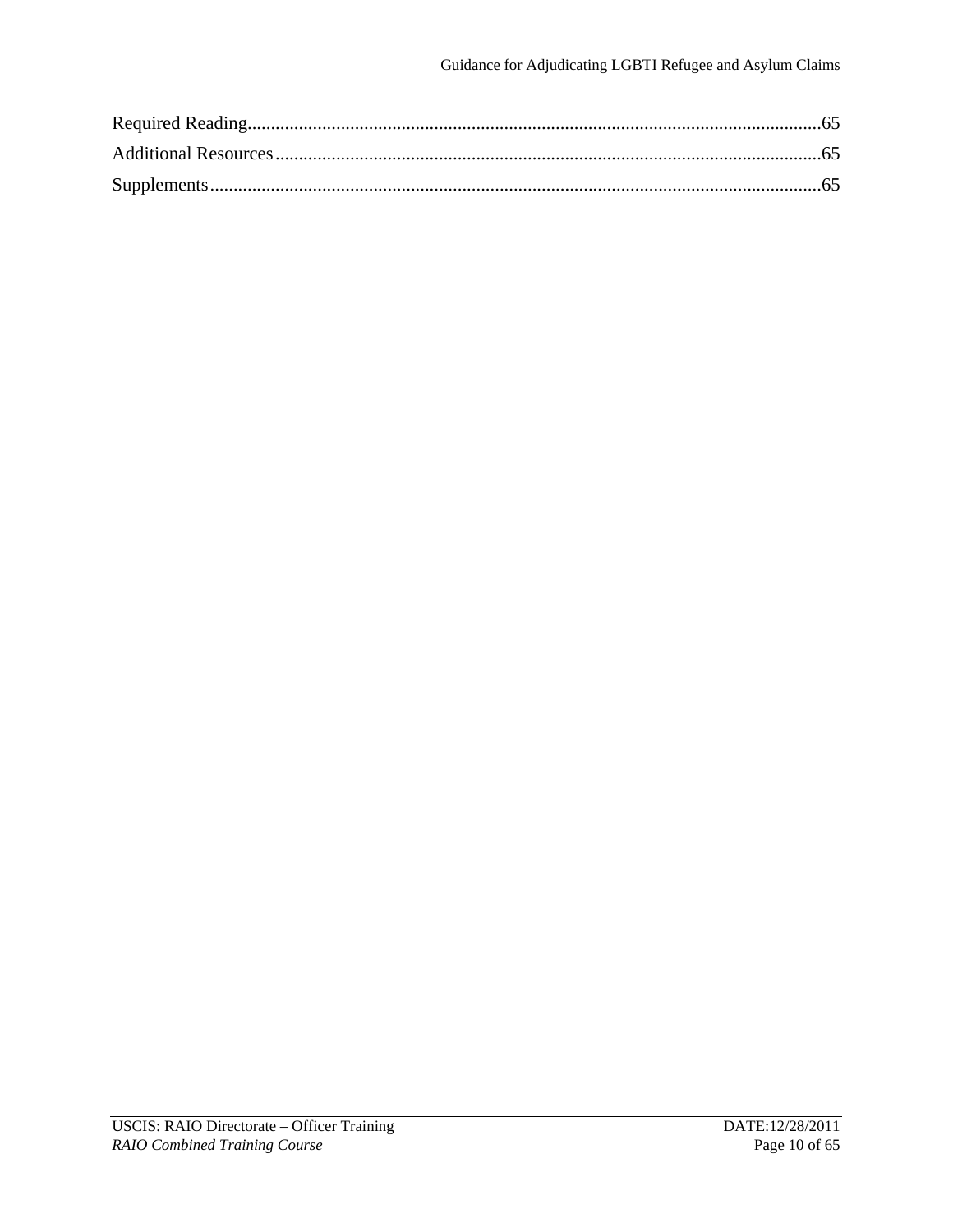Required Reading..........................................................................................................................65

Additional Resources....................................................................................................................65

Supplements..................................................................................................................................65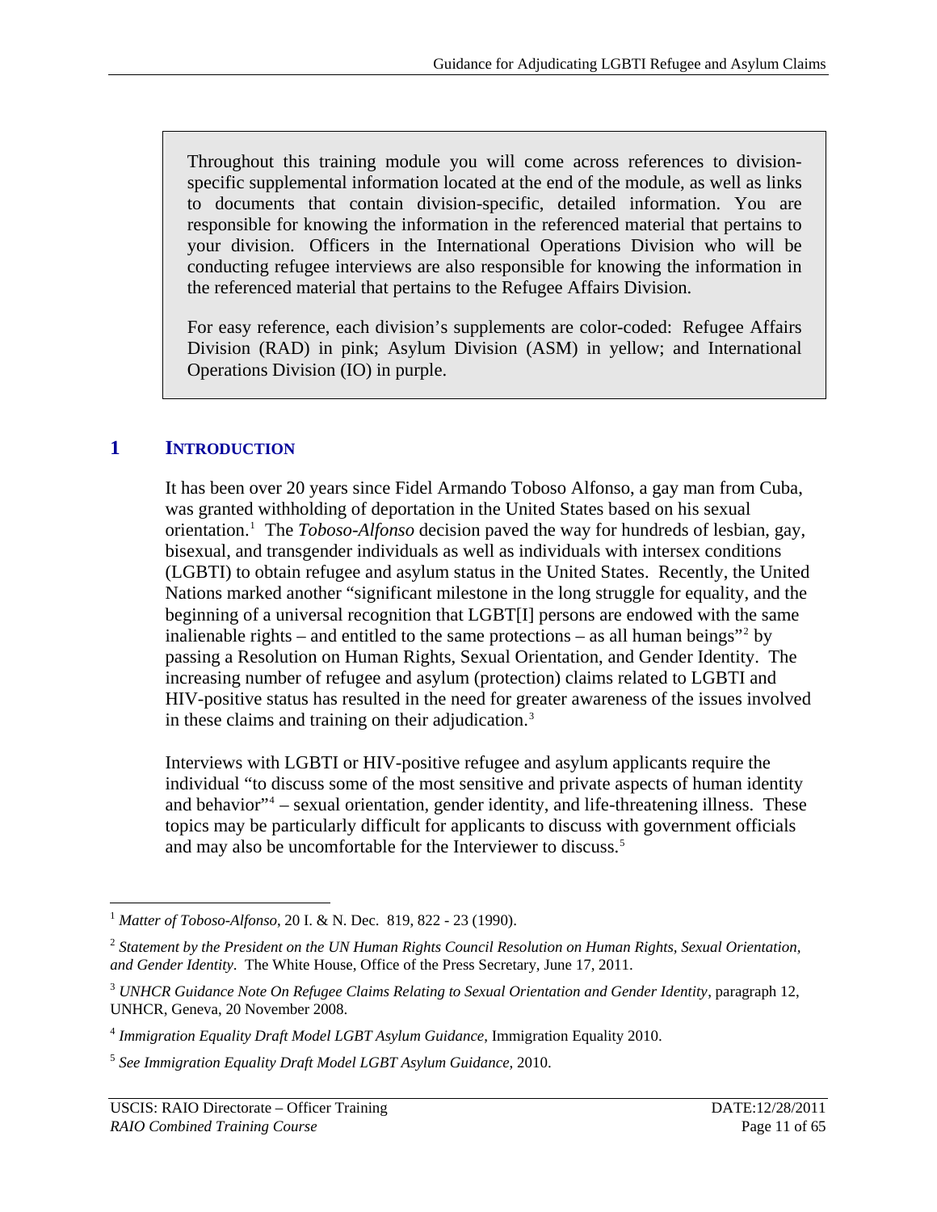> Throughout this training module you will come across references to division-specific supplemental information located at the end of the module, as well as links to documents that contain division-specific, detailed information. You are responsible for knowing the information in the referenced material that pertains to your division. Officers in the International Operations Division who will be conducting refugee interviews are also responsible for knowing the information in the referenced material that pertains to the Refugee Affairs Division.
>
> For easy reference, each division's supplements are color-coded: Refugee Affairs Division (RAD) in pink; Asylum Division (ASM) in yellow; and International Operations Division (IO) in purple.

## 1 INTRODUCTION

It has been over 20 years since Fidel Armando Toboso Alfonso, a gay man from Cuba, was granted withholding of deportation in the United States based on his sexual orientation.[1] The *Toboso-Alfonso* decision paved the way for hundreds of lesbian, gay, bisexual, and transgender individuals as well as individuals with intersex conditions (LGBTI) to obtain refugee and asylum status in the United States. Recently, the United Nations marked another "significant milestone in the long struggle for equality, and the beginning of a universal recognition that LGBT[I] persons are endowed with the same inalienable rights – and entitled to the same protections – as all human beings"[2] by passing a Resolution on Human Rights, Sexual Orientation, and Gender Identity. The increasing number of refugee and asylum (protection) claims related to LGBTI and HIV-positive status has resulted in the need for greater awareness of the issues involved in these claims and training on their adjudication.[3]

Interviews with LGBTI or HIV-positive refugee and asylum applicants require the individual "to discuss some of the most sensitive and private aspects of human identity and behavior"[4] – sexual orientation, gender identity, and life-threatening illness. These topics may be particularly difficult for applicants to discuss with government officials and may also be uncomfortable for the Interviewer to discuss.[5]

---

[1] *Matter of Toboso-Alfonso*, 20 I. & N. Dec. 819, 822 - 23 (1990).

[2] *Statement by the President on the UN Human Rights Council Resolution on Human Rights, Sexual Orientation, and Gender Identity*. The White House, Office of the Press Secretary, June 17, 2011.

[3] *UNHCR Guidance Note On Refugee Claims Relating to Sexual Orientation and Gender Identity*, paragraph 12, UNHCR, Geneva, 20 November 2008.

[4] *Immigration Equality Draft Model LGBT Asylum Guidance*, Immigration Equality 2010.

[5] *See Immigration Equality Draft Model LGBT Asylum Guidance*, 2010.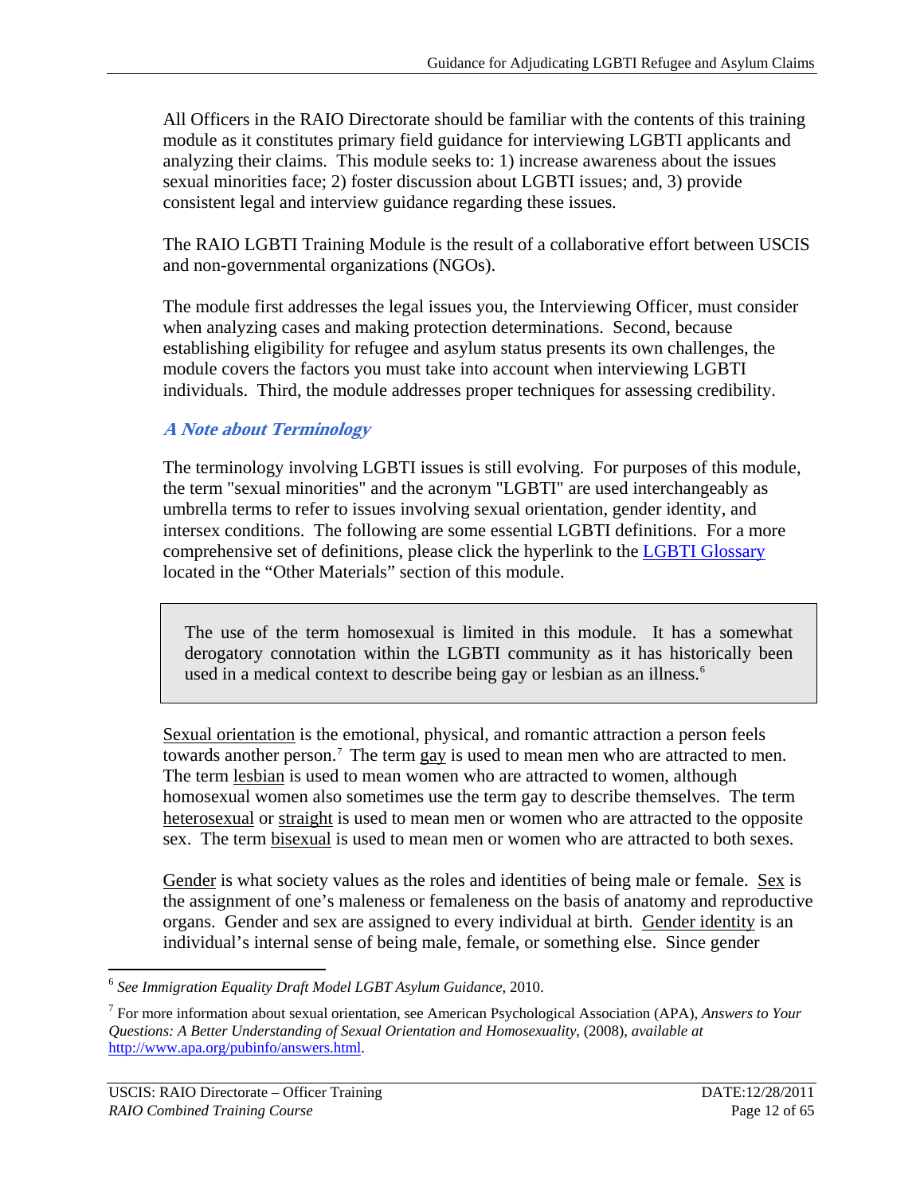All Officers in the RAIO Directorate should be familiar with the contents of this training module as it constitutes primary field guidance for interviewing LGBTI applicants and analyzing their claims. This module seeks to: 1) increase awareness about the issues sexual minorities face; 2) foster discussion about LGBTI issues; and, 3) provide consistent legal and interview guidance regarding these issues.

The RAIO LGBTI Training Module is the result of a collaborative effort between USCIS and non-governmental organizations (NGOs).

The module first addresses the legal issues you, the Interviewing Officer, must consider when analyzing cases and making protection determinations. Second, because establishing eligibility for refugee and asylum status presents its own challenges, the module covers the factors you must take into account when interviewing LGBTI individuals. Third, the module addresses proper techniques for assessing credibility.

### *A Note about Terminology*

The terminology involving LGBTI issues is still evolving. For purposes of this module, the term "sexual minorities" and the acronym "LGBTI" are used interchangeably as umbrella terms to refer to issues involving sexual orientation, gender identity, and intersex conditions. The following are some essential LGBTI definitions. For a more comprehensive set of definitions, please click the hyperlink to the LGBTI Glossary located in the "Other Materials" section of this module.

> The use of the term homosexual is limited in this module. It has a somewhat derogatory connotation within the LGBTI community as it has historically been used in a medical context to describe being gay or lesbian as an illness.[6]

Sexual orientation is the emotional, physical, and romantic attraction a person feels towards another person.[7] The term gay is used to mean men who are attracted to men. The term lesbian is used to mean women who are attracted to women, although homosexual women also sometimes use the term gay to describe themselves. The term heterosexual or straight is used to mean men or women who are attracted to the opposite sex. The term bisexual is used to mean men or women who are attracted to both sexes.

Gender is what society values as the roles and identities of being male or female. Sex is the assignment of one's maleness or femaleness on the basis of anatomy and reproductive organs. Gender and sex are assigned to every individual at birth. Gender identity is an individual's internal sense of being male, female, or something else. Since gender

---

[6] *See Immigration Equality Draft Model LGBT Asylum Guidance*, 2010.

[7] For more information about sexual orientation, see American Psychological Association (APA), *Answers to Your Questions: A Better Understanding of Sexual Orientation and Homosexuality*, (2008), *available at* http://www.apa.org/pubinfo/answers.html.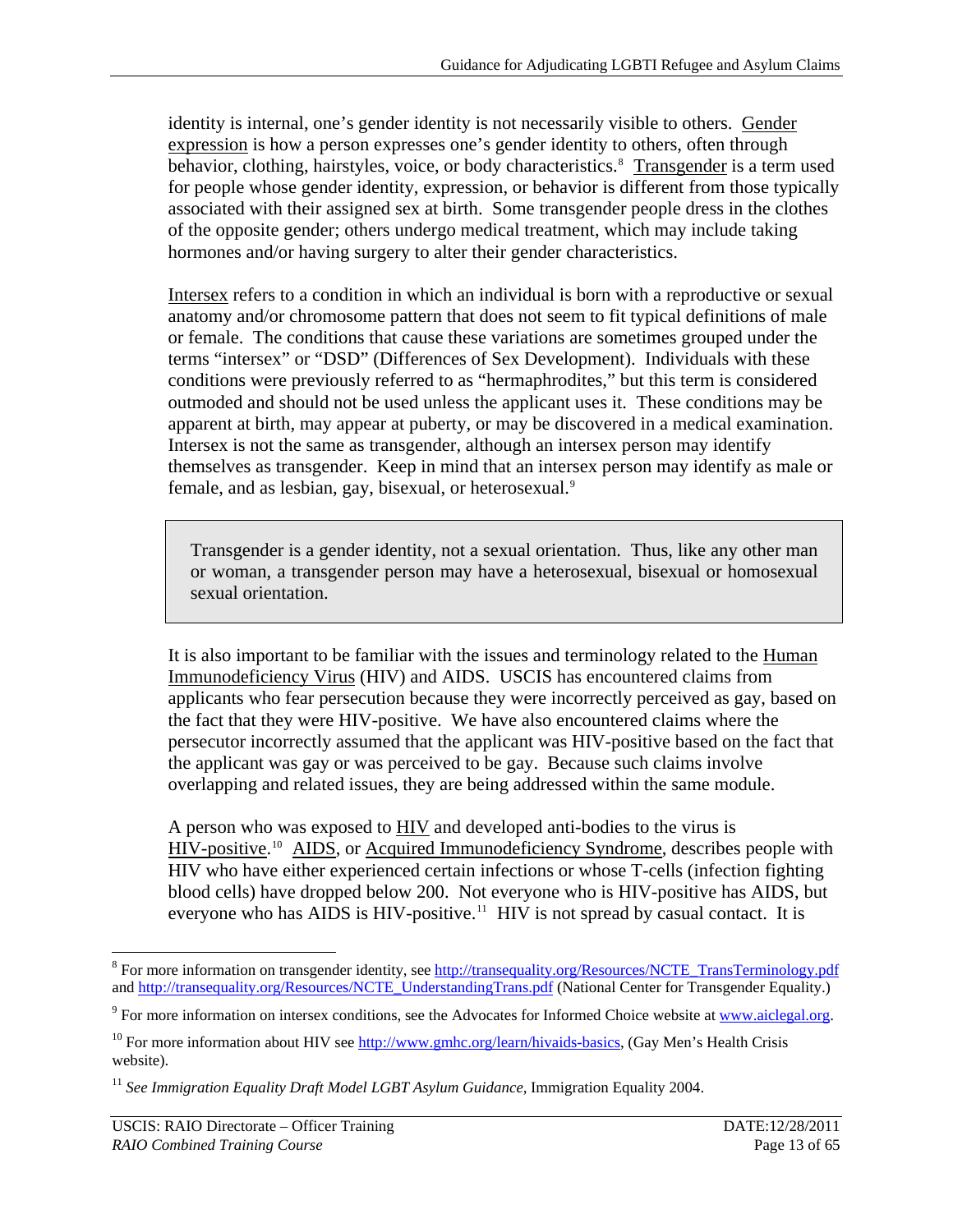identity is internal, one's gender identity is not necessarily visible to others. Gender expression is how a person expresses one's gender identity to others, often through behavior, clothing, hairstyles, voice, or body characteristics.[8] Transgender is a term used for people whose gender identity, expression, or behavior is different from those typically associated with their assigned sex at birth. Some transgender people dress in the clothes of the opposite gender; others undergo medical treatment, which may include taking hormones and/or having surgery to alter their gender characteristics.

Intersex refers to a condition in which an individual is born with a reproductive or sexual anatomy and/or chromosome pattern that does not seem to fit typical definitions of male or female. The conditions that cause these variations are sometimes grouped under the terms "intersex" or "DSD" (Differences of Sex Development). Individuals with these conditions were previously referred to as "hermaphrodites," but this term is considered outmoded and should not be used unless the applicant uses it. These conditions may be apparent at birth, may appear at puberty, or may be discovered in a medical examination. Intersex is not the same as transgender, although an intersex person may identify themselves as transgender. Keep in mind that an intersex person may identify as male or female, and as lesbian, gay, bisexual, or heterosexual.[9]

> Transgender is a gender identity, not a sexual orientation. Thus, like any other man or woman, a transgender person may have a heterosexual, bisexual or homosexual sexual orientation.

It is also important to be familiar with the issues and terminology related to the Human Immunodeficiency Virus (HIV) and AIDS. USCIS has encountered claims from applicants who fear persecution because they were incorrectly perceived as gay, based on the fact that they were HIV-positive. We have also encountered claims where the persecutor incorrectly assumed that the applicant was HIV-positive based on the fact that the applicant was gay or was perceived to be gay. Because such claims involve overlapping and related issues, they are being addressed within the same module.

A person who was exposed to HIV and developed anti-bodies to the virus is HIV-positive.[10] AIDS, or Acquired Immunodeficiency Syndrome, describes people with HIV who have either experienced certain infections or whose T-cells (infection fighting blood cells) have dropped below 200. Not everyone who is HIV-positive has AIDS, but everyone who has AIDS is HIV-positive.[11] HIV is not spread by casual contact. It is

---

[8] For more information on transgender identity, see http://transequality.org/Resources/NCTE_TransTerminology.pdf and http://transequality.org/Resources/NCTE_UnderstandingTrans.pdf (National Center for Transgender Equality.)

[9] For more information on intersex conditions, see the Advocates for Informed Choice website at www.aiclegal.org.

[10] For more information about HIV see http://www.gmhc.org/learn/hivaids-basics, (Gay Men's Health Crisis website).

[11] *See Immigration Equality Draft Model LGBT Asylum Guidance*, Immigration Equality 2004.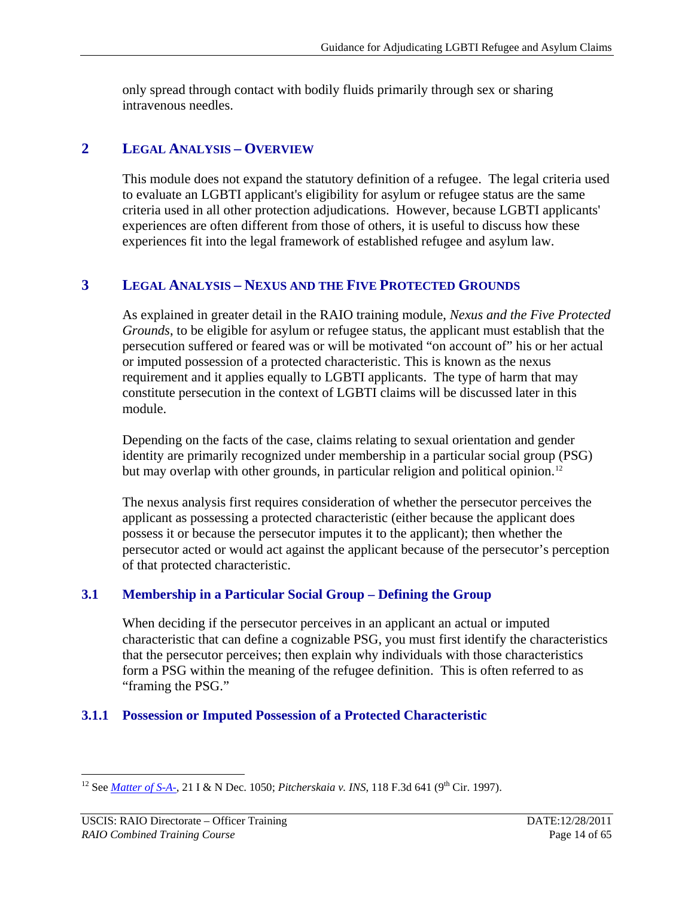only spread through contact with bodily fluids primarily through sex or sharing intravenous needles.

## 2 LEGAL ANALYSIS – OVERVIEW

This module does not expand the statutory definition of a refugee. The legal criteria used to evaluate an LGBTI applicant's eligibility for asylum or refugee status are the same criteria used in all other protection adjudications. However, because LGBTI applicants' experiences are often different from those of others, it is useful to discuss how these experiences fit into the legal framework of established refugee and asylum law.

## 3 LEGAL ANALYSIS – NEXUS AND THE FIVE PROTECTED GROUNDS

As explained in greater detail in the RAIO training module, *Nexus and the Five Protected Grounds*, to be eligible for asylum or refugee status, the applicant must establish that the persecution suffered or feared was or will be motivated "on account of" his or her actual or imputed possession of a protected characteristic. This is known as the nexus requirement and it applies equally to LGBTI applicants. The type of harm that may constitute persecution in the context of LGBTI claims will be discussed later in this module.

Depending on the facts of the case, claims relating to sexual orientation and gender identity are primarily recognized under membership in a particular social group (PSG) but may overlap with other grounds, in particular religion and political opinion.[12]

The nexus analysis first requires consideration of whether the persecutor perceives the applicant as possessing a protected characteristic (either because the applicant does possess it or because the persecutor imputes it to the applicant); then whether the persecutor acted or would act against the applicant because of the persecutor's perception of that protected characteristic.

### 3.1 Membership in a Particular Social Group – Defining the Group

When deciding if the persecutor perceives in an applicant an actual or imputed characteristic that can define a cognizable PSG, you must first identify the characteristics that the persecutor perceives; then explain why individuals with those characteristics form a PSG within the meaning of the refugee definition. This is often referred to as "framing the PSG."

#### 3.1.1 Possession or Imputed Possession of a Protected Characteristic

---

[12] See *Matter of S-A-*, 21 I & N Dec. 1050; *Pitcherskaia v. INS*, 118 F.3d 641 (9th Cir. 1997).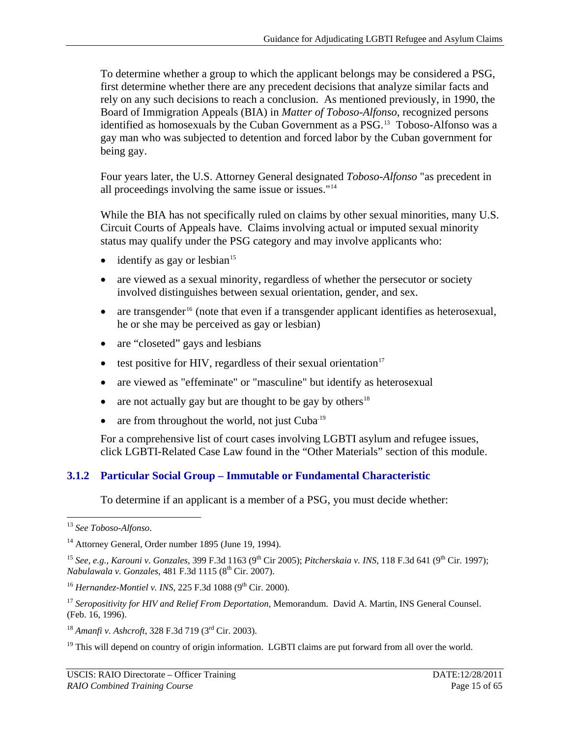To determine whether a group to which the applicant belongs may be considered a PSG, first determine whether there are any precedent decisions that analyze similar facts and rely on any such decisions to reach a conclusion. As mentioned previously, in 1990, the Board of Immigration Appeals (BIA) in *Matter of Toboso-Alfonso*, recognized persons identified as homosexuals by the Cuban Government as a PSG.[13] Toboso-Alfonso was a gay man who was subjected to detention and forced labor by the Cuban government for being gay.

Four years later, the U.S. Attorney General designated *Toboso-Alfonso* "as precedent in all proceedings involving the same issue or issues."[14]

While the BIA has not specifically ruled on claims by other sexual minorities, many U.S. Circuit Courts of Appeals have. Claims involving actual or imputed sexual minority status may qualify under the PSG category and may involve applicants who:

- identify as gay or lesbian[15]
- are viewed as a sexual minority, regardless of whether the persecutor or society involved distinguishes between sexual orientation, gender, and sex.
- are transgender[16] (note that even if a transgender applicant identifies as heterosexual, he or she may be perceived as gay or lesbian)
- are "closeted" gays and lesbians
- test positive for HIV, regardless of their sexual orientation[17]
- are viewed as "effeminate" or "masculine" but identify as heterosexual
- are not actually gay but are thought to be gay by others[18]
- are from throughout the world, not just Cuba.[19]

For a comprehensive list of court cases involving LGBTI asylum and refugee issues, click LGBTI-Related Case Law found in the "Other Materials" section of this module.

### 3.1.2 Particular Social Group – Immutable or Fundamental Characteristic

To determine if an applicant is a member of a PSG, you must decide whether:

---

[13] *See Toboso-Alfonso*.

[14] Attorney General, Order number 1895 (June 19, 1994).

[15] *See, e.g., Karouni v. Gonzales*, 399 F.3d 1163 (9th Cir 2005); *Pitcherskaia v. INS*, 118 F.3d 641 (9th Cir. 1997); *Nabulawala v. Gonzales*, 481 F.3d 1115 (8th Cir. 2007).

[16] *Hernandez-Montiel v. INS*, 225 F.3d 1088 (9th Cir. 2000).

[17] *Seropositivity for HIV and Relief From Deportation*, Memorandum. David A. Martin, INS General Counsel. (Feb. 16, 1996).

[18] *Amanfi v. Ashcroft*, 328 F.3d 719 (3rd Cir. 2003).

[19] This will depend on country of origin information. LGBTI claims are put forward from all over the world.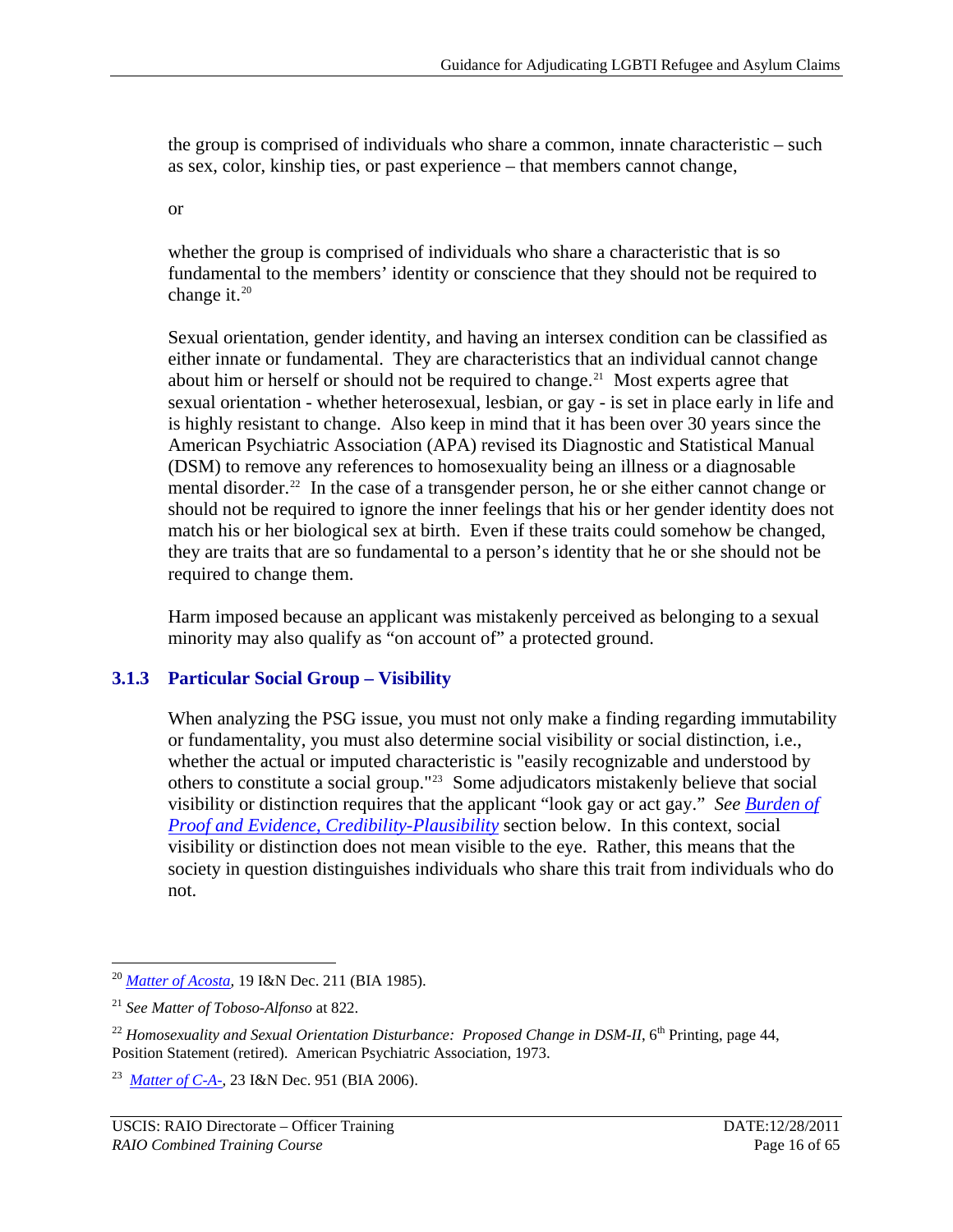the group is comprised of individuals who share a common, innate characteristic – such as sex, color, kinship ties, or past experience – that members cannot change,

or

whether the group is comprised of individuals who share a characteristic that is so fundamental to the members' identity or conscience that they should not be required to change it.[20]

Sexual orientation, gender identity, and having an intersex condition can be classified as either innate or fundamental. They are characteristics that an individual cannot change about him or herself or should not be required to change.[21] Most experts agree that sexual orientation - whether heterosexual, lesbian, or gay - is set in place early in life and is highly resistant to change. Also keep in mind that it has been over 30 years since the American Psychiatric Association (APA) revised its Diagnostic and Statistical Manual (DSM) to remove any references to homosexuality being an illness or a diagnosable mental disorder.[22] In the case of a transgender person, he or she either cannot change or should not be required to ignore the inner feelings that his or her gender identity does not match his or her biological sex at birth. Even if these traits could somehow be changed, they are traits that are so fundamental to a person's identity that he or she should not be required to change them.

Harm imposed because an applicant was mistakenly perceived as belonging to a sexual minority may also qualify as "on account of" a protected ground.

### 3.1.3 Particular Social Group – Visibility

When analyzing the PSG issue, you must not only make a finding regarding immutability or fundamentality, you must also determine social visibility or social distinction, i.e., whether the actual or imputed characteristic is "easily recognizable and understood by others to constitute a social group."[23] Some adjudicators mistakenly believe that social visibility or distinction requires that the applicant "look gay or act gay." *See* Burden of Proof and Evidence, Credibility-Plausibility section below. In this context, social visibility or distinction does not mean visible to the eye. Rather, this means that the society in question distinguishes individuals who share this trait from individuals who do not.

---

[20] *Matter of Acosta*, 19 I&N Dec. 211 (BIA 1985).

[21] *See Matter of Toboso-Alfonso* at 822.

[22] *Homosexuality and Sexual Orientation Disturbance: Proposed Change in DSM-II*, 6th Printing, page 44, Position Statement (retired). American Psychiatric Association, 1973.

[23] *Matter of C-A-*, 23 I&N Dec. 951 (BIA 2006).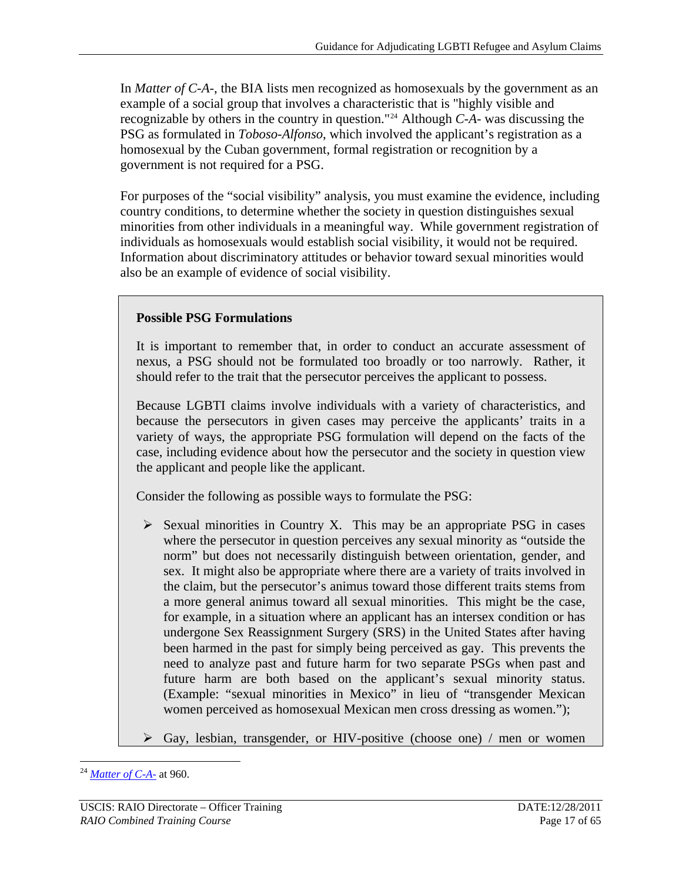In *Matter of C-A-*, the BIA lists men recognized as homosexuals by the government as an example of a social group that involves a characteristic that is "highly visible and recognizable by others in the country in question."[24] Although *C-A-* was discussing the PSG as formulated in *Toboso-Alfonso*, which involved the applicant's registration as a homosexual by the Cuban government, formal registration or recognition by a government is not required for a PSG.

For purposes of the "social visibility" analysis, you must examine the evidence, including country conditions, to determine whether the society in question distinguishes sexual minorities from other individuals in a meaningful way. While government registration of individuals as homosexuals would establish social visibility, it would not be required. Information about discriminatory attitudes or behavior toward sexual minorities would also be an example of evidence of social visibility.

**Possible PSG Formulations**

It is important to remember that, in order to conduct an accurate assessment of nexus, a PSG should not be formulated too broadly or too narrowly. Rather, it should refer to the trait that the persecutor perceives the applicant to possess.

Because LGBTI claims involve individuals with a variety of characteristics, and because the persecutors in given cases may perceive the applicants' traits in a variety of ways, the appropriate PSG formulation will depend on the facts of the case, including evidence about how the persecutor and the society in question view the applicant and people like the applicant.

Consider the following as possible ways to formulate the PSG:

- Sexual minorities in Country X. This may be an appropriate PSG in cases where the persecutor in question perceives any sexual minority as "outside the norm" but does not necessarily distinguish between orientation, gender, and sex. It might also be appropriate where there are a variety of traits involved in the claim, but the persecutor's animus toward those different traits stems from a more general animus toward all sexual minorities. This might be the case, for example, in a situation where an applicant has an intersex condition or has undergone Sex Reassignment Surgery (SRS) in the United States after having been harmed in the past for simply being perceived as gay. This prevents the need to analyze past and future harm for two separate PSGs when past and future harm are both based on the applicant's sexual minority status. (Example: "sexual minorities in Mexico" in lieu of "transgender Mexican women perceived as homosexual Mexican men cross dressing as women.");
- Gay, lesbian, transgender, or HIV-positive (choose one) / men or women

[24] *Matter of C-A-* at 960.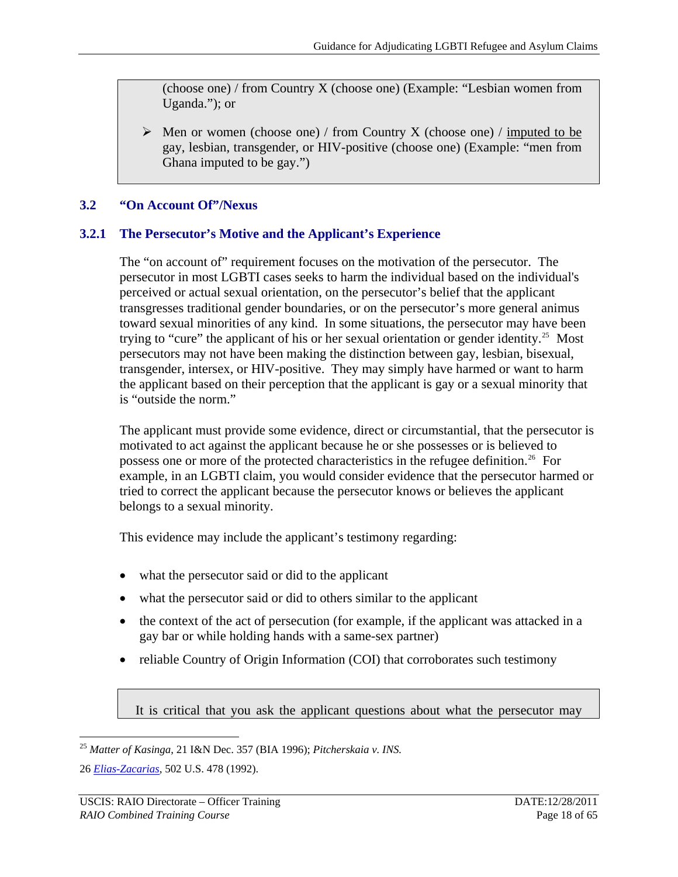(choose one) / from Country X (choose one) (Example: "Lesbian women from Uganda."); or

- Men or women (choose one) / from Country X (choose one) / imputed to be gay, lesbian, transgender, or HIV-positive (choose one) (Example: "men from Ghana imputed to be gay.")

## 3.2 "On Account Of"/Nexus

### 3.2.1 The Persecutor's Motive and the Applicant's Experience

The "on account of" requirement focuses on the motivation of the persecutor. The persecutor in most LGBTI cases seeks to harm the individual based on the individual's perceived or actual sexual orientation, on the persecutor's belief that the applicant transgresses traditional gender boundaries, or on the persecutor's more general animus toward sexual minorities of any kind. In some situations, the persecutor may have been trying to "cure" the applicant of his or her sexual orientation or gender identity.[25] Most persecutors may not have been making the distinction between gay, lesbian, bisexual, transgender, intersex, or HIV-positive. They may simply have harmed or want to harm the applicant based on their perception that the applicant is gay or a sexual minority that is "outside the norm."

The applicant must provide some evidence, direct or circumstantial, that the persecutor is motivated to act against the applicant because he or she possesses or is believed to possess one or more of the protected characteristics in the refugee definition.[26] For example, in an LGBTI claim, you would consider evidence that the persecutor harmed or tried to correct the applicant because the persecutor knows or believes the applicant belongs to a sexual minority.

This evidence may include the applicant's testimony regarding:

- what the persecutor said or did to the applicant
- what the persecutor said or did to others similar to the applicant
- the context of the act of persecution (for example, if the applicant was attacked in a gay bar or while holding hands with a same-sex partner)
- reliable Country of Origin Information (COI) that corroborates such testimony

It is critical that you ask the applicant questions about what the persecutor may

---

[25] *Matter of Kasinga*, 21 I&N Dec. 357 (BIA 1996); *Pitcherskaia v. INS.*

[26] *Elias-Zacarias*, 502 U.S. 478 (1992).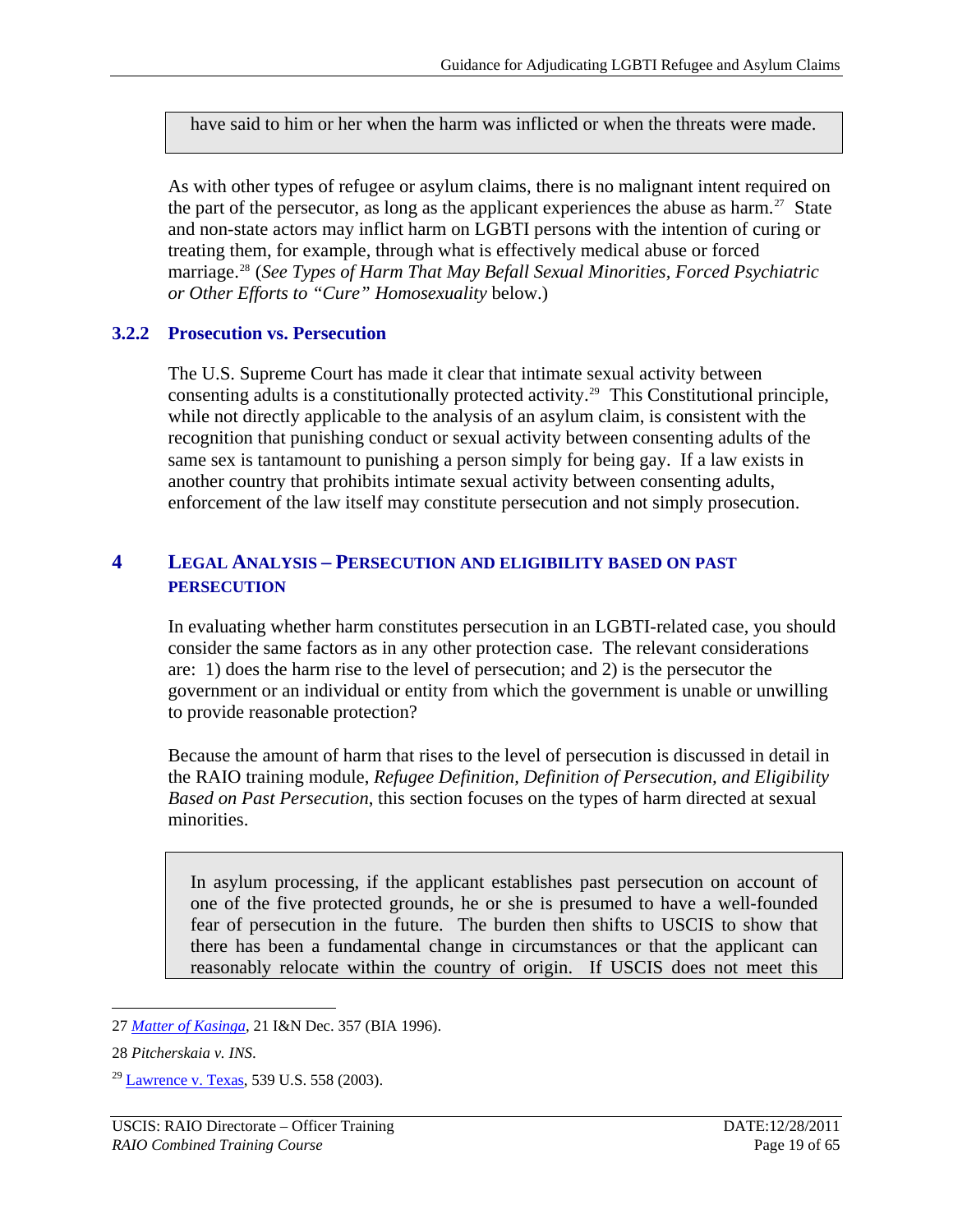have said to him or her when the harm was inflicted or when the threats were made.

As with other types of refugee or asylum claims, there is no malignant intent required on the part of the persecutor, as long as the applicant experiences the abuse as harm.[27] State and non-state actors may inflict harm on LGBTI persons with the intention of curing or treating them, for example, through what is effectively medical abuse or forced marriage.[28] (*See Types of Harm That May Befall Sexual Minorities, Forced Psychiatric or Other Efforts to "Cure" Homosexuality* below.)

### 3.2.2 Prosecution vs. Persecution

The U.S. Supreme Court has made it clear that intimate sexual activity between consenting adults is a constitutionally protected activity.[29] This Constitutional principle, while not directly applicable to the analysis of an asylum claim, is consistent with the recognition that punishing conduct or sexual activity between consenting adults of the same sex is tantamount to punishing a person simply for being gay. If a law exists in another country that prohibits intimate sexual activity between consenting adults, enforcement of the law itself may constitute persecution and not simply prosecution.

## 4 Legal Analysis – Persecution and Eligibility Based on Past Persecution

In evaluating whether harm constitutes persecution in an LGBTI-related case, you should consider the same factors as in any other protection case. The relevant considerations are: 1) does the harm rise to the level of persecution; and 2) is the persecutor the government or an individual or entity from which the government is unable or unwilling to provide reasonable protection?

Because the amount of harm that rises to the level of persecution is discussed in detail in the RAIO training module, *Refugee Definition, Definition of Persecution, and Eligibility Based on Past Persecution*, this section focuses on the types of harm directed at sexual minorities.

In asylum processing, if the applicant establishes past persecution on account of one of the five protected grounds, he or she is presumed to have a well-founded fear of persecution in the future. The burden then shifts to USCIS to show that there has been a fundamental change in circumstances or that the applicant can reasonably relocate within the country of origin. If USCIS does not meet this

---

27 *Matter of Kasinga*, 21 I&N Dec. 357 (BIA 1996).

28 *Pitcherskaia v. INS*.

29 Lawrence v. Texas, 539 U.S. 558 (2003).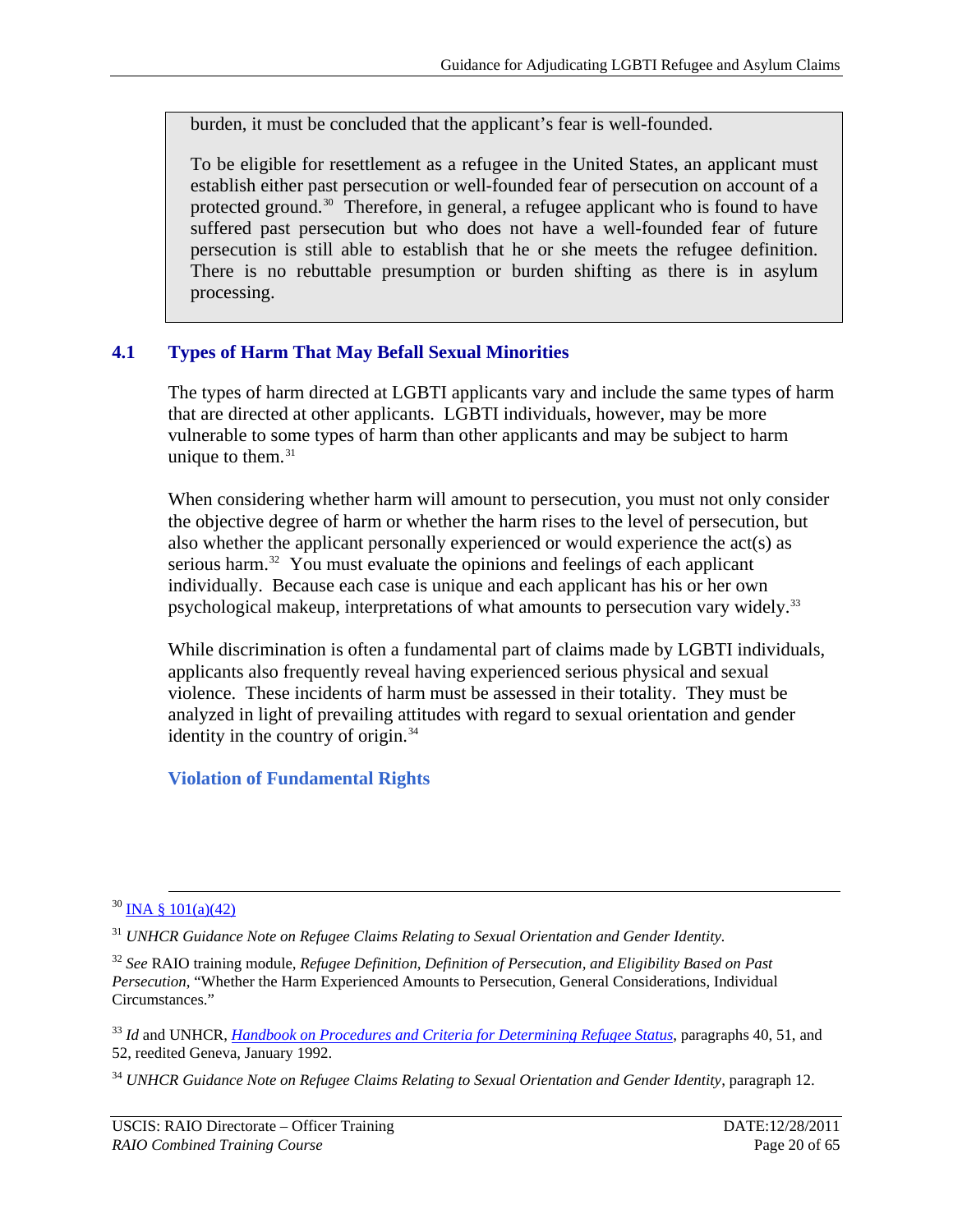burden, it must be concluded that the applicant's fear is well-founded.

To be eligible for resettlement as a refugee in the United States, an applicant must establish either past persecution or well-founded fear of persecution on account of a protected ground.[30] Therefore, in general, a refugee applicant who is found to have suffered past persecution but who does not have a well-founded fear of future persecution is still able to establish that he or she meets the refugee definition. There is no rebuttable presumption or burden shifting as there is in asylum processing.

## 4.1 Types of Harm That May Befall Sexual Minorities

The types of harm directed at LGBTI applicants vary and include the same types of harm that are directed at other applicants. LGBTI individuals, however, may be more vulnerable to some types of harm than other applicants and may be subject to harm unique to them.[31]

When considering whether harm will amount to persecution, you must not only consider the objective degree of harm or whether the harm rises to the level of persecution, but also whether the applicant personally experienced or would experience the act(s) as serious harm.[32] You must evaluate the opinions and feelings of each applicant individually. Because each case is unique and each applicant has his or her own psychological makeup, interpretations of what amounts to persecution vary widely.[33]

While discrimination is often a fundamental part of claims made by LGBTI individuals, applicants also frequently reveal having experienced serious physical and sexual violence. These incidents of harm must be assessed in their totality. They must be analyzed in light of prevailing attitudes with regard to sexual orientation and gender identity in the country of origin.[34]

### Violation of Fundamental Rights

---

[30] INA § 101(a)(42)

[31] *UNHCR Guidance Note on Refugee Claims Relating to Sexual Orientation and Gender Identity.*

[32] *See* RAIO training module, *Refugee Definition, Definition of Persecution, and Eligibility Based on Past Persecution*, "Whether the Harm Experienced Amounts to Persecution, General Considerations, Individual Circumstances."

[33] *Id* and UNHCR, *Handbook on Procedures and Criteria for Determining Refugee Status*, paragraphs 40, 51, and 52, reedited Geneva, January 1992.

[34] *UNHCR Guidance Note on Refugee Claims Relating to Sexual Orientation and Gender Identity*, paragraph 12.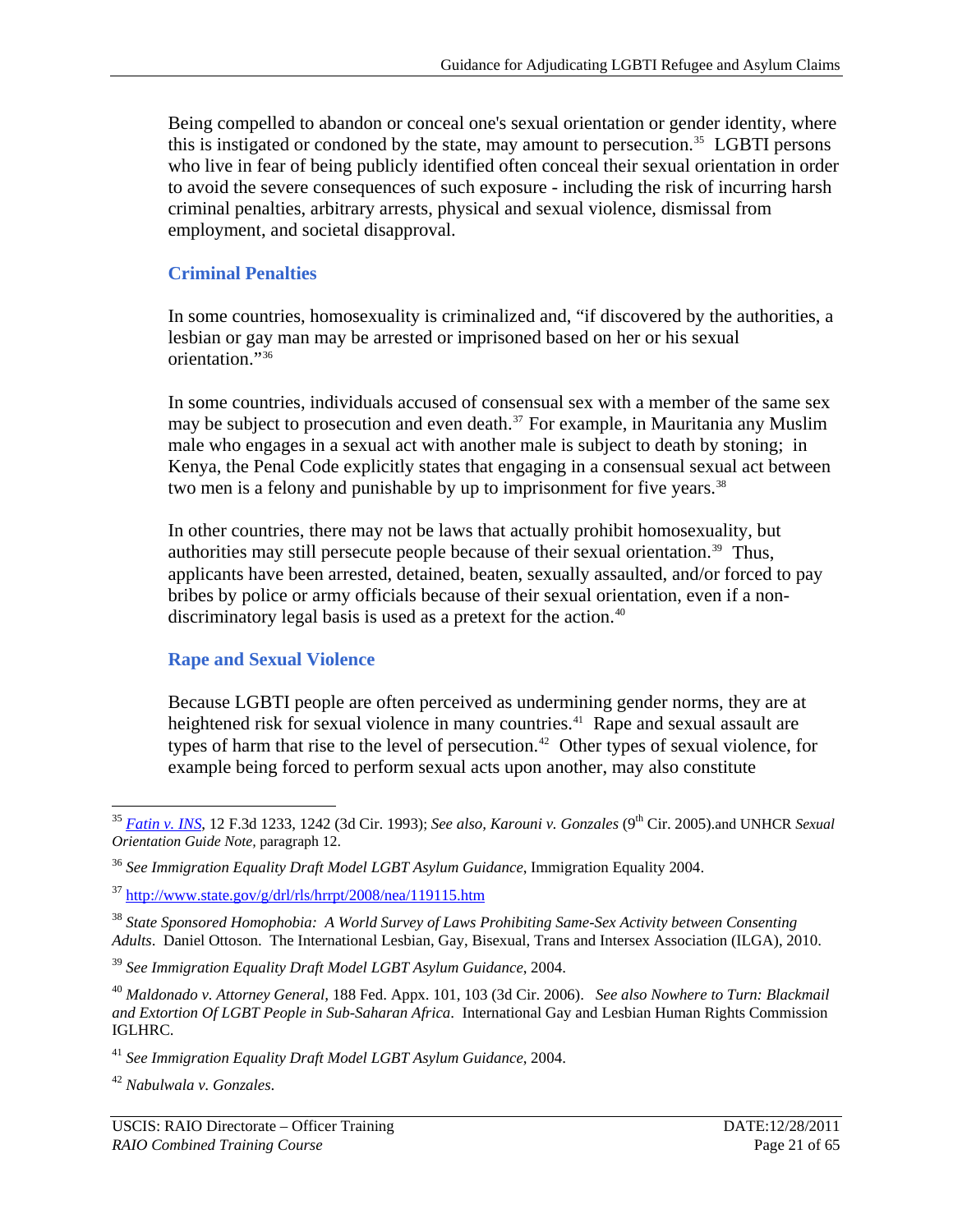Being compelled to abandon or conceal one's sexual orientation or gender identity, where this is instigated or condoned by the state, may amount to persecution.[35] LGBTI persons who live in fear of being publicly identified often conceal their sexual orientation in order to avoid the severe consequences of such exposure - including the risk of incurring harsh criminal penalties, arbitrary arrests, physical and sexual violence, dismissal from employment, and societal disapproval.

### Criminal Penalties

In some countries, homosexuality is criminalized and, "if discovered by the authorities, a lesbian or gay man may be arrested or imprisoned based on her or his sexual orientation."[36]

In some countries, individuals accused of consensual sex with a member of the same sex may be subject to prosecution and even death.[37] For example, in Mauritania any Muslim male who engages in a sexual act with another male is subject to death by stoning; in Kenya, the Penal Code explicitly states that engaging in a consensual sexual act between two men is a felony and punishable by up to imprisonment for five years.[38]

In other countries, there may not be laws that actually prohibit homosexuality, but authorities may still persecute people because of their sexual orientation.[39] Thus, applicants have been arrested, detained, beaten, sexually assaulted, and/or forced to pay bribes by police or army officials because of their sexual orientation, even if a non-discriminatory legal basis is used as a pretext for the action.[40]

### Rape and Sexual Violence

Because LGBTI people are often perceived as undermining gender norms, they are at heightened risk for sexual violence in many countries.[41] Rape and sexual assault are types of harm that rise to the level of persecution.[42] Other types of sexual violence, for example being forced to perform sexual acts upon another, may also constitute

---

[35] *Fatin v. INS*, 12 F.3d 1233, 1242 (3d Cir. 1993); *See also, Karouni v. Gonzales* (9th Cir. 2005).and UNHCR *Sexual Orientation Guide Note,* paragraph 12.

[36] *See Immigration Equality Draft Model LGBT Asylum Guidance*, Immigration Equality 2004.

[37] http://www.state.gov/g/drl/rls/hrrpt/2008/nea/119115.htm

[38] *State Sponsored Homophobia: A World Survey of Laws Prohibiting Same-Sex Activity between Consenting Adults*. Daniel Ottoson. The International Lesbian, Gay, Bisexual, Trans and Intersex Association (ILGA), 2010.

[39] *See Immigration Equality Draft Model LGBT Asylum Guidance*, 2004.

[40] *Maldonado v. Attorney General,* 188 Fed. Appx. 101, 103 (3d Cir. 2006). *See also Nowhere to Turn: Blackmail and Extortion Of LGBT People in Sub-Saharan Africa.* International Gay and Lesbian Human Rights Commission IGLHRC.

[41] *See Immigration Equality Draft Model LGBT Asylum Guidance*, 2004.

[42] *Nabulwala v. Gonzales*.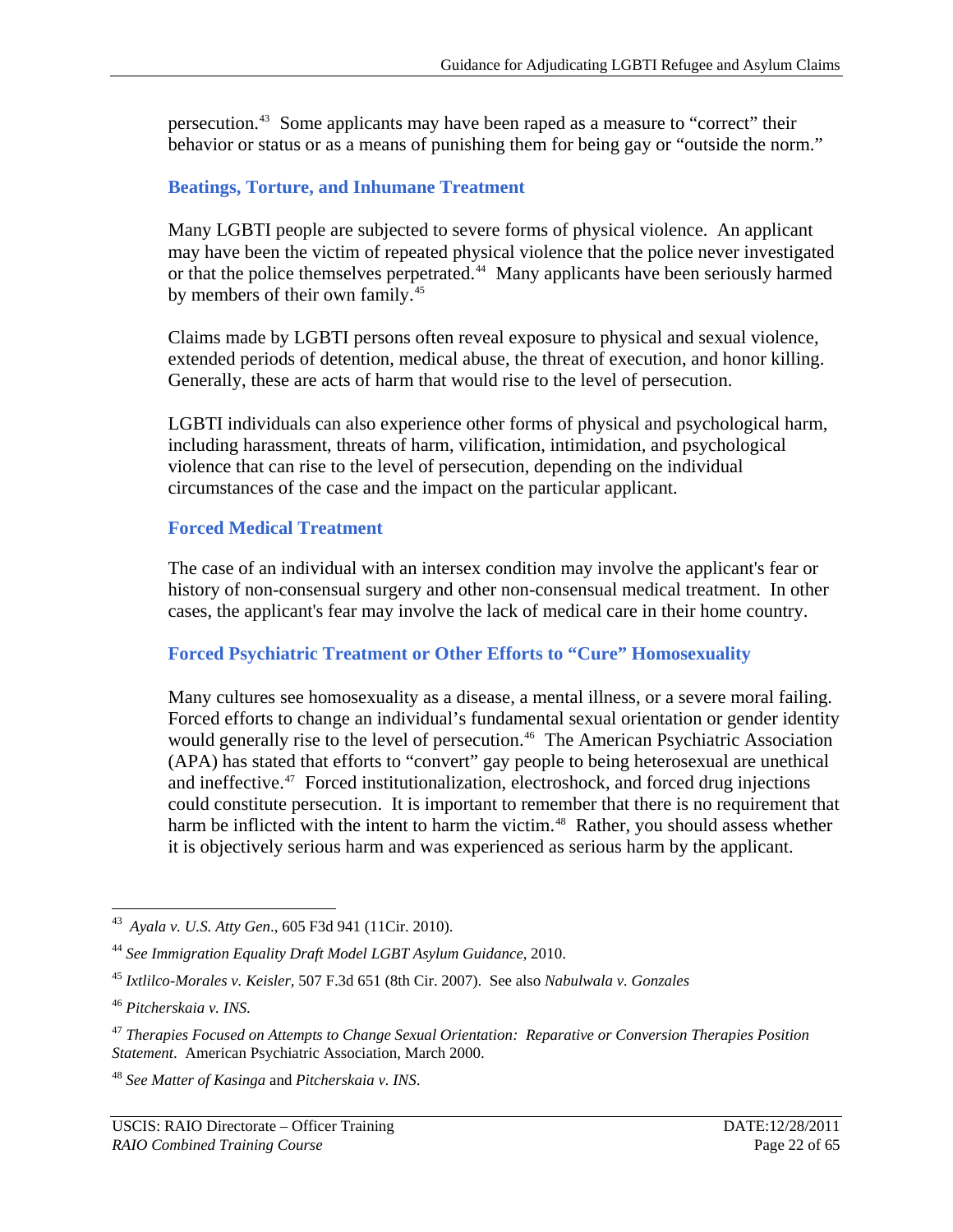persecution.[43] Some applicants may have been raped as a measure to "correct" their behavior or status or as a means of punishing them for being gay or "outside the norm."

### Beatings, Torture, and Inhumane Treatment

Many LGBTI people are subjected to severe forms of physical violence. An applicant may have been the victim of repeated physical violence that the police never investigated or that the police themselves perpetrated.[44] Many applicants have been seriously harmed by members of their own family.[45]

Claims made by LGBTI persons often reveal exposure to physical and sexual violence, extended periods of detention, medical abuse, the threat of execution, and honor killing. Generally, these are acts of harm that would rise to the level of persecution.

LGBTI individuals can also experience other forms of physical and psychological harm, including harassment, threats of harm, vilification, intimidation, and psychological violence that can rise to the level of persecution, depending on the individual circumstances of the case and the impact on the particular applicant.

### Forced Medical Treatment

The case of an individual with an intersex condition may involve the applicant's fear or history of non-consensual surgery and other non-consensual medical treatment. In other cases, the applicant's fear may involve the lack of medical care in their home country.

### Forced Psychiatric Treatment or Other Efforts to "Cure" Homosexuality

Many cultures see homosexuality as a disease, a mental illness, or a severe moral failing. Forced efforts to change an individual's fundamental sexual orientation or gender identity would generally rise to the level of persecution.[46] The American Psychiatric Association (APA) has stated that efforts to "convert" gay people to being heterosexual are unethical and ineffective.[47] Forced institutionalization, electroshock, and forced drug injections could constitute persecution. It is important to remember that there is no requirement that harm be inflicted with the intent to harm the victim.[48] Rather, you should assess whether it is objectively serious harm and was experienced as serious harm by the applicant.

---

[43] *Ayala v. U.S. Atty Gen*., 605 F3d 941 (11Cir. 2010).

[44] *See Immigration Equality Draft Model LGBT Asylum Guidance*, 2010.

[45] *Ixtlilco-Morales v. Keisler,* 507 F.3d 651 (8th Cir. 2007). See also *Nabulwala v. Gonzales*

[46] *Pitcherskaia v. INS*.

[47] *Therapies Focused on Attempts to Change Sexual Orientation: Reparative or Conversion Therapies Position Statement*. American Psychiatric Association, March 2000.

[48] *See Matter of Kasinga* and *Pitcherskaia v. INS*.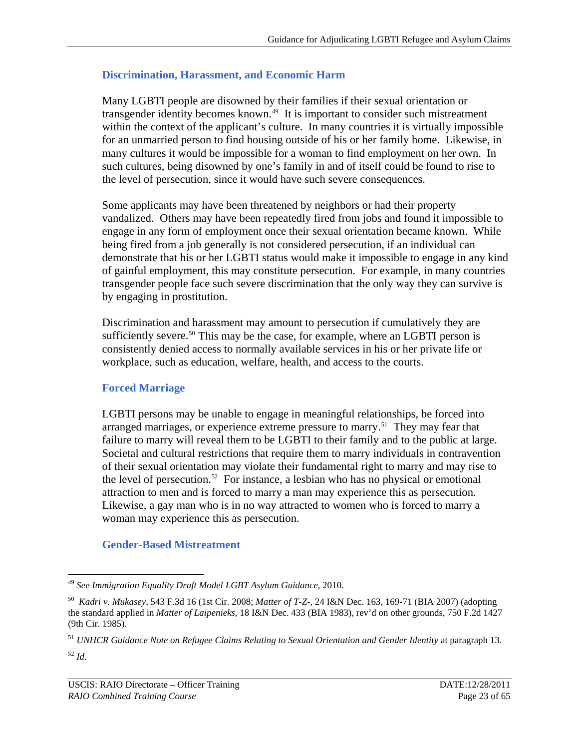### Discrimination, Harassment, and Economic Harm

Many LGBTI people are disowned by their families if their sexual orientation or transgender identity becomes known.[49] It is important to consider such mistreatment within the context of the applicant's culture. In many countries it is virtually impossible for an unmarried person to find housing outside of his or her family home. Likewise, in many cultures it would be impossible for a woman to find employment on her own. In such cultures, being disowned by one's family in and of itself could be found to rise to the level of persecution, since it would have such severe consequences.

Some applicants may have been threatened by neighbors or had their property vandalized. Others may have been repeatedly fired from jobs and found it impossible to engage in any form of employment once their sexual orientation became known. While being fired from a job generally is not considered persecution, if an individual can demonstrate that his or her LGBTI status would make it impossible to engage in any kind of gainful employment, this may constitute persecution. For example, in many countries transgender people face such severe discrimination that the only way they can survive is by engaging in prostitution.

Discrimination and harassment may amount to persecution if cumulatively they are sufficiently severe.[50] This may be the case, for example, where an LGBTI person is consistently denied access to normally available services in his or her private life or workplace, such as education, welfare, health, and access to the courts.

### Forced Marriage

LGBTI persons may be unable to engage in meaningful relationships, be forced into arranged marriages, or experience extreme pressure to marry.[51] They may fear that failure to marry will reveal them to be LGBTI to their family and to the public at large. Societal and cultural restrictions that require them to marry individuals in contravention of their sexual orientation may violate their fundamental right to marry and may rise to the level of persecution.[52] For instance, a lesbian who has no physical or emotional attraction to men and is forced to marry a man may experience this as persecution. Likewise, a gay man who is in no way attracted to women who is forced to marry a woman may experience this as persecution.

### Gender-Based Mistreatment

---

[49] *See Immigration Equality Draft Model LGBT Asylum Guidance,* 2010.

[50] *Kadri v. Mukasey*, 543 F.3d 16 (1st Cir. 2008; *Matter of T-Z-*, 24 I&N Dec. 163, 169-71 (BIA 2007) (adopting the standard applied in *Matter of Laipenieks*, 18 I&N Dec. 433 (BIA 1983), rev'd on other grounds, 750 F.2d 1427 (9th Cir. 1985).

[51] *UNHCR Guidance Note on Refugee Claims Relating to Sexual Orientation and Gender Identity* at paragraph 13.

[52] *Id*.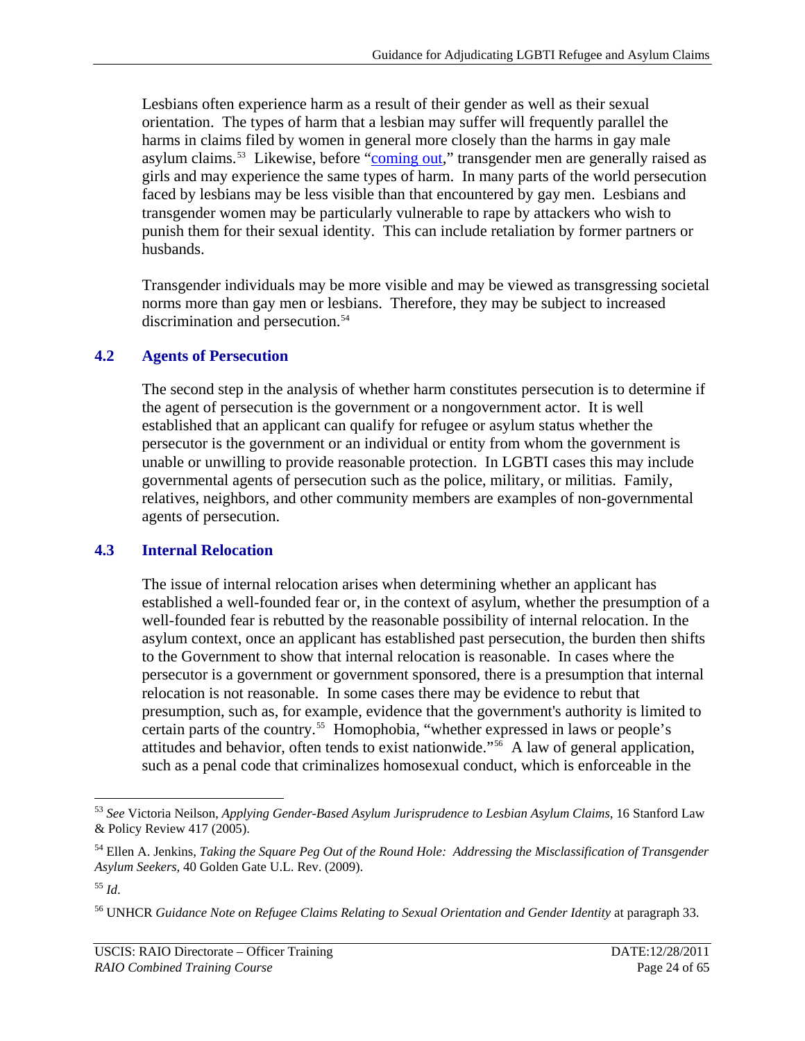Lesbians often experience harm as a result of their gender as well as their sexual orientation. The types of harm that a lesbian may suffer will frequently parallel the harms in claims filed by women in general more closely than the harms in gay male asylum claims.[53] Likewise, before "coming out," transgender men are generally raised as girls and may experience the same types of harm. In many parts of the world persecution faced by lesbians may be less visible than that encountered by gay men. Lesbians and transgender women may be particularly vulnerable to rape by attackers who wish to punish them for their sexual identity. This can include retaliation by former partners or husbands.

Transgender individuals may be more visible and may be viewed as transgressing societal norms more than gay men or lesbians. Therefore, they may be subject to increased discrimination and persecution.[54]

### 4.2 Agents of Persecution

The second step in the analysis of whether harm constitutes persecution is to determine if the agent of persecution is the government or a nongovernment actor. It is well established that an applicant can qualify for refugee or asylum status whether the persecutor is the government or an individual or entity from whom the government is unable or unwilling to provide reasonable protection. In LGBTI cases this may include governmental agents of persecution such as the police, military, or militias. Family, relatives, neighbors, and other community members are examples of non-governmental agents of persecution.

### 4.3 Internal Relocation

The issue of internal relocation arises when determining whether an applicant has established a well-founded fear or, in the context of asylum, whether the presumption of a well-founded fear is rebutted by the reasonable possibility of internal relocation. In the asylum context, once an applicant has established past persecution, the burden then shifts to the Government to show that internal relocation is reasonable. In cases where the persecutor is a government or government sponsored, there is a presumption that internal relocation is not reasonable. In some cases there may be evidence to rebut that presumption, such as, for example, evidence that the government's authority is limited to certain parts of the country.[55] Homophobia, "whether expressed in laws or people's attitudes and behavior, often tends to exist nationwide."[56] A law of general application, such as a penal code that criminalizes homosexual conduct, which is enforceable in the

---

[53] *See* Victoria Neilson, *Applying Gender-Based Asylum Jurisprudence to Lesbian Asylum Claims*, 16 Stanford Law & Policy Review 417 (2005).

[54] Ellen A. Jenkins, *Taking the Square Peg Out of the Round Hole: Addressing the Misclassification of Transgender Asylum Seekers,* 40 Golden Gate U.L. Rev. (2009).

[55] *Id*.

[56] UNHCR *Guidance Note on Refugee Claims Relating to Sexual Orientation and Gender Identity* at paragraph 33.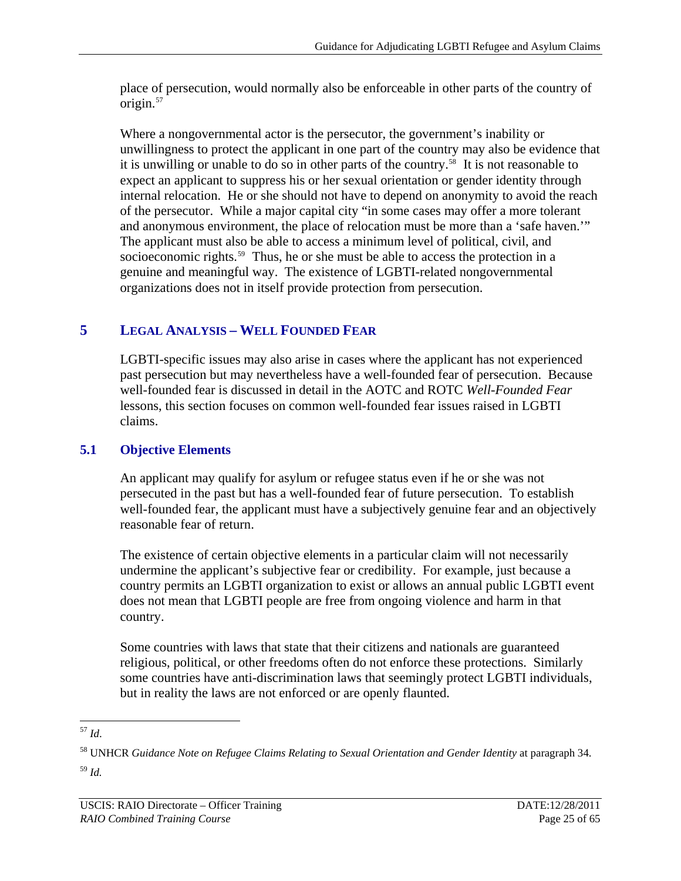place of persecution, would normally also be enforceable in other parts of the country of origin.[57]

Where a nongovernmental actor is the persecutor, the government's inability or unwillingness to protect the applicant in one part of the country may also be evidence that it is unwilling or unable to do so in other parts of the country.[58] It is not reasonable to expect an applicant to suppress his or her sexual orientation or gender identity through internal relocation. He or she should not have to depend on anonymity to avoid the reach of the persecutor. While a major capital city "in some cases may offer a more tolerant and anonymous environment, the place of relocation must be more than a 'safe haven.'" The applicant must also be able to access a minimum level of political, civil, and socioeconomic rights.[59] Thus, he or she must be able to access the protection in a genuine and meaningful way. The existence of LGBTI-related nongovernmental organizations does not in itself provide protection from persecution.

# 5 LEGAL ANALYSIS – WELL FOUNDED FEAR

LGBTI-specific issues may also arise in cases where the applicant has not experienced past persecution but may nevertheless have a well-founded fear of persecution. Because well-founded fear is discussed in detail in the AOTC and ROTC *Well-Founded Fear* lessons, this section focuses on common well-founded fear issues raised in LGBTI claims.

## 5.1 Objective Elements

An applicant may qualify for asylum or refugee status even if he or she was not persecuted in the past but has a well-founded fear of future persecution. To establish well-founded fear, the applicant must have a subjectively genuine fear and an objectively reasonable fear of return.

The existence of certain objective elements in a particular claim will not necessarily undermine the applicant's subjective fear or credibility. For example, just because a country permits an LGBTI organization to exist or allows an annual public LGBTI event does not mean that LGBTI people are free from ongoing violence and harm in that country.

Some countries with laws that state that their citizens and nationals are guaranteed religious, political, or other freedoms often do not enforce these protections. Similarly some countries have anti-discrimination laws that seemingly protect LGBTI individuals, but in reality the laws are not enforced or are openly flaunted.

---

[57] *Id*.

[58] UNHCR *Guidance Note on Refugee Claims Relating to Sexual Orientation and Gender Identity* at paragraph 34.

[59] *Id.*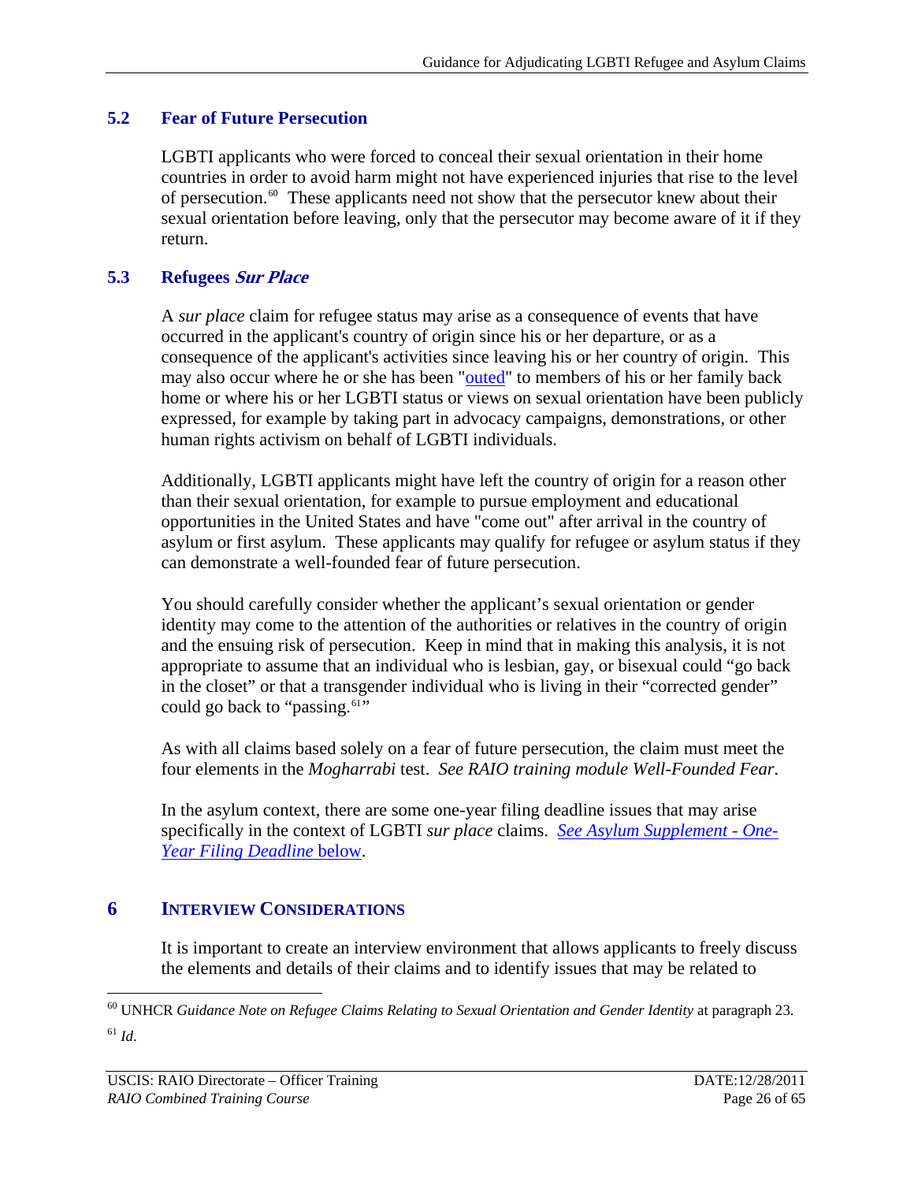## 5.2 Fear of Future Persecution

LGBTI applicants who were forced to conceal their sexual orientation in their home countries in order to avoid harm might not have experienced injuries that rise to the level of persecution.[60] These applicants need not show that the persecutor knew about their sexual orientation before leaving, only that the persecutor may become aware of it if they return.

## 5.3 Refugees *Sur Place*

A *sur place* claim for refugee status may arise as a consequence of events that have occurred in the applicant's country of origin since his or her departure, or as a consequence of the applicant's activities since leaving his or her country of origin. This may also occur where he or she has been "outed" to members of his or her family back home or where his or her LGBTI status or views on sexual orientation have been publicly expressed, for example by taking part in advocacy campaigns, demonstrations, or other human rights activism on behalf of LGBTI individuals.

Additionally, LGBTI applicants might have left the country of origin for a reason other than their sexual orientation, for example to pursue employment and educational opportunities in the United States and have "come out" after arrival in the country of asylum or first asylum. These applicants may qualify for refugee or asylum status if they can demonstrate a well-founded fear of future persecution.

You should carefully consider whether the applicant's sexual orientation or gender identity may come to the attention of the authorities or relatives in the country of origin and the ensuing risk of persecution. Keep in mind that in making this analysis, it is not appropriate to assume that an individual who is lesbian, gay, or bisexual could "go back in the closet" or that a transgender individual who is living in their "corrected gender" could go back to "passing.[61]"

As with all claims based solely on a fear of future persecution, the claim must meet the four elements in the *Mogharrabi* test. *See RAIO training module Well-Founded Fear*.

In the asylum context, there are some one-year filing deadline issues that may arise specifically in the context of LGBTI *sur place* claims. *See Asylum Supplement - One-Year Filing Deadline* below.

# 6 Interview Considerations

It is important to create an interview environment that allows applicants to freely discuss the elements and details of their claims and to identify issues that may be related to

---

[60] UNHCR *Guidance Note on Refugee Claims Relating to Sexual Orientation and Gender Identity* at paragraph 23.

[61] *Id*.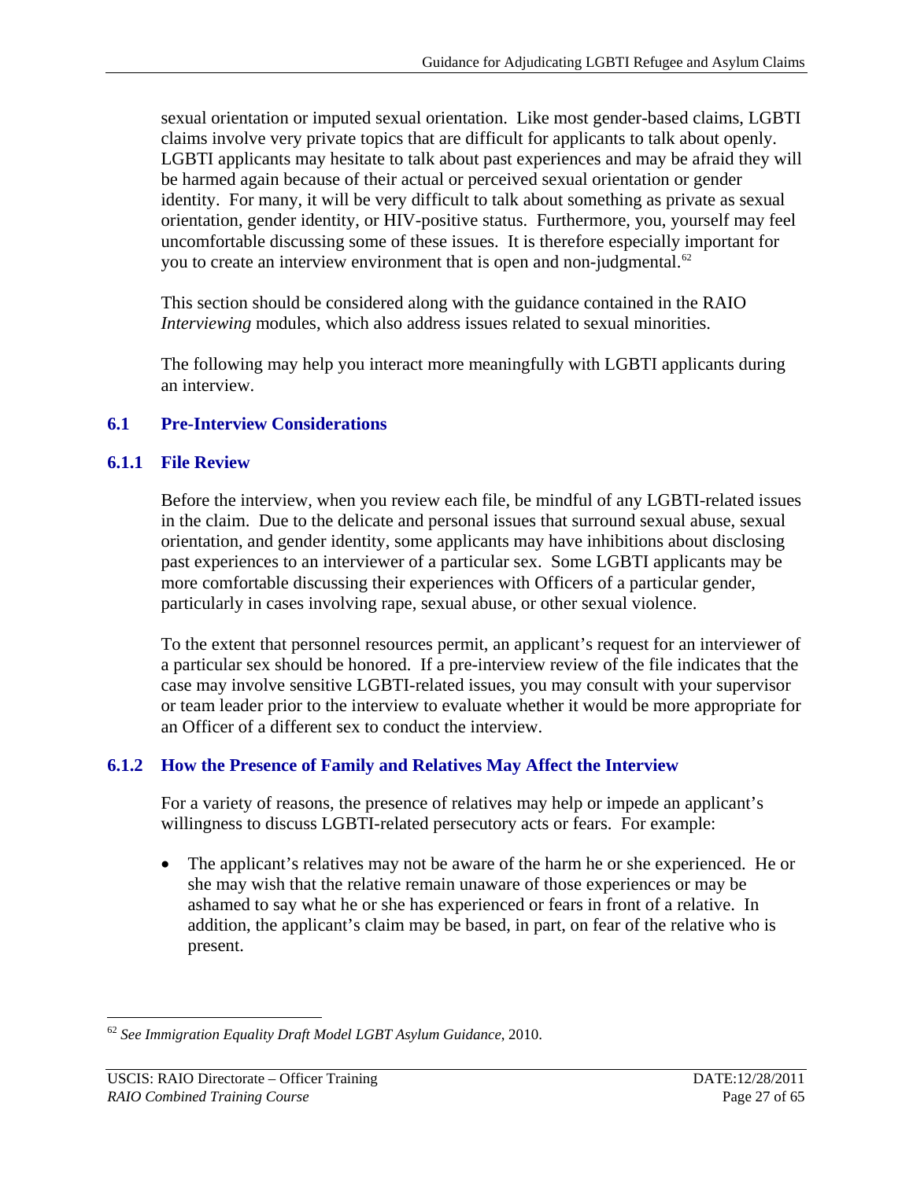sexual orientation or imputed sexual orientation. Like most gender-based claims, LGBTI claims involve very private topics that are difficult for applicants to talk about openly. LGBTI applicants may hesitate to talk about past experiences and may be afraid they will be harmed again because of their actual or perceived sexual orientation or gender identity. For many, it will be very difficult to talk about something as private as sexual orientation, gender identity, or HIV-positive status. Furthermore, you, yourself may feel uncomfortable discussing some of these issues. It is therefore especially important for you to create an interview environment that is open and non-judgmental.[62]

This section should be considered along with the guidance contained in the RAIO *Interviewing* modules, which also address issues related to sexual minorities.

The following may help you interact more meaningfully with LGBTI applicants during an interview.

## 6.1 Pre-Interview Considerations

### 6.1.1 File Review

Before the interview, when you review each file, be mindful of any LGBTI-related issues in the claim. Due to the delicate and personal issues that surround sexual abuse, sexual orientation, and gender identity, some applicants may have inhibitions about disclosing past experiences to an interviewer of a particular sex. Some LGBTI applicants may be more comfortable discussing their experiences with Officers of a particular gender, particularly in cases involving rape, sexual abuse, or other sexual violence.

To the extent that personnel resources permit, an applicant's request for an interviewer of a particular sex should be honored. If a pre-interview review of the file indicates that the case may involve sensitive LGBTI-related issues, you may consult with your supervisor or team leader prior to the interview to evaluate whether it would be more appropriate for an Officer of a different sex to conduct the interview.

### 6.1.2 How the Presence of Family and Relatives May Affect the Interview

For a variety of reasons, the presence of relatives may help or impede an applicant's willingness to discuss LGBTI-related persecutory acts or fears. For example:

- The applicant's relatives may not be aware of the harm he or she experienced. He or she may wish that the relative remain unaware of those experiences or may be ashamed to say what he or she has experienced or fears in front of a relative. In addition, the applicant's claim may be based, in part, on fear of the relative who is present.

---

[62] *See Immigration Equality Draft Model LGBT Asylum Guidance*, 2010.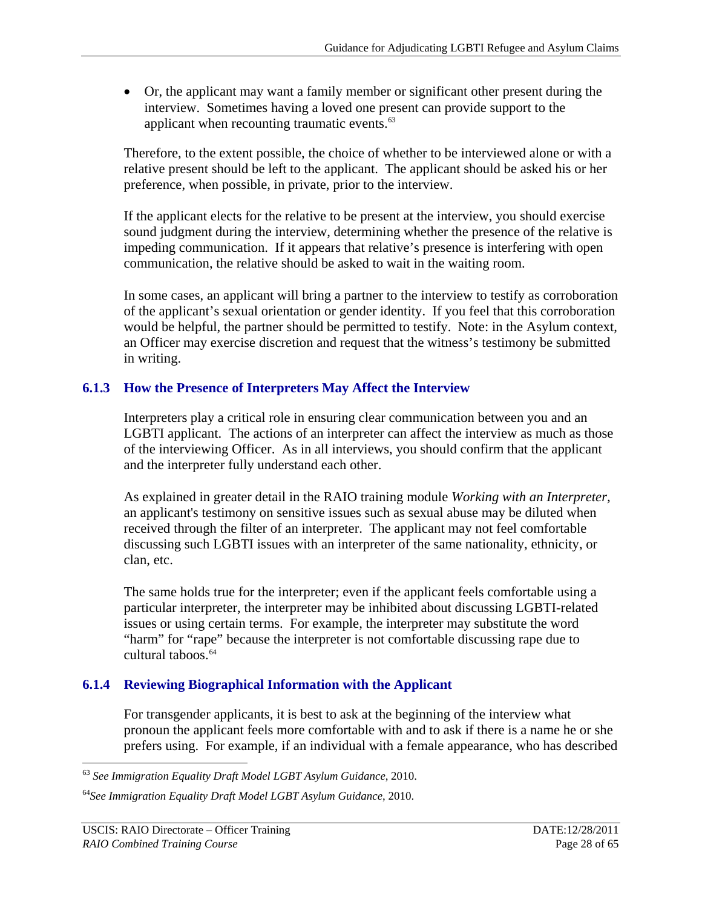- Or, the applicant may want a family member or significant other present during the interview. Sometimes having a loved one present can provide support to the applicant when recounting traumatic events.[63]

Therefore, to the extent possible, the choice of whether to be interviewed alone or with a relative present should be left to the applicant. The applicant should be asked his or her preference, when possible, in private, prior to the interview.

If the applicant elects for the relative to be present at the interview, you should exercise sound judgment during the interview, determining whether the presence of the relative is impeding communication. If it appears that relative's presence is interfering with open communication, the relative should be asked to wait in the waiting room.

In some cases, an applicant will bring a partner to the interview to testify as corroboration of the applicant's sexual orientation or gender identity. If you feel that this corroboration would be helpful, the partner should be permitted to testify. Note: in the Asylum context, an Officer may exercise discretion and request that the witness's testimony be submitted in writing.

### 6.1.3 How the Presence of Interpreters May Affect the Interview

Interpreters play a critical role in ensuring clear communication between you and an LGBTI applicant. The actions of an interpreter can affect the interview as much as those of the interviewing Officer. As in all interviews, you should confirm that the applicant and the interpreter fully understand each other.

As explained in greater detail in the RAIO training module *Working with an Interpreter,* an applicant's testimony on sensitive issues such as sexual abuse may be diluted when received through the filter of an interpreter. The applicant may not feel comfortable discussing such LGBTI issues with an interpreter of the same nationality, ethnicity, or clan, etc.

The same holds true for the interpreter; even if the applicant feels comfortable using a particular interpreter, the interpreter may be inhibited about discussing LGBTI-related issues or using certain terms. For example, the interpreter may substitute the word "harm" for "rape" because the interpreter is not comfortable discussing rape due to cultural taboos.[64]

### 6.1.4 Reviewing Biographical Information with the Applicant

For transgender applicants, it is best to ask at the beginning of the interview what pronoun the applicant feels more comfortable with and to ask if there is a name he or she prefers using. For example, if an individual with a female appearance, who has described

---

[63] *See Immigration Equality Draft Model LGBT Asylum Guidance*, 2010.

[64] *See Immigration Equality Draft Model LGBT Asylum Guidance*, 2010.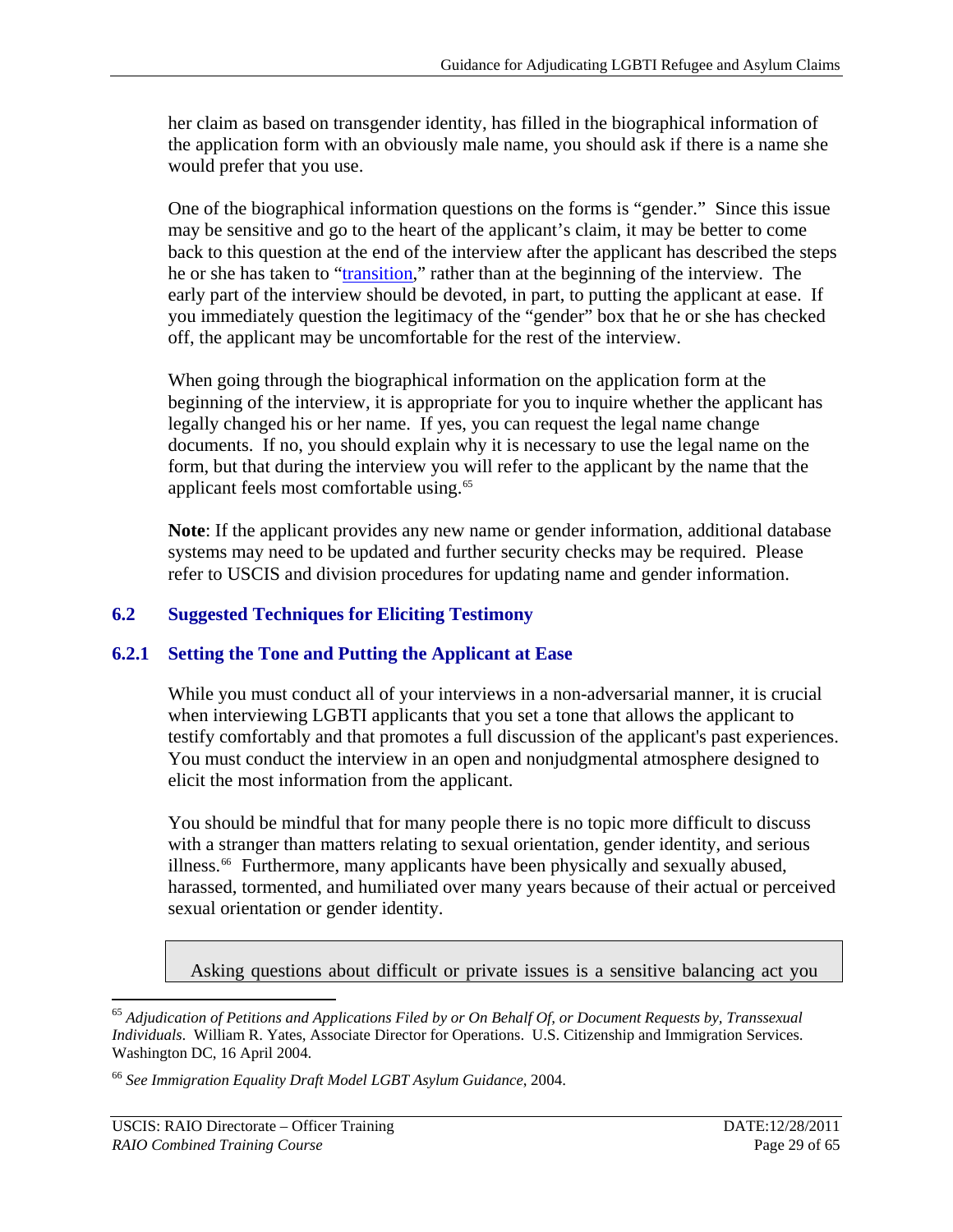her claim as based on transgender identity, has filled in the biographical information of the application form with an obviously male name, you should ask if there is a name she would prefer that you use.

One of the biographical information questions on the forms is "gender." Since this issue may be sensitive and go to the heart of the applicant's claim, it may be better to come back to this question at the end of the interview after the applicant has described the steps he or she has taken to "transition," rather than at the beginning of the interview. The early part of the interview should be devoted, in part, to putting the applicant at ease. If you immediately question the legitimacy of the "gender" box that he or she has checked off, the applicant may be uncomfortable for the rest of the interview.

When going through the biographical information on the application form at the beginning of the interview, it is appropriate for you to inquire whether the applicant has legally changed his or her name. If yes, you can request the legal name change documents. If no, you should explain why it is necessary to use the legal name on the form, but that during the interview you will refer to the applicant by the name that the applicant feels most comfortable using.[65]

**Note**: If the applicant provides any new name or gender information, additional database systems may need to be updated and further security checks may be required. Please refer to USCIS and division procedures for updating name and gender information.

## 6.2 Suggested Techniques for Eliciting Testimony

### 6.2.1 Setting the Tone and Putting the Applicant at Ease

While you must conduct all of your interviews in a non-adversarial manner, it is crucial when interviewing LGBTI applicants that you set a tone that allows the applicant to testify comfortably and that promotes a full discussion of the applicant's past experiences. You must conduct the interview in an open and nonjudgmental atmosphere designed to elicit the most information from the applicant.

You should be mindful that for many people there is no topic more difficult to discuss with a stranger than matters relating to sexual orientation, gender identity, and serious illness.[66] Furthermore, many applicants have been physically and sexually abused, harassed, tormented, and humiliated over many years because of their actual or perceived sexual orientation or gender identity.

Asking questions about difficult or private issues is a sensitive balancing act you

---

[65] *Adjudication of Petitions and Applications Filed by or On Behalf Of, or Document Requests by, Transsexual Individuals*. William R. Yates, Associate Director for Operations. U.S. Citizenship and Immigration Services. Washington DC, 16 April 2004.

[66] *See Immigration Equality Draft Model LGBT Asylum Guidance*, 2004.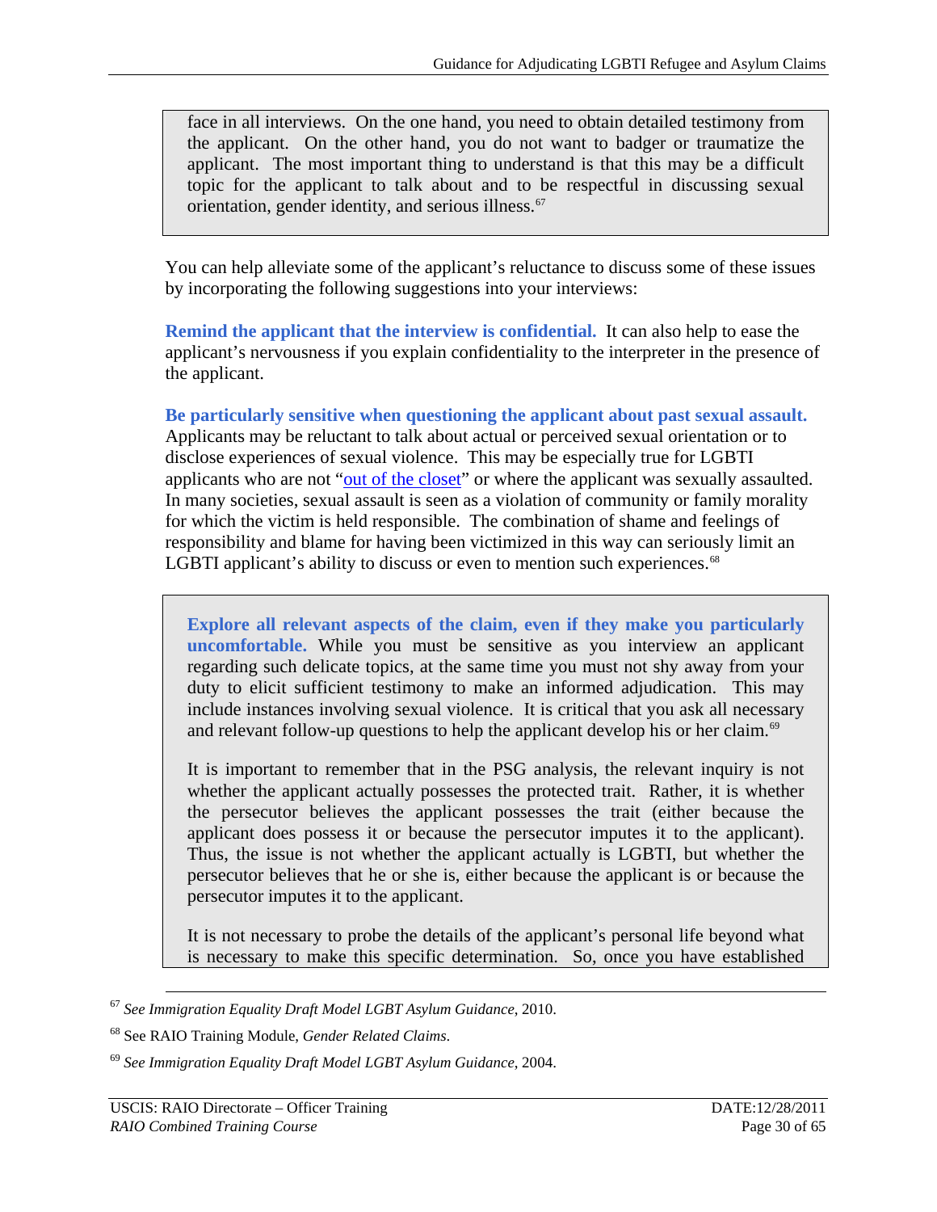face in all interviews. On the one hand, you need to obtain detailed testimony from the applicant. On the other hand, you do not want to badger or traumatize the applicant. The most important thing to understand is that this may be a difficult topic for the applicant to talk about and to be respectful in discussing sexual orientation, gender identity, and serious illness.[67]

You can help alleviate some of the applicant's reluctance to discuss some of these issues by incorporating the following suggestions into your interviews:

**Remind the applicant that the interview is confidential.** It can also help to ease the applicant's nervousness if you explain confidentiality to the interpreter in the presence of the applicant.

**Be particularly sensitive when questioning the applicant about past sexual assault.** Applicants may be reluctant to talk about actual or perceived sexual orientation or to disclose experiences of sexual violence. This may be especially true for LGBTI applicants who are not "out of the closet" or where the applicant was sexually assaulted. In many societies, sexual assault is seen as a violation of community or family morality for which the victim is held responsible. The combination of shame and feelings of responsibility and blame for having been victimized in this way can seriously limit an LGBTI applicant's ability to discuss or even to mention such experiences.[68]

**Explore all relevant aspects of the claim, even if they make you particularly uncomfortable.** While you must be sensitive as you interview an applicant regarding such delicate topics, at the same time you must not shy away from your duty to elicit sufficient testimony to make an informed adjudication. This may include instances involving sexual violence. It is critical that you ask all necessary and relevant follow-up questions to help the applicant develop his or her claim.[69]

It is important to remember that in the PSG analysis, the relevant inquiry is not whether the applicant actually possesses the protected trait. Rather, it is whether the persecutor believes the applicant possesses the trait (either because the applicant does possess it or because the persecutor imputes it to the applicant). Thus, the issue is not whether the applicant actually is LGBTI, but whether the persecutor believes that he or she is, either because the applicant is or because the persecutor imputes it to the applicant.

It is not necessary to probe the details of the applicant's personal life beyond what is necessary to make this specific determination. So, once you have established

---

[67] *See Immigration Equality Draft Model LGBT Asylum Guidance*, 2010.

[68] See RAIO Training Module, *Gender Related Claims*.

[69] *See Immigration Equality Draft Model LGBT Asylum Guidance*, 2004.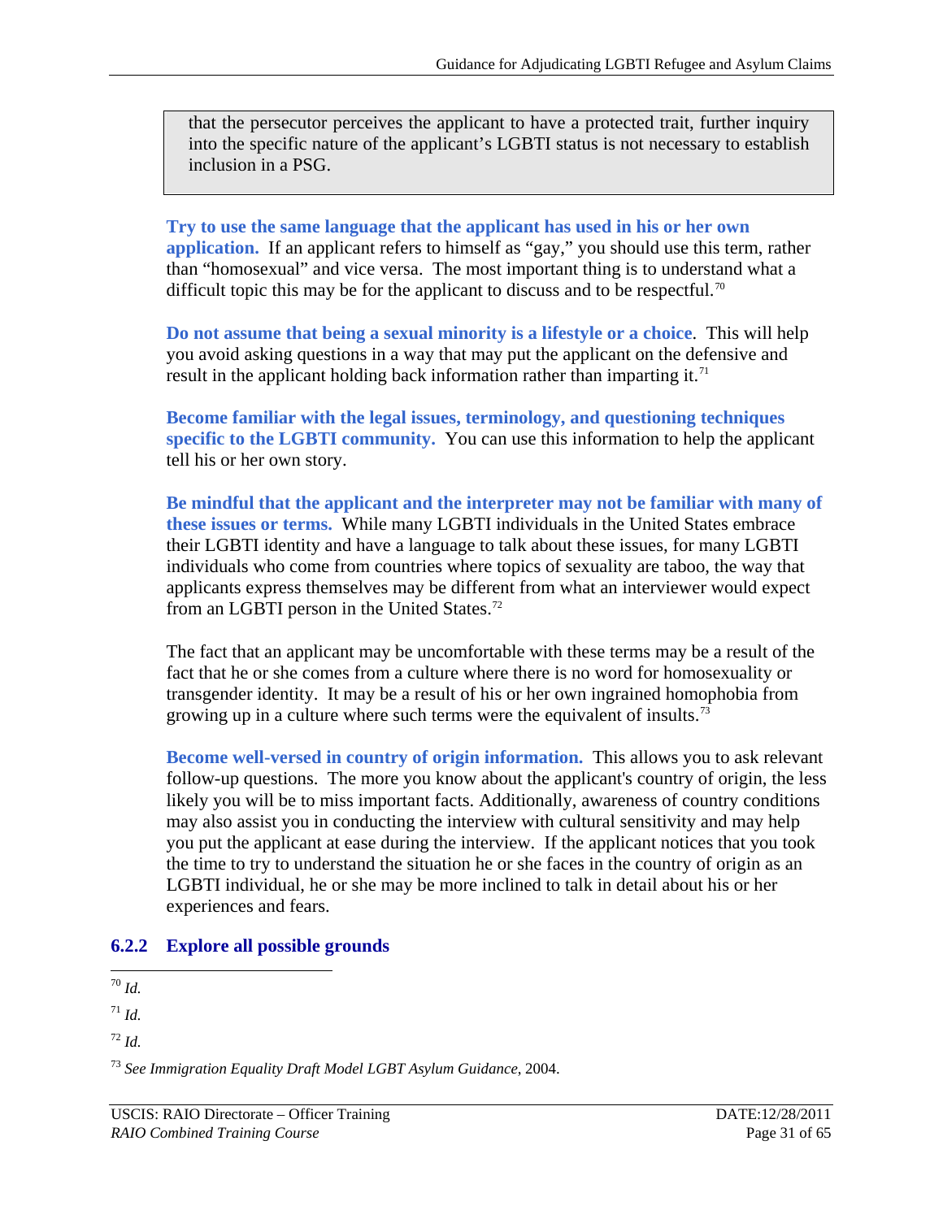that the persecutor perceives the applicant to have a protected trait, further inquiry into the specific nature of the applicant's LGBTI status is not necessary to establish inclusion in a PSG.

**Try to use the same language that the applicant has used in his or her own application.** If an applicant refers to himself as "gay," you should use this term, rather than "homosexual" and vice versa. The most important thing is to understand what a difficult topic this may be for the applicant to discuss and to be respectful.[70]

**Do not assume that being a sexual minority is a lifestyle or a choice**. This will help you avoid asking questions in a way that may put the applicant on the defensive and result in the applicant holding back information rather than imparting it.[71]

**Become familiar with the legal issues, terminology, and questioning techniques specific to the LGBTI community.** You can use this information to help the applicant tell his or her own story.

**Be mindful that the applicant and the interpreter may not be familiar with many of these issues or terms.** While many LGBTI individuals in the United States embrace their LGBTI identity and have a language to talk about these issues, for many LGBTI individuals who come from countries where topics of sexuality are taboo, the way that applicants express themselves may be different from what an interviewer would expect from an LGBTI person in the United States.[72]

The fact that an applicant may be uncomfortable with these terms may be a result of the fact that he or she comes from a culture where there is no word for homosexuality or transgender identity. It may be a result of his or her own ingrained homophobia from growing up in a culture where such terms were the equivalent of insults.[73]

**Become well-versed in country of origin information.** This allows you to ask relevant follow-up questions. The more you know about the applicant's country of origin, the less likely you will be to miss important facts. Additionally, awareness of country conditions may also assist you in conducting the interview with cultural sensitivity and may help you put the applicant at ease during the interview. If the applicant notices that you took the time to try to understand the situation he or she faces in the country of origin as an LGBTI individual, he or she may be more inclined to talk in detail about his or her experiences and fears.

### 6.2.2 Explore all possible grounds

---

[70] *Id.*

[71] *Id.*

[72] *Id.*

[73] *See Immigration Equality Draft Model LGBT Asylum Guidance*, 2004.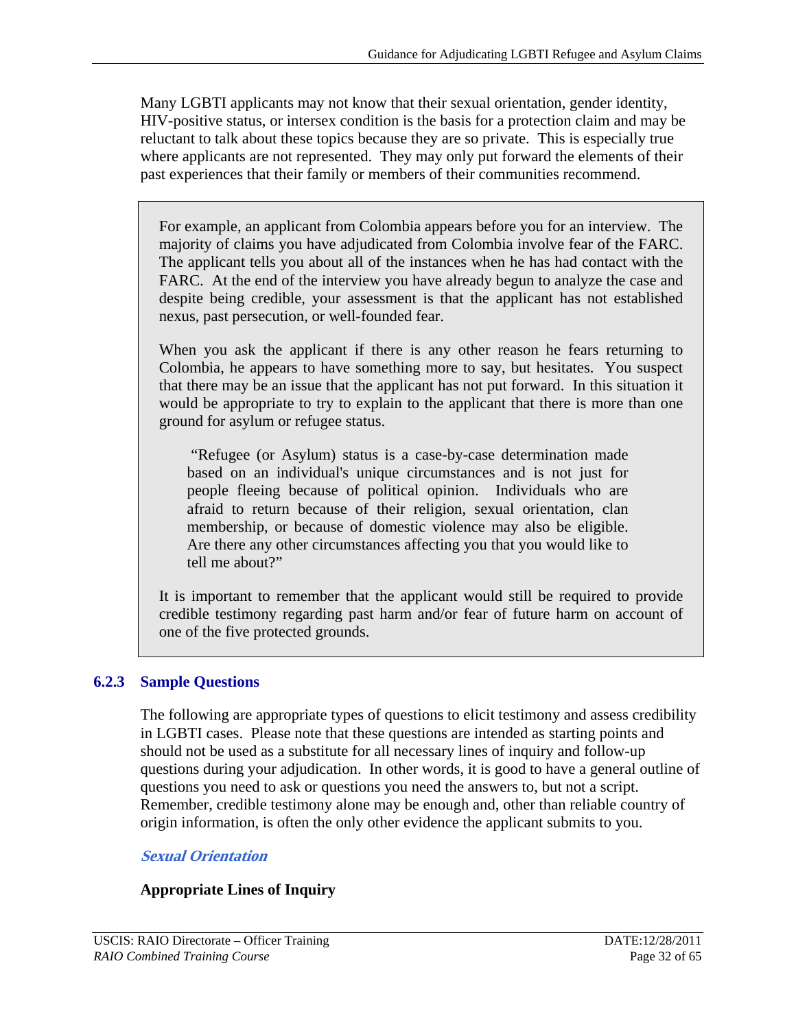Many LGBTI applicants may not know that their sexual orientation, gender identity, HIV-positive status, or intersex condition is the basis for a protection claim and may be reluctant to talk about these topics because they are so private. This is especially true where applicants are not represented. They may only put forward the elements of their past experiences that their family or members of their communities recommend.

> For example, an applicant from Colombia appears before you for an interview. The majority of claims you have adjudicated from Colombia involve fear of the FARC. The applicant tells you about all of the instances when he has had contact with the FARC. At the end of the interview you have already begun to analyze the case and despite being credible, your assessment is that the applicant has not established nexus, past persecution, or well-founded fear.
>
> When you ask the applicant if there is any other reason he fears returning to Colombia, he appears to have something more to say, but hesitates. You suspect that there may be an issue that the applicant has not put forward. In this situation it would be appropriate to try to explain to the applicant that there is more than one ground for asylum or refugee status.
>
> > "Refugee (or Asylum) status is a case-by-case determination made based on an individual's unique circumstances and is not just for people fleeing because of political opinion. Individuals who are afraid to return because of their religion, sexual orientation, clan membership, or because of domestic violence may also be eligible. Are there any other circumstances affecting you that you would like to tell me about?"
>
> It is important to remember that the applicant would still be required to provide credible testimony regarding past harm and/or fear of future harm on account of one of the five protected grounds.

### 6.2.3 Sample Questions

The following are appropriate types of questions to elicit testimony and assess credibility in LGBTI cases. Please note that these questions are intended as starting points and should not be used as a substitute for all necessary lines of inquiry and follow-up questions during your adjudication. In other words, it is good to have a general outline of questions you need to ask or questions you need the answers to, but not a script. Remember, credible testimony alone may be enough and, other than reliable country of origin information, is often the only other evidence the applicant submits to you.

***Sexual Orientation***

**Appropriate Lines of Inquiry**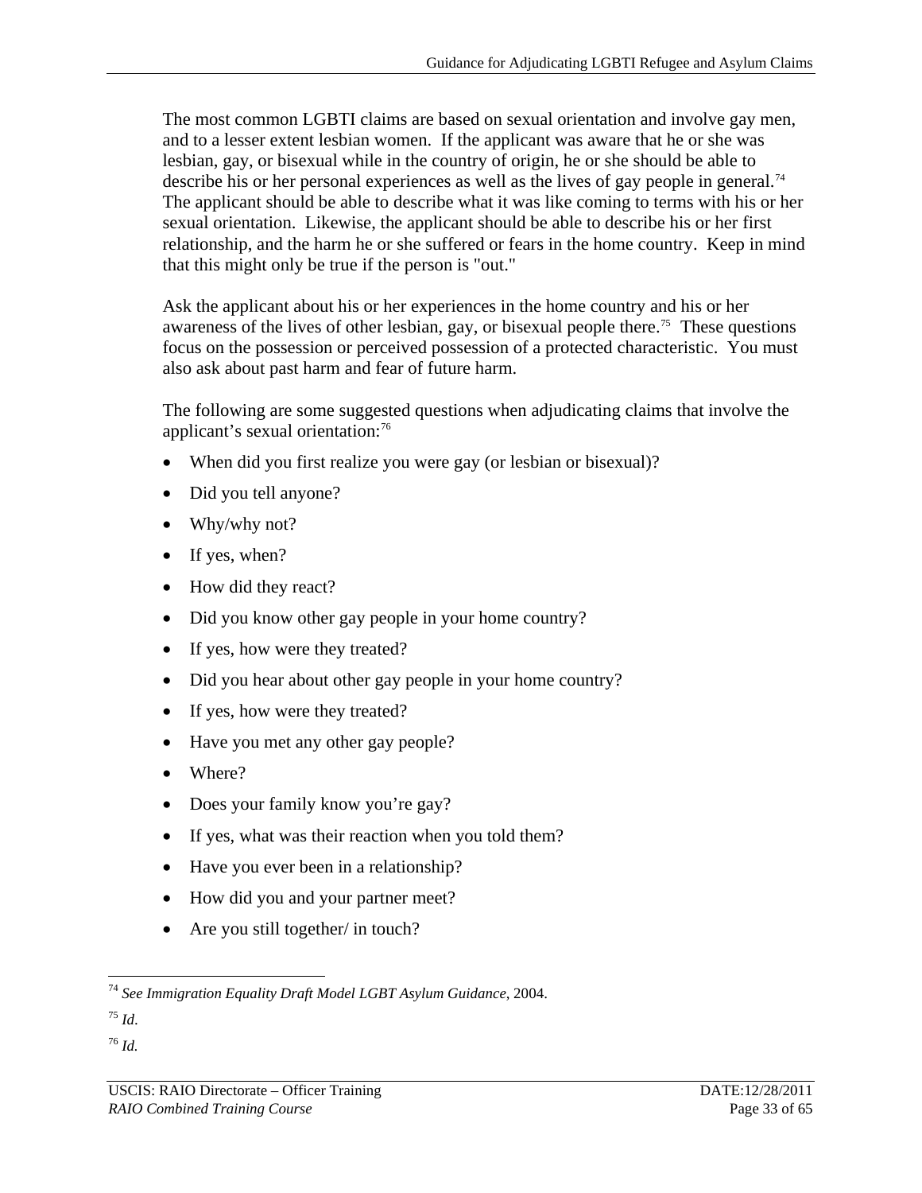The most common LGBTI claims are based on sexual orientation and involve gay men, and to a lesser extent lesbian women. If the applicant was aware that he or she was lesbian, gay, or bisexual while in the country of origin, he or she should be able to describe his or her personal experiences as well as the lives of gay people in general.[74] The applicant should be able to describe what it was like coming to terms with his or her sexual orientation. Likewise, the applicant should be able to describe his or her first relationship, and the harm he or she suffered or fears in the home country. Keep in mind that this might only be true if the person is "out."

Ask the applicant about his or her experiences in the home country and his or her awareness of the lives of other lesbian, gay, or bisexual people there.[75] These questions focus on the possession or perceived possession of a protected characteristic. You must also ask about past harm and fear of future harm.

The following are some suggested questions when adjudicating claims that involve the applicant's sexual orientation:[76]

- When did you first realize you were gay (or lesbian or bisexual)?
- Did you tell anyone?
- Why/why not?
- If yes, when?
- How did they react?
- Did you know other gay people in your home country?
- If yes, how were they treated?
- Did you hear about other gay people in your home country?
- If yes, how were they treated?
- Have you met any other gay people?
- Where?
- Does your family know you're gay?
- If yes, what was their reaction when you told them?
- Have you ever been in a relationship?
- How did you and your partner meet?
- Are you still together/ in touch?

---

[74] *See Immigration Equality Draft Model LGBT Asylum Guidance*, 2004.

[75] *Id.*

[76] *Id.*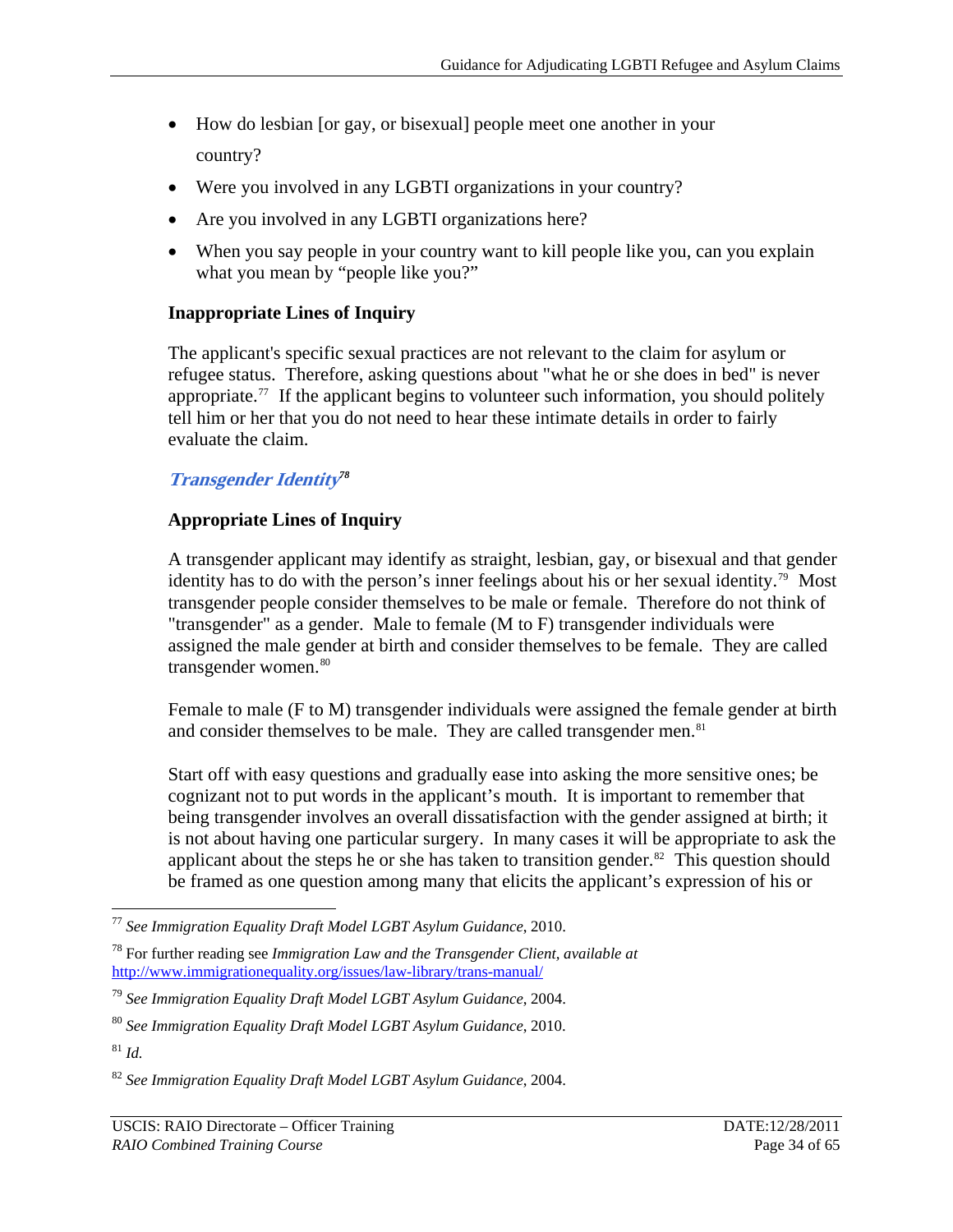- How do lesbian [or gay, or bisexual] people meet one another in your country?
- Were you involved in any LGBTI organizations in your country?
- Are you involved in any LGBTI organizations here?
- When you say people in your country want to kill people like you, can you explain what you mean by "people like you?"

**Inappropriate Lines of Inquiry**

The applicant's specific sexual practices are not relevant to the claim for asylum or refugee status. Therefore, asking questions about "what he or she does in bed" is never appropriate.[77] If the applicant begins to volunteer such information, you should politely tell him or her that you do not need to hear these intimate details in order to fairly evaluate the claim.

### *Transgender Identity*[78]

**Appropriate Lines of Inquiry**

A transgender applicant may identify as straight, lesbian, gay, or bisexual and that gender identity has to do with the person's inner feelings about his or her sexual identity.[79] Most transgender people consider themselves to be male or female. Therefore do not think of "transgender" as a gender. Male to female (M to F) transgender individuals were assigned the male gender at birth and consider themselves to be female. They are called transgender women.[80]

Female to male (F to M) transgender individuals were assigned the female gender at birth and consider themselves to be male. They are called transgender men.[81]

Start off with easy questions and gradually ease into asking the more sensitive ones; be cognizant not to put words in the applicant's mouth. It is important to remember that being transgender involves an overall dissatisfaction with the gender assigned at birth; it is not about having one particular surgery. In many cases it will be appropriate to ask the applicant about the steps he or she has taken to transition gender.[82] This question should be framed as one question among many that elicits the applicant's expression of his or

---

[77] *See Immigration Equality Draft Model LGBT Asylum Guidance*, 2010.

[78] For further reading see *Immigration Law and the Transgender Client, available at* http://www.immigrationequality.org/issues/law-library/trans-manual/

[79] *See Immigration Equality Draft Model LGBT Asylum Guidance*, 2004.

[80] *See Immigration Equality Draft Model LGBT Asylum Guidance*, 2010.

[81] *Id.*

[82] *See Immigration Equality Draft Model LGBT Asylum Guidance*, 2004.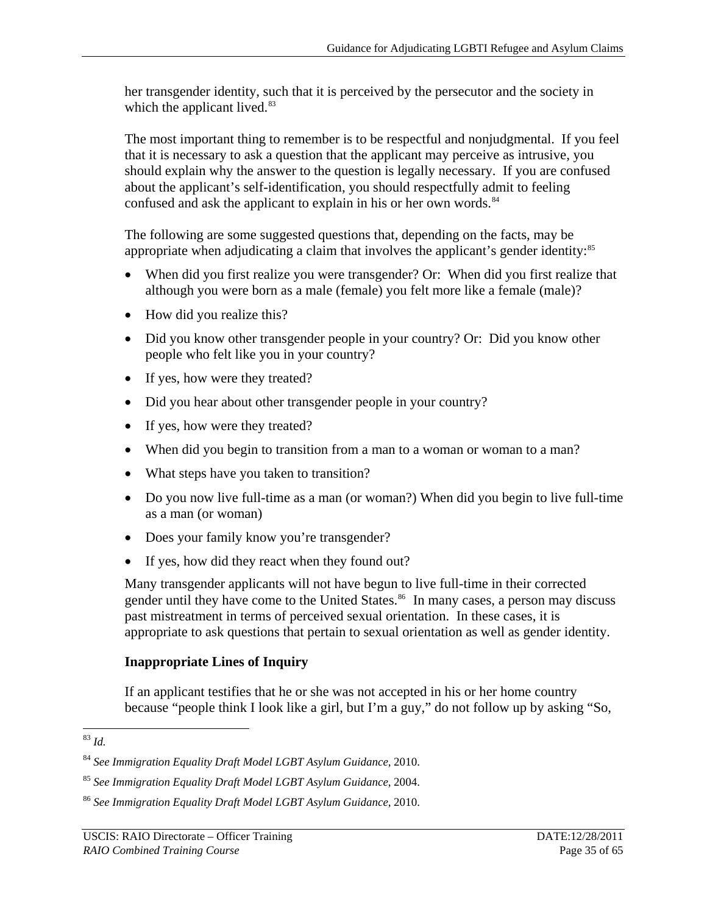her transgender identity, such that it is perceived by the persecutor and the society in which the applicant lived.[83]

The most important thing to remember is to be respectful and nonjudgmental. If you feel that it is necessary to ask a question that the applicant may perceive as intrusive, you should explain why the answer to the question is legally necessary. If you are confused about the applicant's self-identification, you should respectfully admit to feeling confused and ask the applicant to explain in his or her own words.[84]

The following are some suggested questions that, depending on the facts, may be appropriate when adjudicating a claim that involves the applicant's gender identity:[85]

- When did you first realize you were transgender? Or: When did you first realize that although you were born as a male (female) you felt more like a female (male)?
- How did you realize this?
- Did you know other transgender people in your country? Or: Did you know other people who felt like you in your country?
- If yes, how were they treated?
- Did you hear about other transgender people in your country?
- If yes, how were they treated?
- When did you begin to transition from a man to a woman or woman to a man?
- What steps have you taken to transition?
- Do you now live full-time as a man (or woman?) When did you begin to live full-time as a man (or woman)
- Does your family know you're transgender?
- If yes, how did they react when they found out?

Many transgender applicants will not have begun to live full-time in their corrected gender until they have come to the United States.[86] In many cases, a person may discuss past mistreatment in terms of perceived sexual orientation. In these cases, it is appropriate to ask questions that pertain to sexual orientation as well as gender identity.

### Inappropriate Lines of Inquiry

If an applicant testifies that he or she was not accepted in his or her home country because "people think I look like a girl, but I'm a guy," do not follow up by asking "So,

---

[83] *Id.*

[84] *See Immigration Equality Draft Model LGBT Asylum Guidance*, 2010.

[85] *See Immigration Equality Draft Model LGBT Asylum Guidance*, 2004.

[86] *See Immigration Equality Draft Model LGBT Asylum Guidance*, 2010.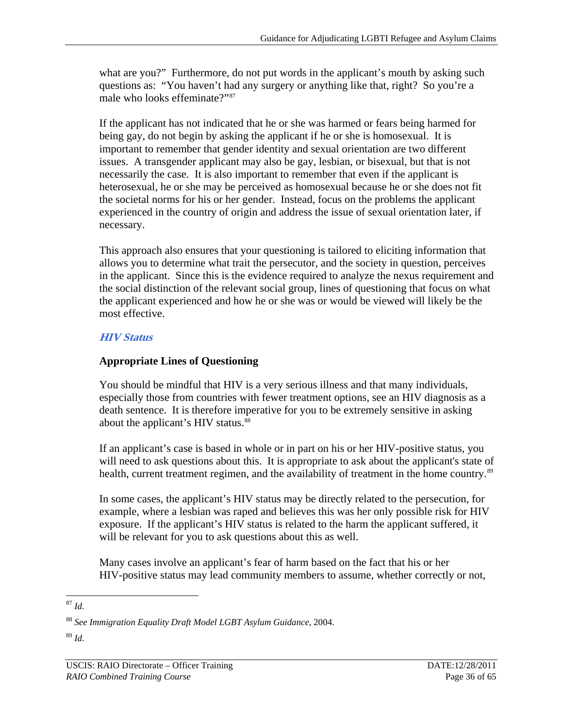what are you?" Furthermore, do not put words in the applicant's mouth by asking such questions as: "You haven't had any surgery or anything like that, right? So you're a male who looks effeminate?"[87]

If the applicant has not indicated that he or she was harmed or fears being harmed for being gay, do not begin by asking the applicant if he or she is homosexual. It is important to remember that gender identity and sexual orientation are two different issues. A transgender applicant may also be gay, lesbian, or bisexual, but that is not necessarily the case. It is also important to remember that even if the applicant is heterosexual, he or she may be perceived as homosexual because he or she does not fit the societal norms for his or her gender. Instead, focus on the problems the applicant experienced in the country of origin and address the issue of sexual orientation later, if necessary.

This approach also ensures that your questioning is tailored to eliciting information that allows you to determine what trait the persecutor, and the society in question, perceives in the applicant. Since this is the evidence required to analyze the nexus requirement and the social distinction of the relevant social group, lines of questioning that focus on what the applicant experienced and how he or she was or would be viewed will likely be the most effective.

### *HIV Status*

#### Appropriate Lines of Questioning

You should be mindful that HIV is a very serious illness and that many individuals, especially those from countries with fewer treatment options, see an HIV diagnosis as a death sentence. It is therefore imperative for you to be extremely sensitive in asking about the applicant's HIV status.[88]

If an applicant's case is based in whole or in part on his or her HIV-positive status, you will need to ask questions about this. It is appropriate to ask about the applicant's state of health, current treatment regimen, and the availability of treatment in the home country.[89]

In some cases, the applicant's HIV status may be directly related to the persecution, for example, where a lesbian was raped and believes this was her only possible risk for HIV exposure. If the applicant's HIV status is related to the harm the applicant suffered, it will be relevant for you to ask questions about this as well.

Many cases involve an applicant's fear of harm based on the fact that his or her HIV-positive status may lead community members to assume, whether correctly or not,

---

[87] *Id.*

[88] *See Immigration Equality Draft Model LGBT Asylum Guidance*, 2004.

[89] *Id*.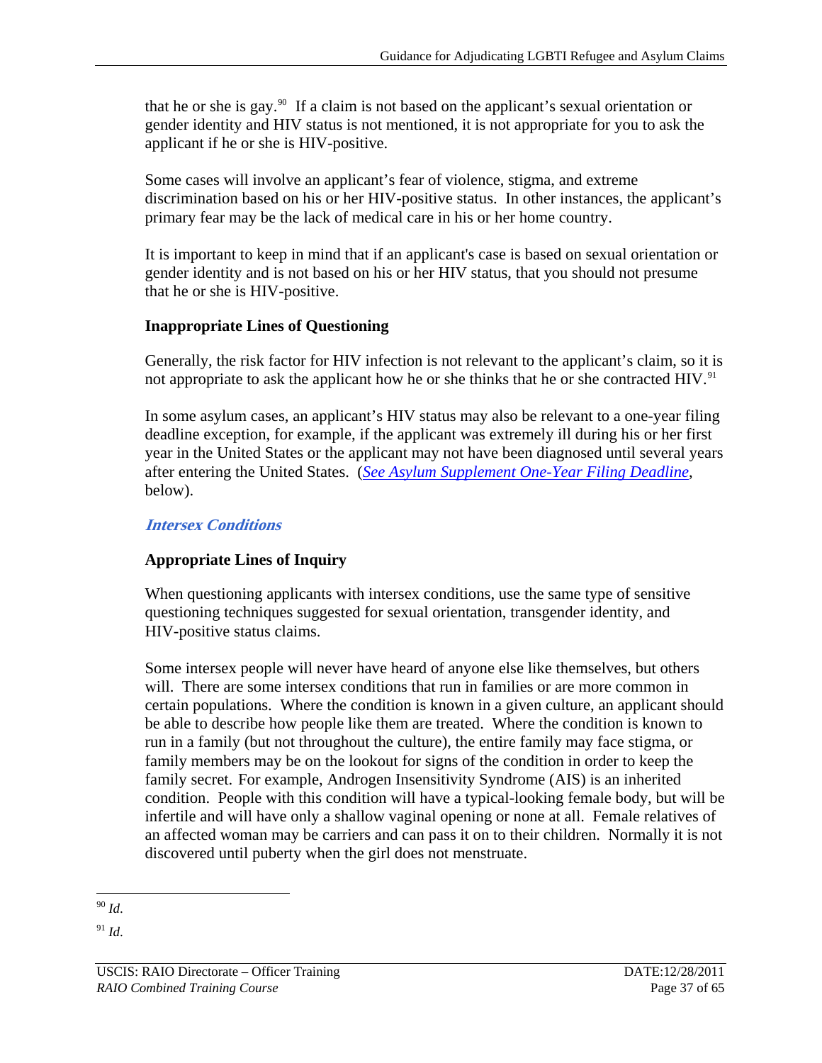that he or she is gay.[90] If a claim is not based on the applicant's sexual orientation or gender identity and HIV status is not mentioned, it is not appropriate for you to ask the applicant if he or she is HIV-positive.

Some cases will involve an applicant's fear of violence, stigma, and extreme discrimination based on his or her HIV-positive status. In other instances, the applicant's primary fear may be the lack of medical care in his or her home country.

It is important to keep in mind that if an applicant's case is based on sexual orientation or gender identity and is not based on his or her HIV status, that you should not presume that he or she is HIV-positive.

**Inappropriate Lines of Questioning**

Generally, the risk factor for HIV infection is not relevant to the applicant's claim, so it is not appropriate to ask the applicant how he or she thinks that he or she contracted HIV.[91]

In some asylum cases, an applicant's HIV status may also be relevant to a one-year filing deadline exception, for example, if the applicant was extremely ill during his or her first year in the United States or the applicant may not have been diagnosed until several years after entering the United States. (*See Asylum Supplement One-Year Filing Deadline*, below).

### *Intersex Conditions*

**Appropriate Lines of Inquiry**

When questioning applicants with intersex conditions, use the same type of sensitive questioning techniques suggested for sexual orientation, transgender identity, and HIV-positive status claims.

Some intersex people will never have heard of anyone else like themselves, but others will. There are some intersex conditions that run in families or are more common in certain populations. Where the condition is known in a given culture, an applicant should be able to describe how people like them are treated. Where the condition is known to run in a family (but not throughout the culture), the entire family may face stigma, or family members may be on the lookout for signs of the condition in order to keep the family secret. For example, Androgen Insensitivity Syndrome (AIS) is an inherited condition. People with this condition will have a typical-looking female body, but will be infertile and will have only a shallow vaginal opening or none at all. Female relatives of an affected woman may be carriers and can pass it on to their children. Normally it is not discovered until puberty when the girl does not menstruate.

---

[90] *Id*.

[91] *Id*.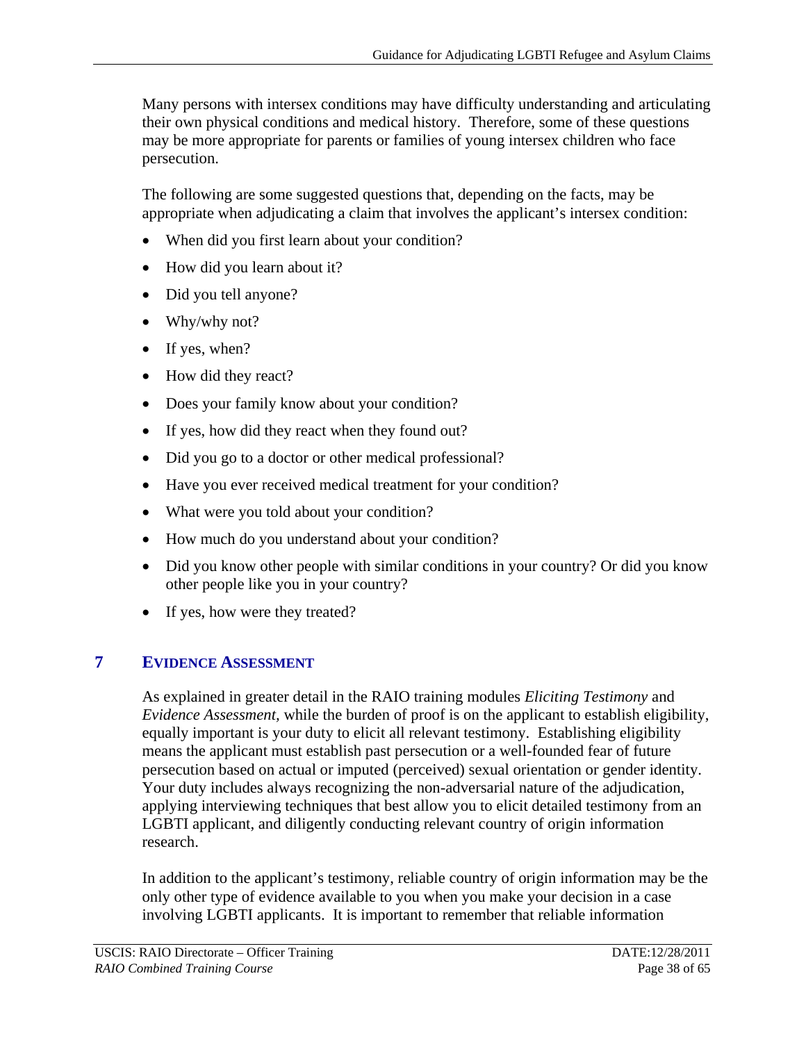Many persons with intersex conditions may have difficulty understanding and articulating their own physical conditions and medical history. Therefore, some of these questions may be more appropriate for parents or families of young intersex children who face persecution.

The following are some suggested questions that, depending on the facts, may be appropriate when adjudicating a claim that involves the applicant's intersex condition:

- When did you first learn about your condition?
- How did you learn about it?
- Did you tell anyone?
- Why/why not?
- If yes, when?
- How did they react?
- Does your family know about your condition?
- If yes, how did they react when they found out?
- Did you go to a doctor or other medical professional?
- Have you ever received medical treatment for your condition?
- What were you told about your condition?
- How much do you understand about your condition?
- Did you know other people with similar conditions in your country? Or did you know other people like you in your country?
- If yes, how were they treated?

## 7 EVIDENCE ASSESSMENT

As explained in greater detail in the RAIO training modules *Eliciting Testimony* and *Evidence Assessment*, while the burden of proof is on the applicant to establish eligibility, equally important is your duty to elicit all relevant testimony. Establishing eligibility means the applicant must establish past persecution or a well-founded fear of future persecution based on actual or imputed (perceived) sexual orientation or gender identity. Your duty includes always recognizing the non-adversarial nature of the adjudication, applying interviewing techniques that best allow you to elicit detailed testimony from an LGBTI applicant, and diligently conducting relevant country of origin information research.

In addition to the applicant's testimony, reliable country of origin information may be the only other type of evidence available to you when you make your decision in a case involving LGBTI applicants. It is important to remember that reliable information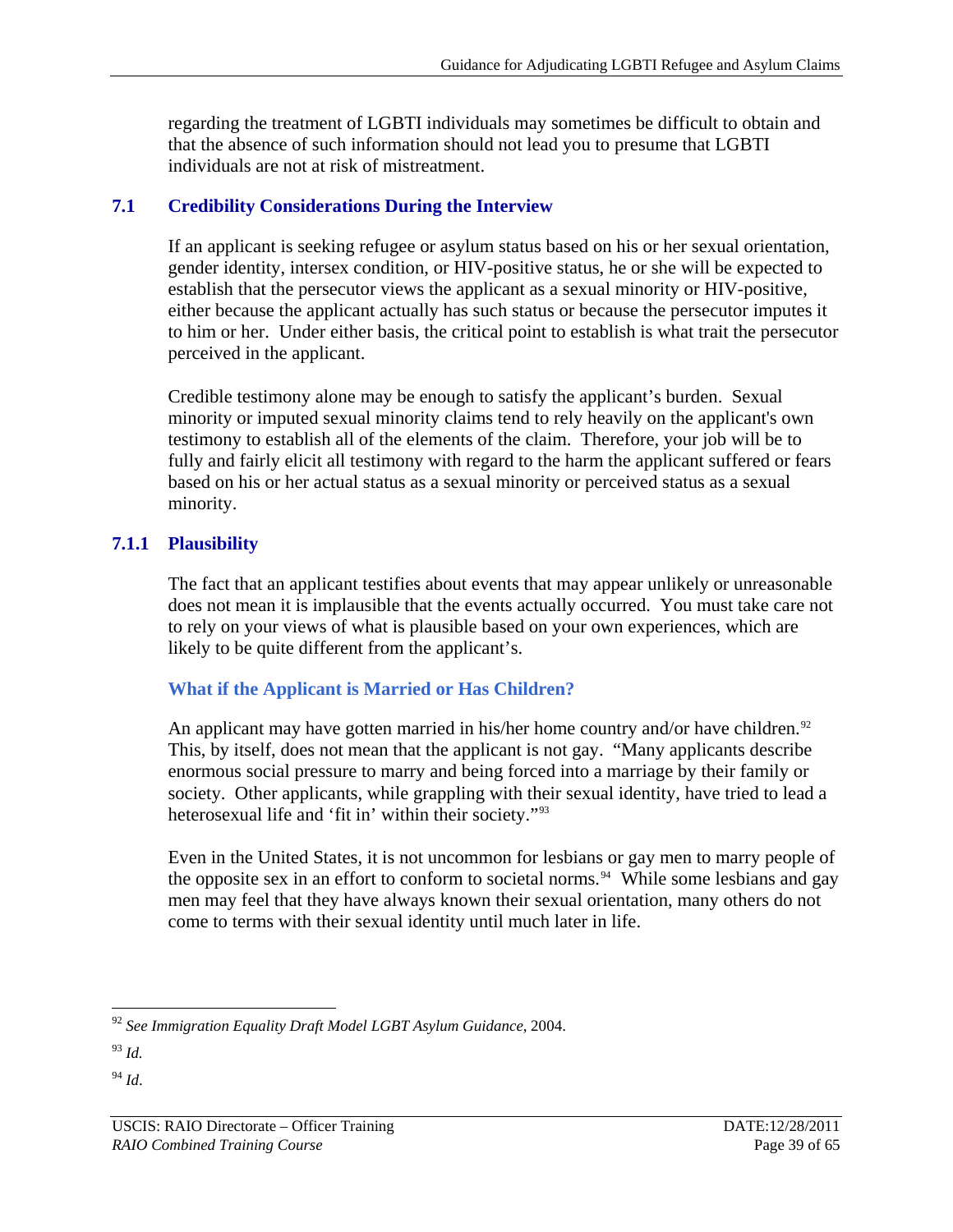regarding the treatment of LGBTI individuals may sometimes be difficult to obtain and that the absence of such information should not lead you to presume that LGBTI individuals are not at risk of mistreatment.

## 7.1 Credibility Considerations During the Interview

If an applicant is seeking refugee or asylum status based on his or her sexual orientation, gender identity, intersex condition, or HIV-positive status, he or she will be expected to establish that the persecutor views the applicant as a sexual minority or HIV-positive, either because the applicant actually has such status or because the persecutor imputes it to him or her. Under either basis, the critical point to establish is what trait the persecutor perceived in the applicant.

Credible testimony alone may be enough to satisfy the applicant's burden. Sexual minority or imputed sexual minority claims tend to rely heavily on the applicant's own testimony to establish all of the elements of the claim. Therefore, your job will be to fully and fairly elicit all testimony with regard to the harm the applicant suffered or fears based on his or her actual status as a sexual minority or perceived status as a sexual minority.

### 7.1.1 Plausibility

The fact that an applicant testifies about events that may appear unlikely or unreasonable does not mean it is implausible that the events actually occurred. You must take care not to rely on your views of what is plausible based on your own experiences, which are likely to be quite different from the applicant's.

#### What if the Applicant is Married or Has Children?

An applicant may have gotten married in his/her home country and/or have children.[92] This, by itself, does not mean that the applicant is not gay. "Many applicants describe enormous social pressure to marry and being forced into a marriage by their family or society. Other applicants, while grappling with their sexual identity, have tried to lead a heterosexual life and 'fit in' within their society."[93]

Even in the United States, it is not uncommon for lesbians or gay men to marry people of the opposite sex in an effort to conform to societal norms.[94] While some lesbians and gay men may feel that they have always known their sexual orientation, many others do not come to terms with their sexual identity until much later in life.

---

[92] *See Immigration Equality Draft Model LGBT Asylum Guidance*, 2004.

[93] *Id.*

[94] *Id*.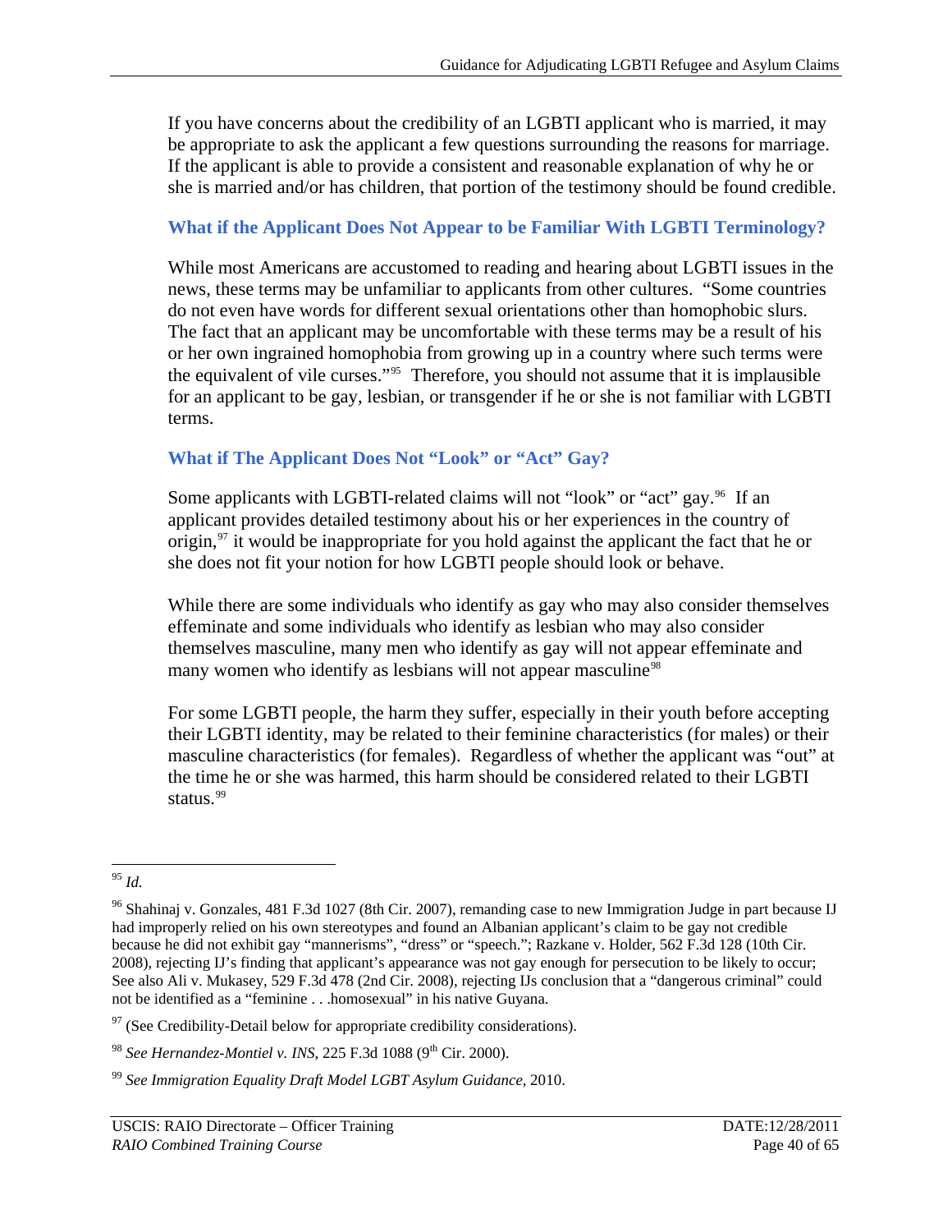If you have concerns about the credibility of an LGBTI applicant who is married, it may be appropriate to ask the applicant a few questions surrounding the reasons for marriage. If the applicant is able to provide a consistent and reasonable explanation of why he or she is married and/or has children, that portion of the testimony should be found credible.

### What if the Applicant Does Not Appear to be Familiar With LGBTI Terminology?

While most Americans are accustomed to reading and hearing about LGBTI issues in the news, these terms may be unfamiliar to applicants from other cultures. "Some countries do not even have words for different sexual orientations other than homophobic slurs. The fact that an applicant may be uncomfortable with these terms may be a result of his or her own ingrained homophobia from growing up in a country where such terms were the equivalent of vile curses."[95] Therefore, you should not assume that it is implausible for an applicant to be gay, lesbian, or transgender if he or she is not familiar with LGBTI terms.

### What if The Applicant Does Not "Look" or "Act" Gay?

Some applicants with LGBTI-related claims will not "look" or "act" gay.[96] If an applicant provides detailed testimony about his or her experiences in the country of origin,[97] it would be inappropriate for you hold against the applicant the fact that he or she does not fit your notion for how LGBTI people should look or behave.

While there are some individuals who identify as gay who may also consider themselves effeminate and some individuals who identify as lesbian who may also consider themselves masculine, many men who identify as gay will not appear effeminate and many women who identify as lesbians will not appear masculine[98]

For some LGBTI people, the harm they suffer, especially in their youth before accepting their LGBTI identity, may be related to their feminine characteristics (for males) or their masculine characteristics (for females). Regardless of whether the applicant was "out" at the time he or she was harmed, this harm should be considered related to their LGBTI status.[99]

---

[95] *Id.*

[96] Shahinaj v. Gonzales, 481 F.3d 1027 (8th Cir. 2007), remanding case to new Immigration Judge in part because IJ had improperly relied on his own stereotypes and found an Albanian applicant's claim to be gay not credible because he did not exhibit gay "mannerisms", "dress" or "speech."; Razkane v. Holder, 562 F.3d 128 (10th Cir. 2008), rejecting IJ's finding that applicant's appearance was not gay enough for persecution to be likely to occur; See also Ali v. Mukasey, 529 F.3d 478 (2nd Cir. 2008), rejecting IJs conclusion that a "dangerous criminal" could not be identified as a "feminine . . .homosexual" in his native Guyana.

[97] (See Credibility-Detail below for appropriate credibility considerations).

[98] *See Hernandez-Montiel v. INS*, 225 F.3d 1088 (9th Cir. 2000).

[99] *See Immigration Equality Draft Model LGBT Asylum Guidance*, 2010.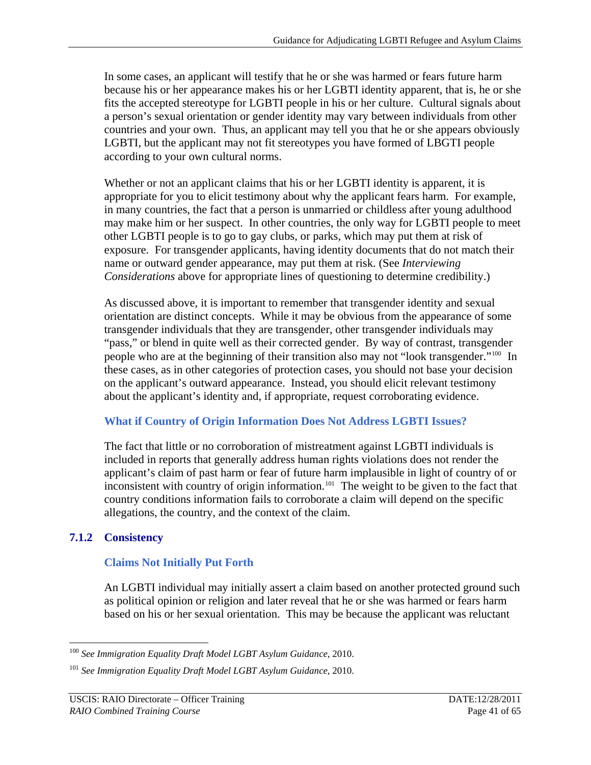In some cases, an applicant will testify that he or she was harmed or fears future harm because his or her appearance makes his or her LGBTI identity apparent, that is, he or she fits the accepted stereotype for LGBTI people in his or her culture. Cultural signals about a person's sexual orientation or gender identity may vary between individuals from other countries and your own. Thus, an applicant may tell you that he or she appears obviously LGBTI, but the applicant may not fit stereotypes you have formed of LBGTI people according to your own cultural norms.

Whether or not an applicant claims that his or her LGBTI identity is apparent, it is appropriate for you to elicit testimony about why the applicant fears harm. For example, in many countries, the fact that a person is unmarried or childless after young adulthood may make him or her suspect. In other countries, the only way for LGBTI people to meet other LGBTI people is to go to gay clubs, or parks, which may put them at risk of exposure. For transgender applicants, having identity documents that do not match their name or outward gender appearance, may put them at risk. (See *Interviewing Considerations* above for appropriate lines of questioning to determine credibility.)

As discussed above, it is important to remember that transgender identity and sexual orientation are distinct concepts. While it may be obvious from the appearance of some transgender individuals that they are transgender, other transgender individuals may "pass," or blend in quite well as their corrected gender. By way of contrast, transgender people who are at the beginning of their transition also may not "look transgender."[100] In these cases, as in other categories of protection cases, you should not base your decision on the applicant's outward appearance. Instead, you should elicit relevant testimony about the applicant's identity and, if appropriate, request corroborating evidence.

#### What if Country of Origin Information Does Not Address LGBTI Issues?

The fact that little or no corroboration of mistreatment against LGBTI individuals is included in reports that generally address human rights violations does not render the applicant's claim of past harm or fear of future harm implausible in light of country of or inconsistent with country of origin information.[101] The weight to be given to the fact that country conditions information fails to corroborate a claim will depend on the specific allegations, the country, and the context of the claim.

### 7.1.2 Consistency

#### Claims Not Initially Put Forth

An LGBTI individual may initially assert a claim based on another protected ground such as political opinion or religion and later reveal that he or she was harmed or fears harm based on his or her sexual orientation. This may be because the applicant was reluctant

---

[100] *See Immigration Equality Draft Model LGBT Asylum Guidance*, 2010.

[101] *See Immigration Equality Draft Model LGBT Asylum Guidance*, 2010.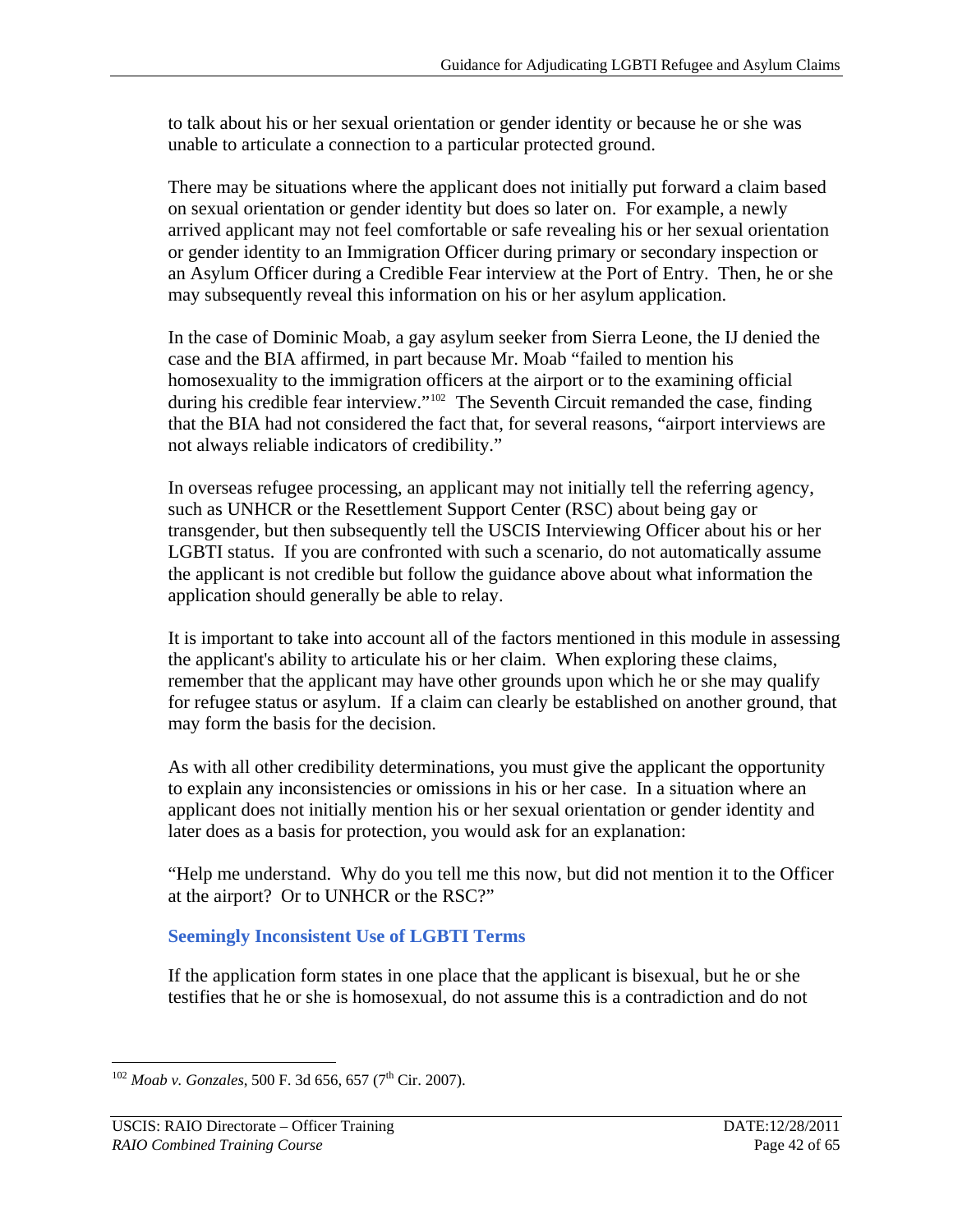to talk about his or her sexual orientation or gender identity or because he or she was unable to articulate a connection to a particular protected ground.

There may be situations where the applicant does not initially put forward a claim based on sexual orientation or gender identity but does so later on. For example, a newly arrived applicant may not feel comfortable or safe revealing his or her sexual orientation or gender identity to an Immigration Officer during primary or secondary inspection or an Asylum Officer during a Credible Fear interview at the Port of Entry. Then, he or she may subsequently reveal this information on his or her asylum application.

In the case of Dominic Moab, a gay asylum seeker from Sierra Leone, the IJ denied the case and the BIA affirmed, in part because Mr. Moab "failed to mention his homosexuality to the immigration officers at the airport or to the examining official during his credible fear interview."[102] The Seventh Circuit remanded the case, finding that the BIA had not considered the fact that, for several reasons, "airport interviews are not always reliable indicators of credibility."

In overseas refugee processing, an applicant may not initially tell the referring agency, such as UNHCR or the Resettlement Support Center (RSC) about being gay or transgender, but then subsequently tell the USCIS Interviewing Officer about his or her LGBTI status. If you are confronted with such a scenario, do not automatically assume the applicant is not credible but follow the guidance above about what information the application should generally be able to relay.

It is important to take into account all of the factors mentioned in this module in assessing the applicant's ability to articulate his or her claim. When exploring these claims, remember that the applicant may have other grounds upon which he or she may qualify for refugee status or asylum. If a claim can clearly be established on another ground, that may form the basis for the decision.

As with all other credibility determinations, you must give the applicant the opportunity to explain any inconsistencies or omissions in his or her case. In a situation where an applicant does not initially mention his or her sexual orientation or gender identity and later does as a basis for protection, you would ask for an explanation:

"Help me understand. Why do you tell me this now, but did not mention it to the Officer at the airport? Or to UNHCR or the RSC?"

### Seemingly Inconsistent Use of LGBTI Terms

If the application form states in one place that the applicant is bisexual, but he or she testifies that he or she is homosexual, do not assume this is a contradiction and do not

---

[102] *Moab v. Gonzales*, 500 F. 3d 656, 657 (7th Cir. 2007).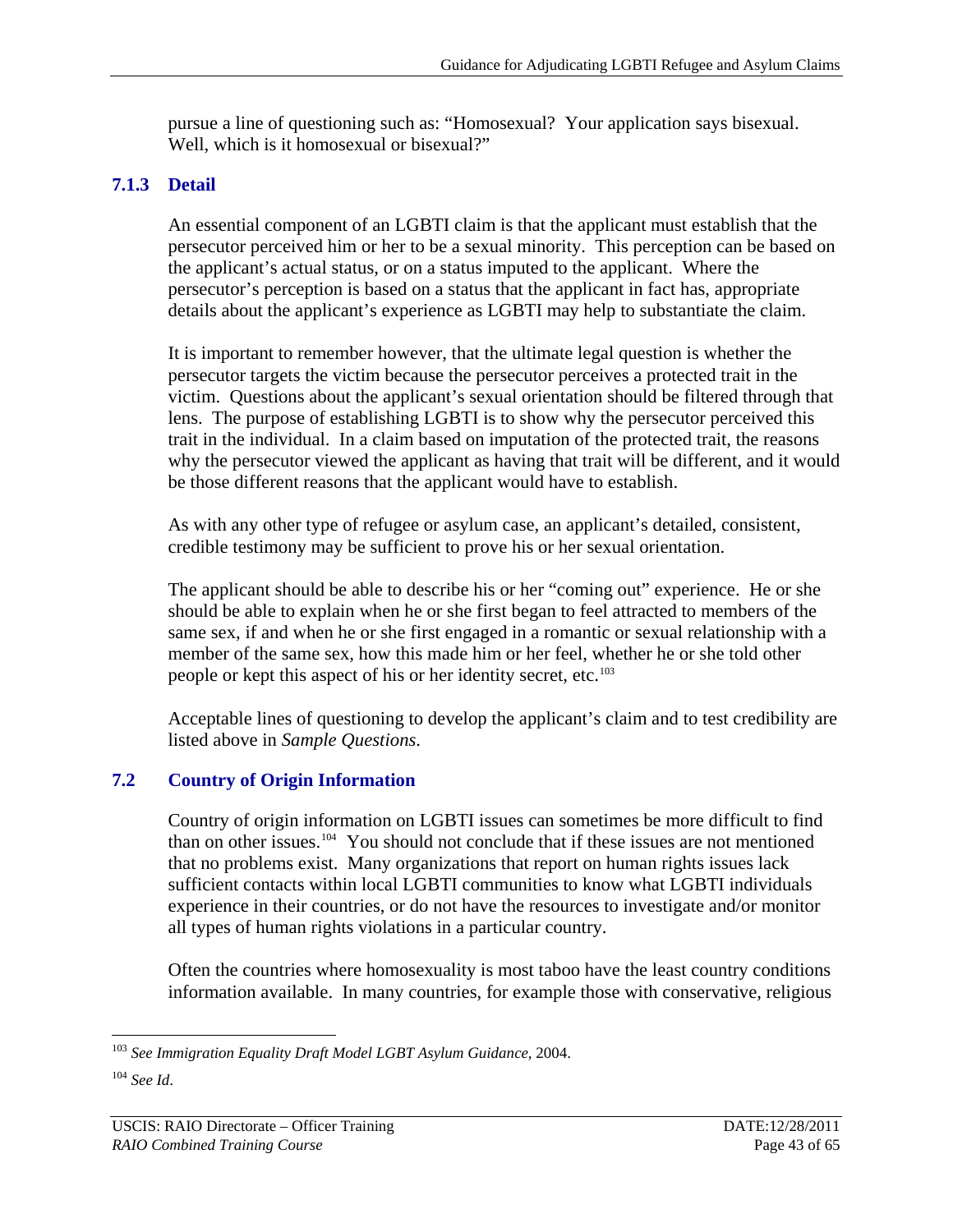pursue a line of questioning such as: "Homosexual? Your application says bisexual. Well, which is it homosexual or bisexual?"

### 7.1.3 Detail

An essential component of an LGBTI claim is that the applicant must establish that the persecutor perceived him or her to be a sexual minority. This perception can be based on the applicant's actual status, or on a status imputed to the applicant. Where the persecutor's perception is based on a status that the applicant in fact has, appropriate details about the applicant's experience as LGBTI may help to substantiate the claim.

It is important to remember however, that the ultimate legal question is whether the persecutor targets the victim because the persecutor perceives a protected trait in the victim. Questions about the applicant's sexual orientation should be filtered through that lens. The purpose of establishing LGBTI is to show why the persecutor perceived this trait in the individual. In a claim based on imputation of the protected trait, the reasons why the persecutor viewed the applicant as having that trait will be different, and it would be those different reasons that the applicant would have to establish.

As with any other type of refugee or asylum case, an applicant's detailed, consistent, credible testimony may be sufficient to prove his or her sexual orientation.

The applicant should be able to describe his or her "coming out" experience. He or she should be able to explain when he or she first began to feel attracted to members of the same sex, if and when he or she first engaged in a romantic or sexual relationship with a member of the same sex, how this made him or her feel, whether he or she told other people or kept this aspect of his or her identity secret, etc.[103]

Acceptable lines of questioning to develop the applicant's claim and to test credibility are listed above in *Sample Questions*.

## 7.2 Country of Origin Information

Country of origin information on LGBTI issues can sometimes be more difficult to find than on other issues.[104] You should not conclude that if these issues are not mentioned that no problems exist. Many organizations that report on human rights issues lack sufficient contacts within local LGBTI communities to know what LGBTI individuals experience in their countries, or do not have the resources to investigate and/or monitor all types of human rights violations in a particular country.

Often the countries where homosexuality is most taboo have the least country conditions information available. In many countries, for example those with conservative, religious

---

[103] *See Immigration Equality Draft Model LGBT Asylum Guidance*, 2004.

[104] *See Id*.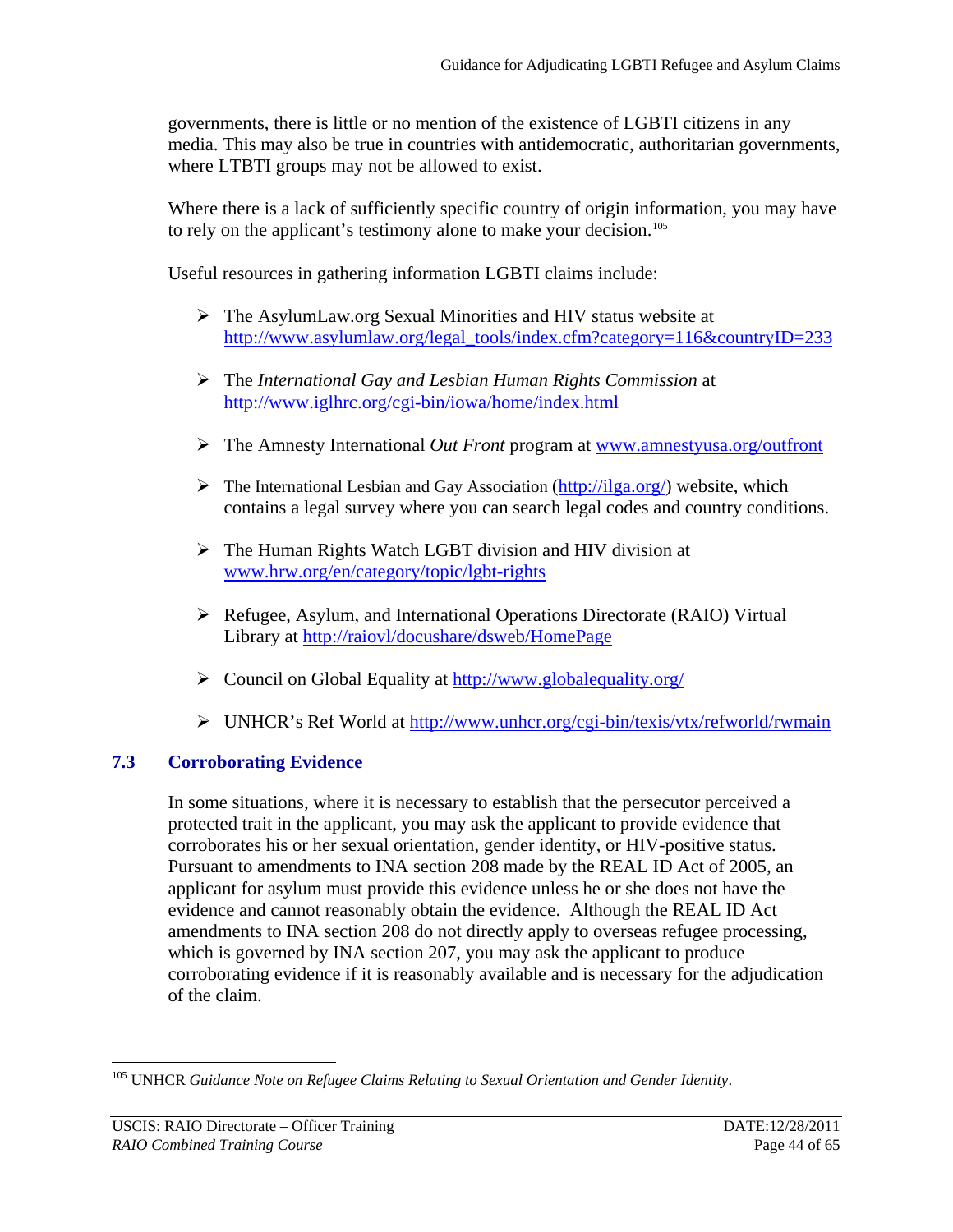governments, there is little or no mention of the existence of LGBTI citizens in any media. This may also be true in countries with antidemocratic, authoritarian governments, where LTBTI groups may not be allowed to exist.

Where there is a lack of sufficiently specific country of origin information, you may have to rely on the applicant's testimony alone to make your decision.[105]

Useful resources in gathering information LGBTI claims include:

- The AsylumLaw.org Sexual Minorities and HIV status website at http://www.asylumlaw.org/legal_tools/index.cfm?category=116&countryID=233
- The *International Gay and Lesbian Human Rights Commission* at http://www.iglhrc.org/cgi-bin/iowa/home/index.html
- The Amnesty International *Out Front* program at www.amnestyusa.org/outfront
- The International Lesbian and Gay Association (http://ilga.org/) website, which contains a legal survey where you can search legal codes and country conditions.
- The Human Rights Watch LGBT division and HIV division at www.hrw.org/en/category/topic/lgbt-rights
- Refugee, Asylum, and International Operations Directorate (RAIO) Virtual Library at http://raiovl/docushare/dsweb/HomePage
- Council on Global Equality at http://www.globalequality.org/
- UNHCR's Ref World at http://www.unhcr.org/cgi-bin/texis/vtx/refworld/rwmain

## 7.3 Corroborating Evidence

In some situations, where it is necessary to establish that the persecutor perceived a protected trait in the applicant, you may ask the applicant to provide evidence that corroborates his or her sexual orientation, gender identity, or HIV-positive status. Pursuant to amendments to INA section 208 made by the REAL ID Act of 2005, an applicant for asylum must provide this evidence unless he or she does not have the evidence and cannot reasonably obtain the evidence. Although the REAL ID Act amendments to INA section 208 do not directly apply to overseas refugee processing, which is governed by INA section 207, you may ask the applicant to produce corroborating evidence if it is reasonably available and is necessary for the adjudication of the claim.

---

[105] UNHCR *Guidance Note on Refugee Claims Relating to Sexual Orientation and Gender Identity*.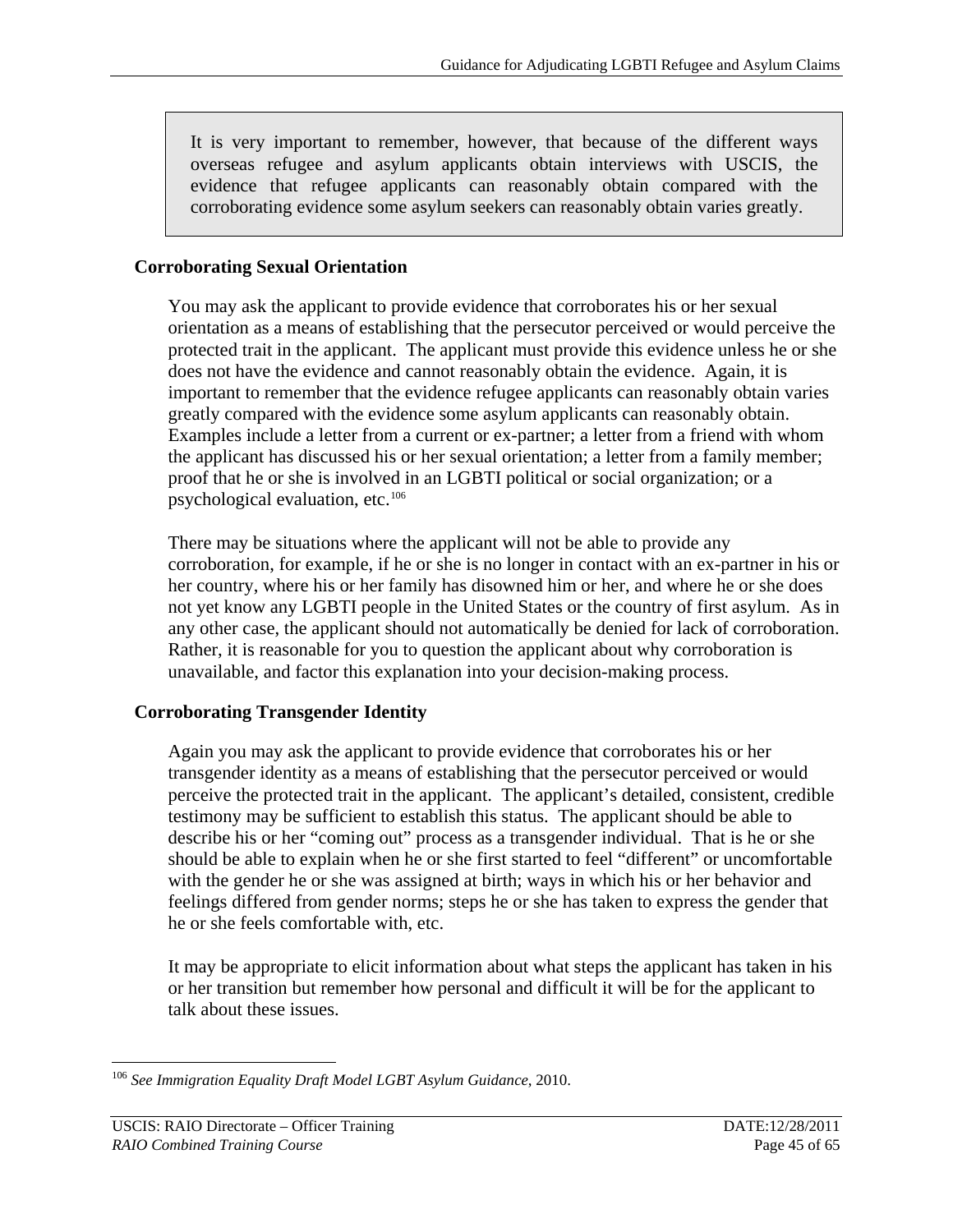> It is very important to remember, however, that because of the different ways overseas refugee and asylum applicants obtain interviews with USCIS, the evidence that refugee applicants can reasonably obtain compared with the corroborating evidence some asylum seekers can reasonably obtain varies greatly.

### Corroborating Sexual Orientation

You may ask the applicant to provide evidence that corroborates his or her sexual orientation as a means of establishing that the persecutor perceived or would perceive the protected trait in the applicant. The applicant must provide this evidence unless he or she does not have the evidence and cannot reasonably obtain the evidence. Again, it is important to remember that the evidence refugee applicants can reasonably obtain varies greatly compared with the evidence some asylum applicants can reasonably obtain. Examples include a letter from a current or ex-partner; a letter from a friend with whom the applicant has discussed his or her sexual orientation; a letter from a family member; proof that he or she is involved in an LGBTI political or social organization; or a psychological evaluation, etc.[106]

There may be situations where the applicant will not be able to provide any corroboration, for example, if he or she is no longer in contact with an ex-partner in his or her country, where his or her family has disowned him or her, and where he or she does not yet know any LGBTI people in the United States or the country of first asylum. As in any other case, the applicant should not automatically be denied for lack of corroboration. Rather, it is reasonable for you to question the applicant about why corroboration is unavailable, and factor this explanation into your decision-making process.

### Corroborating Transgender Identity

Again you may ask the applicant to provide evidence that corroborates his or her transgender identity as a means of establishing that the persecutor perceived or would perceive the protected trait in the applicant. The applicant's detailed, consistent, credible testimony may be sufficient to establish this status. The applicant should be able to describe his or her "coming out" process as a transgender individual. That is he or she should be able to explain when he or she first started to feel "different" or uncomfortable with the gender he or she was assigned at birth; ways in which his or her behavior and feelings differed from gender norms; steps he or she has taken to express the gender that he or she feels comfortable with, etc.

It may be appropriate to elicit information about what steps the applicant has taken in his or her transition but remember how personal and difficult it will be for the applicant to talk about these issues.

---

[106] *See Immigration Equality Draft Model LGBT Asylum Guidance*, 2010.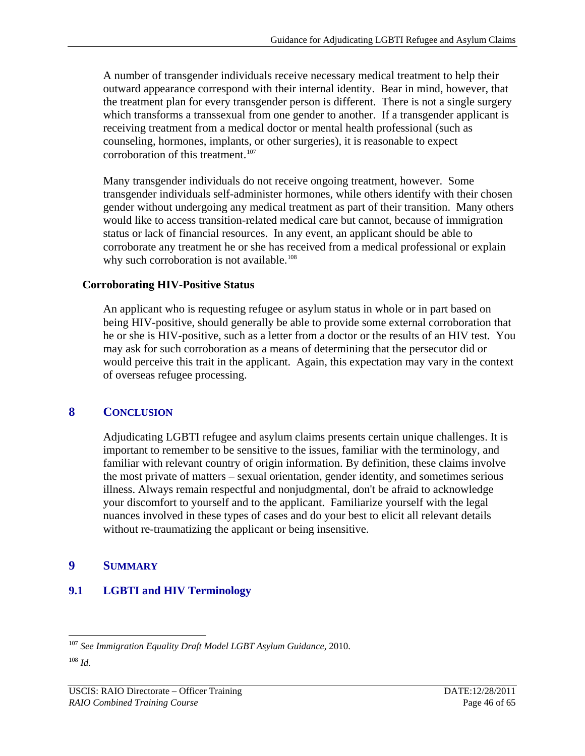A number of transgender individuals receive necessary medical treatment to help their outward appearance correspond with their internal identity. Bear in mind, however, that the treatment plan for every transgender person is different. There is not a single surgery which transforms a transsexual from one gender to another. If a transgender applicant is receiving treatment from a medical doctor or mental health professional (such as counseling, hormones, implants, or other surgeries), it is reasonable to expect corroboration of this treatment.[107]

Many transgender individuals do not receive ongoing treatment, however. Some transgender individuals self-administer hormones, while others identify with their chosen gender without undergoing any medical treatment as part of their transition. Many others would like to access transition-related medical care but cannot, because of immigration status or lack of financial resources. In any event, an applicant should be able to corroborate any treatment he or she has received from a medical professional or explain why such corroboration is not available.[108]

### Corroborating HIV-Positive Status

An applicant who is requesting refugee or asylum status in whole or in part based on being HIV-positive, should generally be able to provide some external corroboration that he or she is HIV-positive, such as a letter from a doctor or the results of an HIV test. You may ask for such corroboration as a means of determining that the persecutor did or would perceive this trait in the applicant. Again, this expectation may vary in the context of overseas refugee processing.

## 8 CONCLUSION

Adjudicating LGBTI refugee and asylum claims presents certain unique challenges. It is important to remember to be sensitive to the issues, familiar with the terminology, and familiar with relevant country of origin information. By definition, these claims involve the most private of matters – sexual orientation, gender identity, and sometimes serious illness. Always remain respectful and nonjudgmental, don't be afraid to acknowledge your discomfort to yourself and to the applicant. Familiarize yourself with the legal nuances involved in these types of cases and do your best to elicit all relevant details without re-traumatizing the applicant or being insensitive.

## 9 SUMMARY

### 9.1 LGBTI and HIV Terminology

---

[107] *See Immigration Equality Draft Model LGBT Asylum Guidance*, 2010.

[108] *Id.*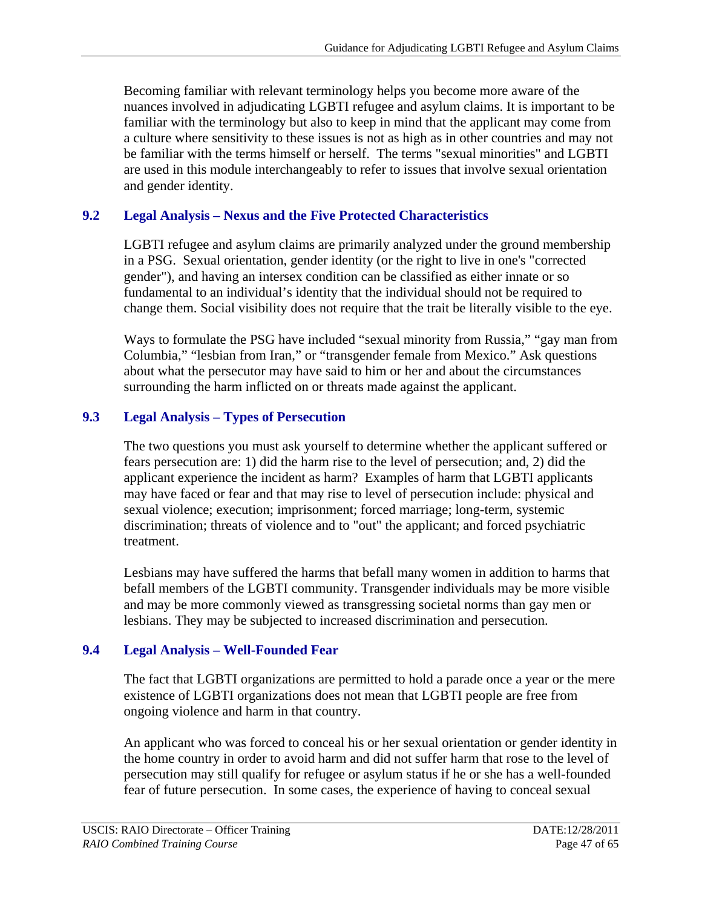Becoming familiar with relevant terminology helps you become more aware of the nuances involved in adjudicating LGBTI refugee and asylum claims. It is important to be familiar with the terminology but also to keep in mind that the applicant may come from a culture where sensitivity to these issues is not as high as in other countries and may not be familiar with the terms himself or herself. The terms "sexual minorities" and LGBTI are used in this module interchangeably to refer to issues that involve sexual orientation and gender identity.

## 9.2 Legal Analysis – Nexus and the Five Protected Characteristics

LGBTI refugee and asylum claims are primarily analyzed under the ground membership in a PSG. Sexual orientation, gender identity (or the right to live in one's "corrected gender"), and having an intersex condition can be classified as either innate or so fundamental to an individual's identity that the individual should not be required to change them. Social visibility does not require that the trait be literally visible to the eye.

Ways to formulate the PSG have included "sexual minority from Russia," "gay man from Columbia," "lesbian from Iran," or "transgender female from Mexico." Ask questions about what the persecutor may have said to him or her and about the circumstances surrounding the harm inflicted on or threats made against the applicant.

## 9.3 Legal Analysis – Types of Persecution

The two questions you must ask yourself to determine whether the applicant suffered or fears persecution are: 1) did the harm rise to the level of persecution; and, 2) did the applicant experience the incident as harm? Examples of harm that LGBTI applicants may have faced or fear and that may rise to level of persecution include: physical and sexual violence; execution; imprisonment; forced marriage; long-term, systemic discrimination; threats of violence and to "out" the applicant; and forced psychiatric treatment.

Lesbians may have suffered the harms that befall many women in addition to harms that befall members of the LGBTI community. Transgender individuals may be more visible and may be more commonly viewed as transgressing societal norms than gay men or lesbians. They may be subjected to increased discrimination and persecution.

## 9.4 Legal Analysis – Well-Founded Fear

The fact that LGBTI organizations are permitted to hold a parade once a year or the mere existence of LGBTI organizations does not mean that LGBTI people are free from ongoing violence and harm in that country.

An applicant who was forced to conceal his or her sexual orientation or gender identity in the home country in order to avoid harm and did not suffer harm that rose to the level of persecution may still qualify for refugee or asylum status if he or she has a well-founded fear of future persecution. In some cases, the experience of having to conceal sexual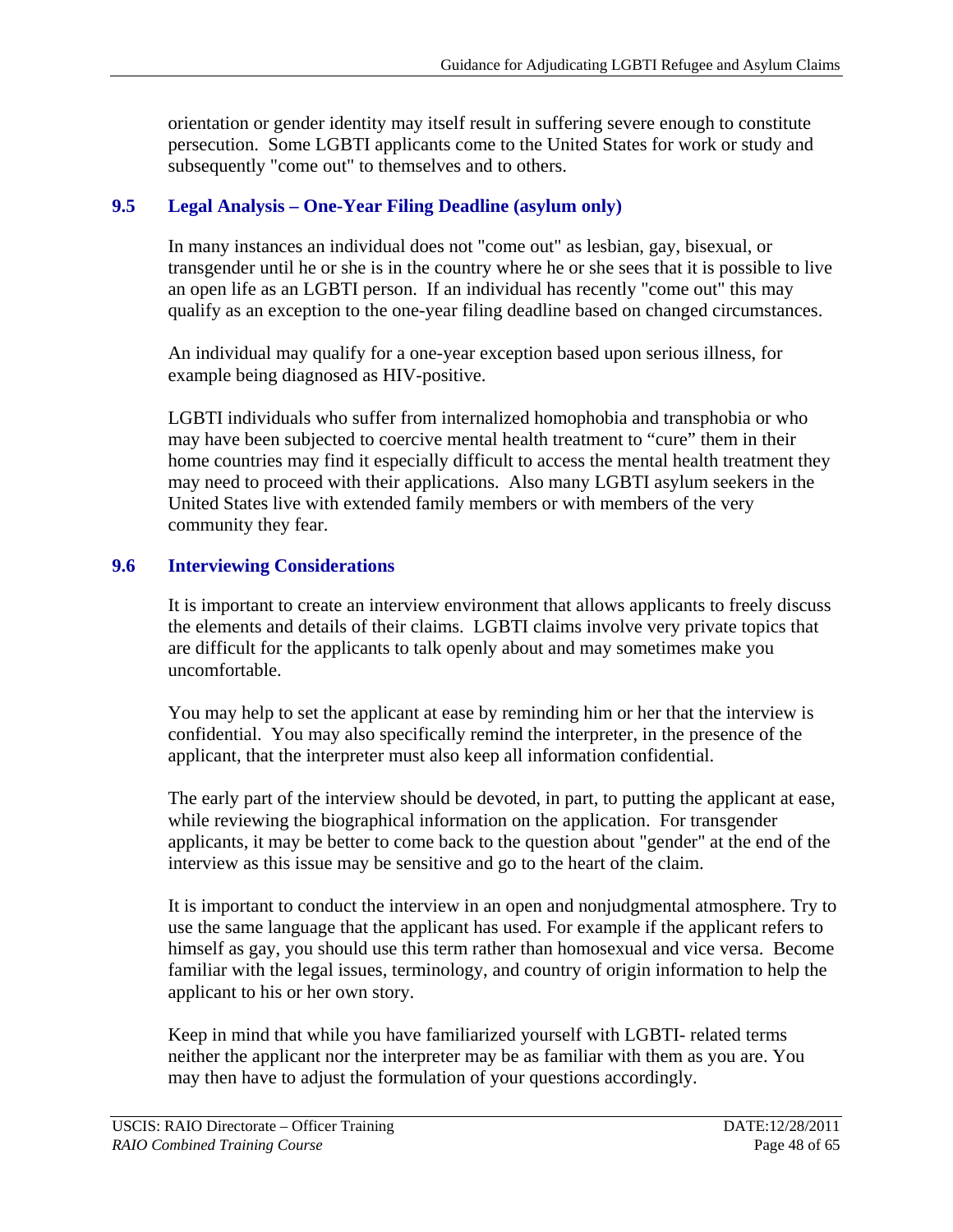orientation or gender identity may itself result in suffering severe enough to constitute persecution. Some LGBTI applicants come to the United States for work or study and subsequently "come out" to themselves and to others.

## 9.5 Legal Analysis – One-Year Filing Deadline (asylum only)

In many instances an individual does not "come out" as lesbian, gay, bisexual, or transgender until he or she is in the country where he or she sees that it is possible to live an open life as an LGBTI person. If an individual has recently "come out" this may qualify as an exception to the one-year filing deadline based on changed circumstances.

An individual may qualify for a one-year exception based upon serious illness, for example being diagnosed as HIV-positive.

LGBTI individuals who suffer from internalized homophobia and transphobia or who may have been subjected to coercive mental health treatment to "cure" them in their home countries may find it especially difficult to access the mental health treatment they may need to proceed with their applications. Also many LGBTI asylum seekers in the United States live with extended family members or with members of the very community they fear.

## 9.6 Interviewing Considerations

It is important to create an interview environment that allows applicants to freely discuss the elements and details of their claims. LGBTI claims involve very private topics that are difficult for the applicants to talk openly about and may sometimes make you uncomfortable.

You may help to set the applicant at ease by reminding him or her that the interview is confidential. You may also specifically remind the interpreter, in the presence of the applicant, that the interpreter must also keep all information confidential.

The early part of the interview should be devoted, in part, to putting the applicant at ease, while reviewing the biographical information on the application. For transgender applicants, it may be better to come back to the question about "gender" at the end of the interview as this issue may be sensitive and go to the heart of the claim.

It is important to conduct the interview in an open and nonjudgmental atmosphere. Try to use the same language that the applicant has used. For example if the applicant refers to himself as gay, you should use this term rather than homosexual and vice versa. Become familiar with the legal issues, terminology, and country of origin information to help the applicant to his or her own story.

Keep in mind that while you have familiarized yourself with LGBTI- related terms neither the applicant nor the interpreter may be as familiar with them as you are. You may then have to adjust the formulation of your questions accordingly.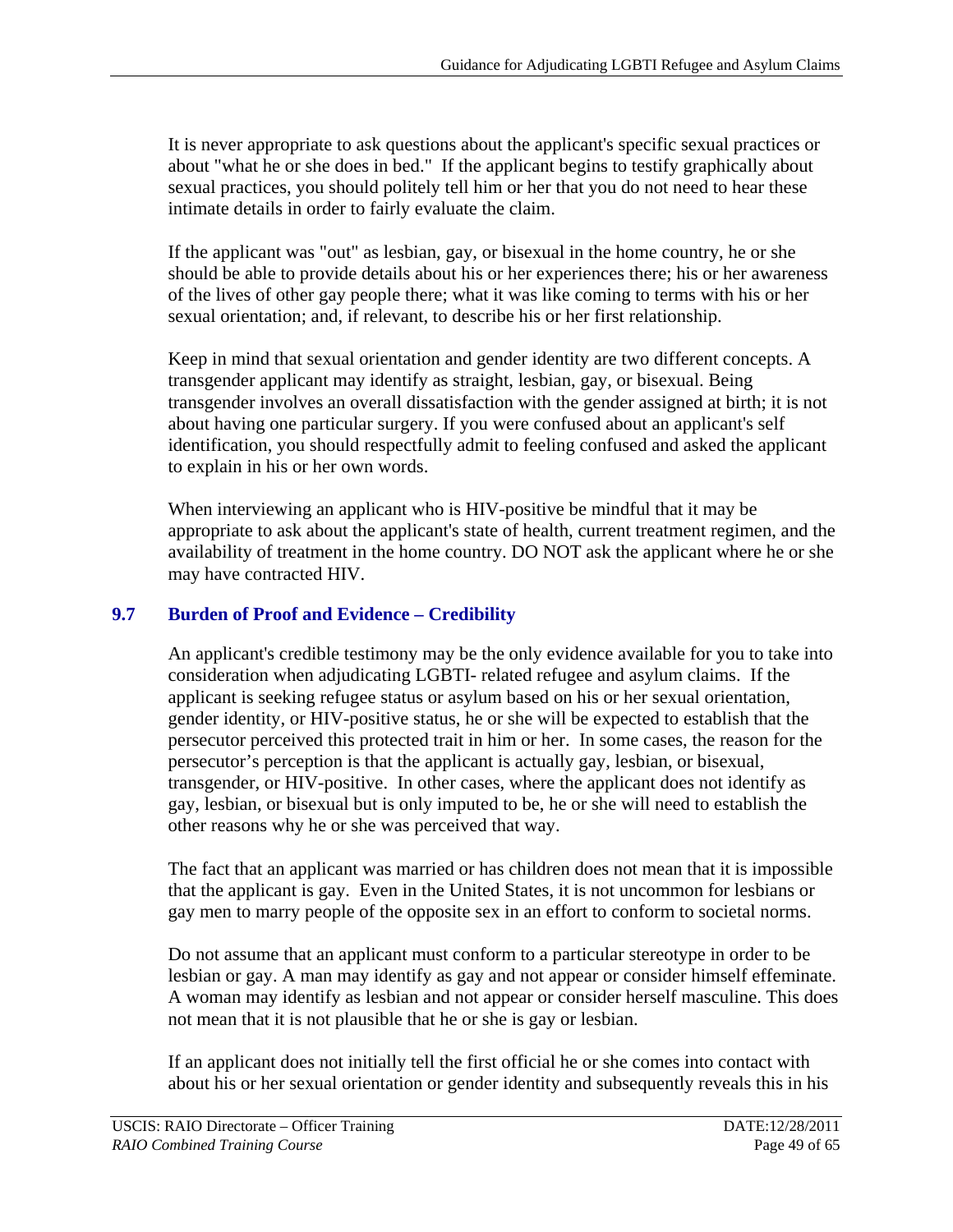It is never appropriate to ask questions about the applicant's specific sexual practices or about "what he or she does in bed." If the applicant begins to testify graphically about sexual practices, you should politely tell him or her that you do not need to hear these intimate details in order to fairly evaluate the claim.

If the applicant was "out" as lesbian, gay, or bisexual in the home country, he or she should be able to provide details about his or her experiences there; his or her awareness of the lives of other gay people there; what it was like coming to terms with his or her sexual orientation; and, if relevant, to describe his or her first relationship.

Keep in mind that sexual orientation and gender identity are two different concepts. A transgender applicant may identify as straight, lesbian, gay, or bisexual. Being transgender involves an overall dissatisfaction with the gender assigned at birth; it is not about having one particular surgery. If you were confused about an applicant's self identification, you should respectfully admit to feeling confused and asked the applicant to explain in his or her own words.

When interviewing an applicant who is HIV-positive be mindful that it may be appropriate to ask about the applicant's state of health, current treatment regimen, and the availability of treatment in the home country. DO NOT ask the applicant where he or she may have contracted HIV.

## 9.7 Burden of Proof and Evidence – Credibility

An applicant's credible testimony may be the only evidence available for you to take into consideration when adjudicating LGBTI- related refugee and asylum claims. If the applicant is seeking refugee status or asylum based on his or her sexual orientation, gender identity, or HIV-positive status, he or she will be expected to establish that the persecutor perceived this protected trait in him or her. In some cases, the reason for the persecutor's perception is that the applicant is actually gay, lesbian, or bisexual, transgender, or HIV-positive. In other cases, where the applicant does not identify as gay, lesbian, or bisexual but is only imputed to be, he or she will need to establish the other reasons why he or she was perceived that way.

The fact that an applicant was married or has children does not mean that it is impossible that the applicant is gay. Even in the United States, it is not uncommon for lesbians or gay men to marry people of the opposite sex in an effort to conform to societal norms.

Do not assume that an applicant must conform to a particular stereotype in order to be lesbian or gay. A man may identify as gay and not appear or consider himself effeminate. A woman may identify as lesbian and not appear or consider herself masculine. This does not mean that it is not plausible that he or she is gay or lesbian.

If an applicant does not initially tell the first official he or she comes into contact with about his or her sexual orientation or gender identity and subsequently reveals this in his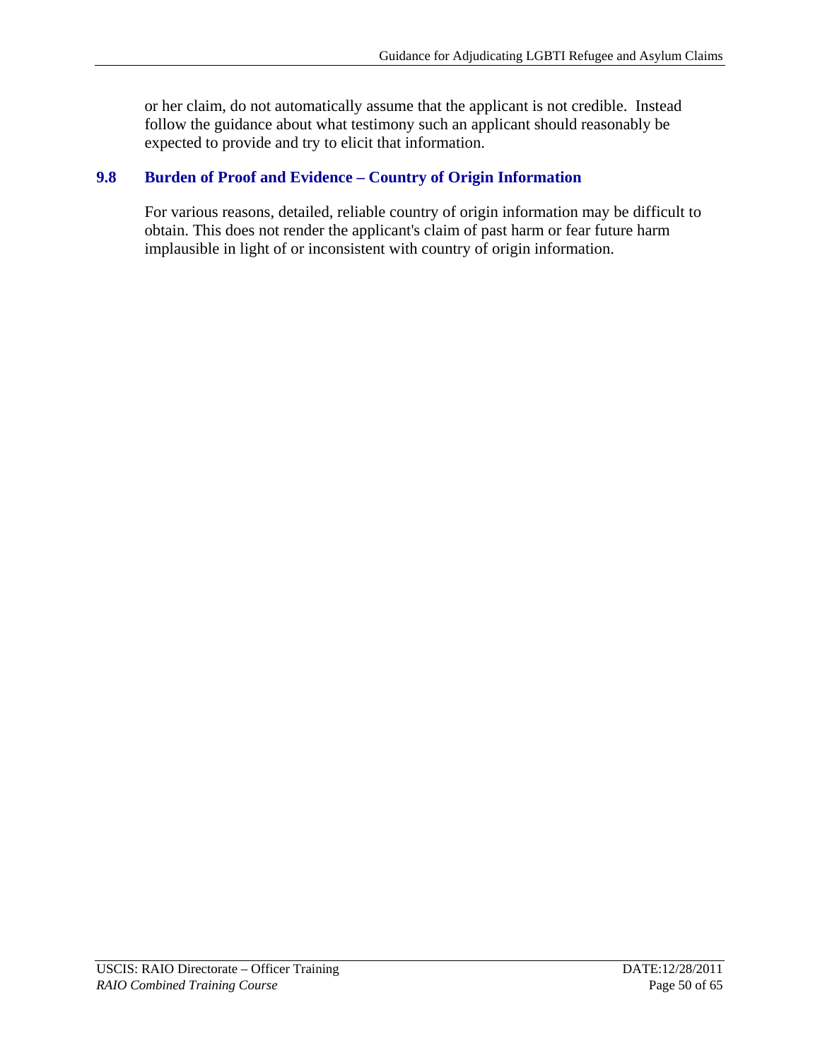or her claim, do not automatically assume that the applicant is not credible. Instead follow the guidance about what testimony such an applicant should reasonably be expected to provide and try to elicit that information.

## 9.8 Burden of Proof and Evidence – Country of Origin Information

For various reasons, detailed, reliable country of origin information may be difficult to obtain. This does not render the applicant's claim of past harm or fear future harm implausible in light of or inconsistent with country of origin information.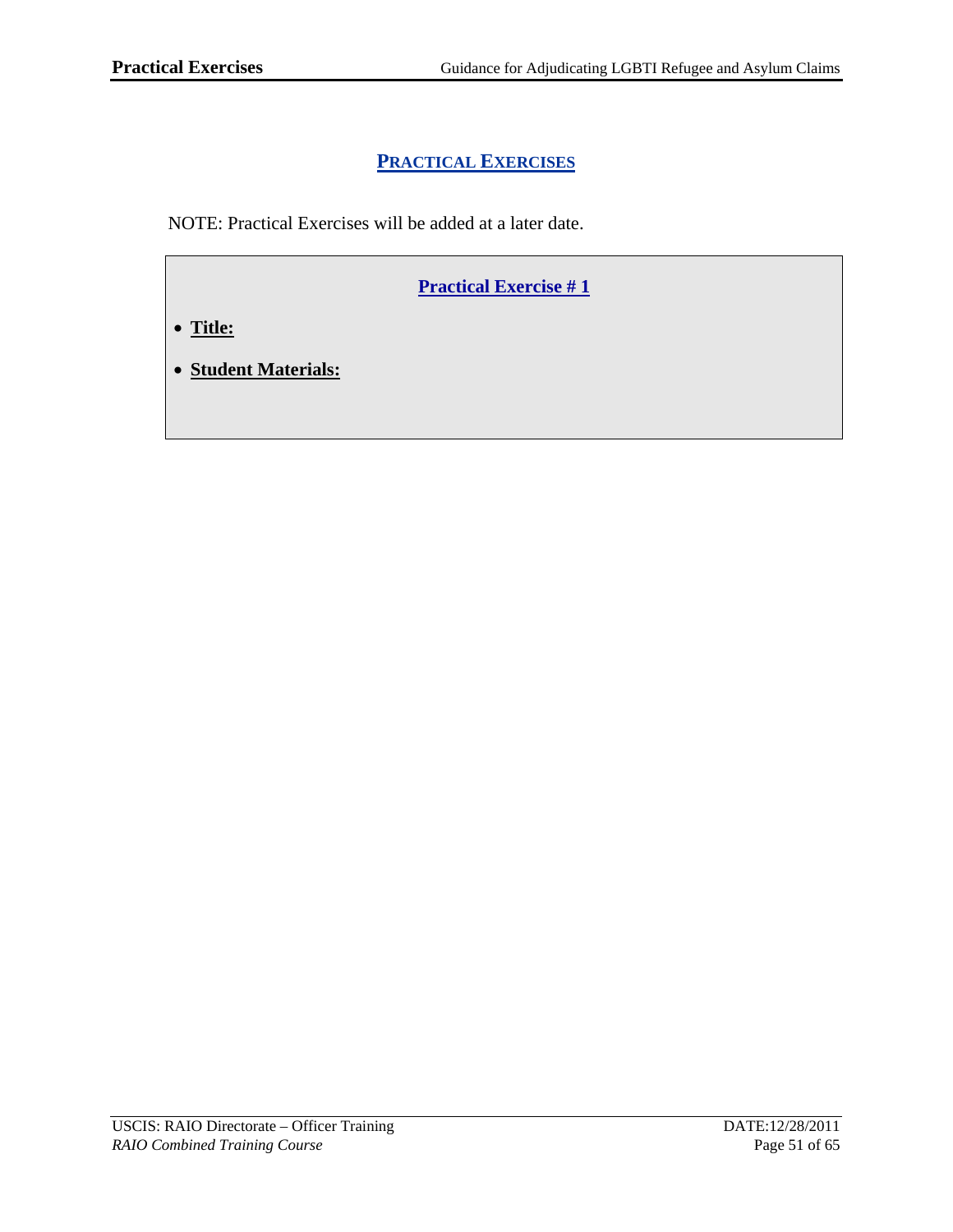## PRACTICAL EXERCISES

NOTE: Practical Exercises will be added at a later date.

**Practical Exercise # 1**

- **Title:**
- **Student Materials:**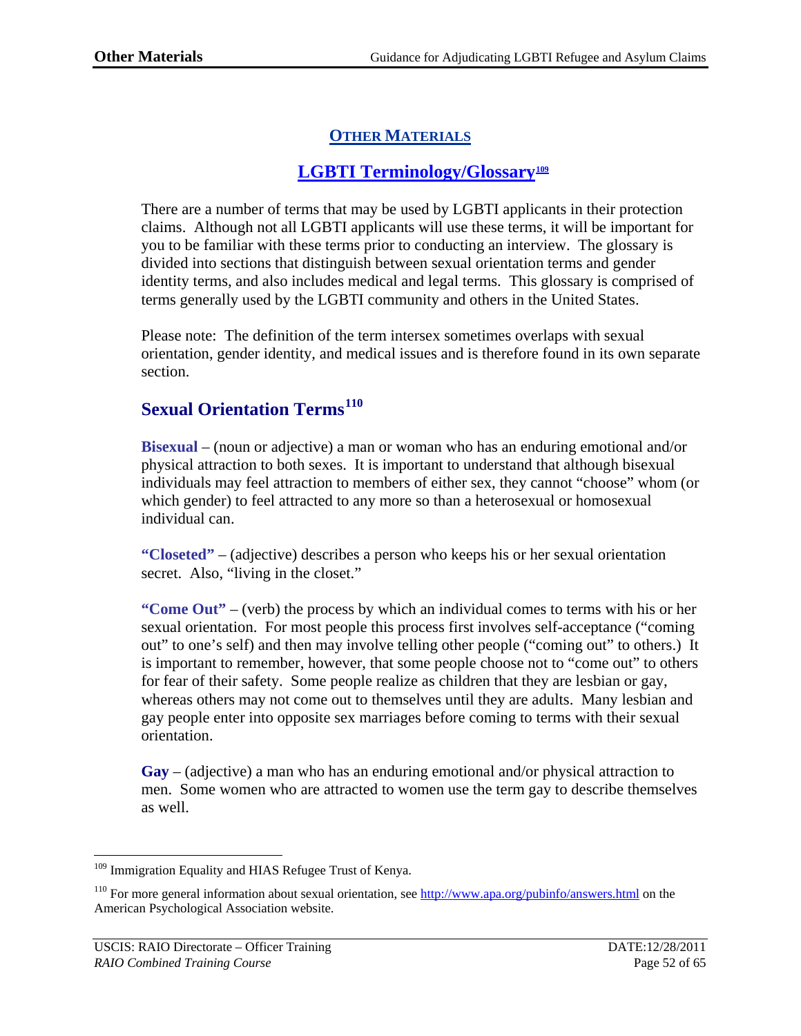# OTHER MATERIALS

## LGBTI Terminology/Glossary[109]

There are a number of terms that may be used by LGBTI applicants in their protection claims. Although not all LGBTI applicants will use these terms, it will be important for you to be familiar with these terms prior to conducting an interview. The glossary is divided into sections that distinguish between sexual orientation terms and gender identity terms, and also includes medical and legal terms. This glossary is comprised of terms generally used by the LGBTI community and others in the United States.

Please note: The definition of the term intersex sometimes overlaps with sexual orientation, gender identity, and medical issues and is therefore found in its own separate section.

### Sexual Orientation Terms[110]

**Bisexual** – (noun or adjective) a man or woman who has an enduring emotional and/or physical attraction to both sexes. It is important to understand that although bisexual individuals may feel attraction to members of either sex, they cannot "choose" whom (or which gender) to feel attracted to any more so than a heterosexual or homosexual individual can.

**"Closeted"** – (adjective) describes a person who keeps his or her sexual orientation secret. Also, "living in the closet."

**"Come Out"** – (verb) the process by which an individual comes to terms with his or her sexual orientation. For most people this process first involves self-acceptance ("coming out" to one's self) and then may involve telling other people ("coming out" to others.) It is important to remember, however, that some people choose not to "come out" to others for fear of their safety. Some people realize as children that they are lesbian or gay, whereas others may not come out to themselves until they are adults. Many lesbian and gay people enter into opposite sex marriages before coming to terms with their sexual orientation.

**Gay** – (adjective) a man who has an enduring emotional and/or physical attraction to men. Some women who are attracted to women use the term gay to describe themselves as well.

---

[109] Immigration Equality and HIAS Refugee Trust of Kenya.

[110] For more general information about sexual orientation, see http://www.apa.org/pubinfo/answers.html on the American Psychological Association website.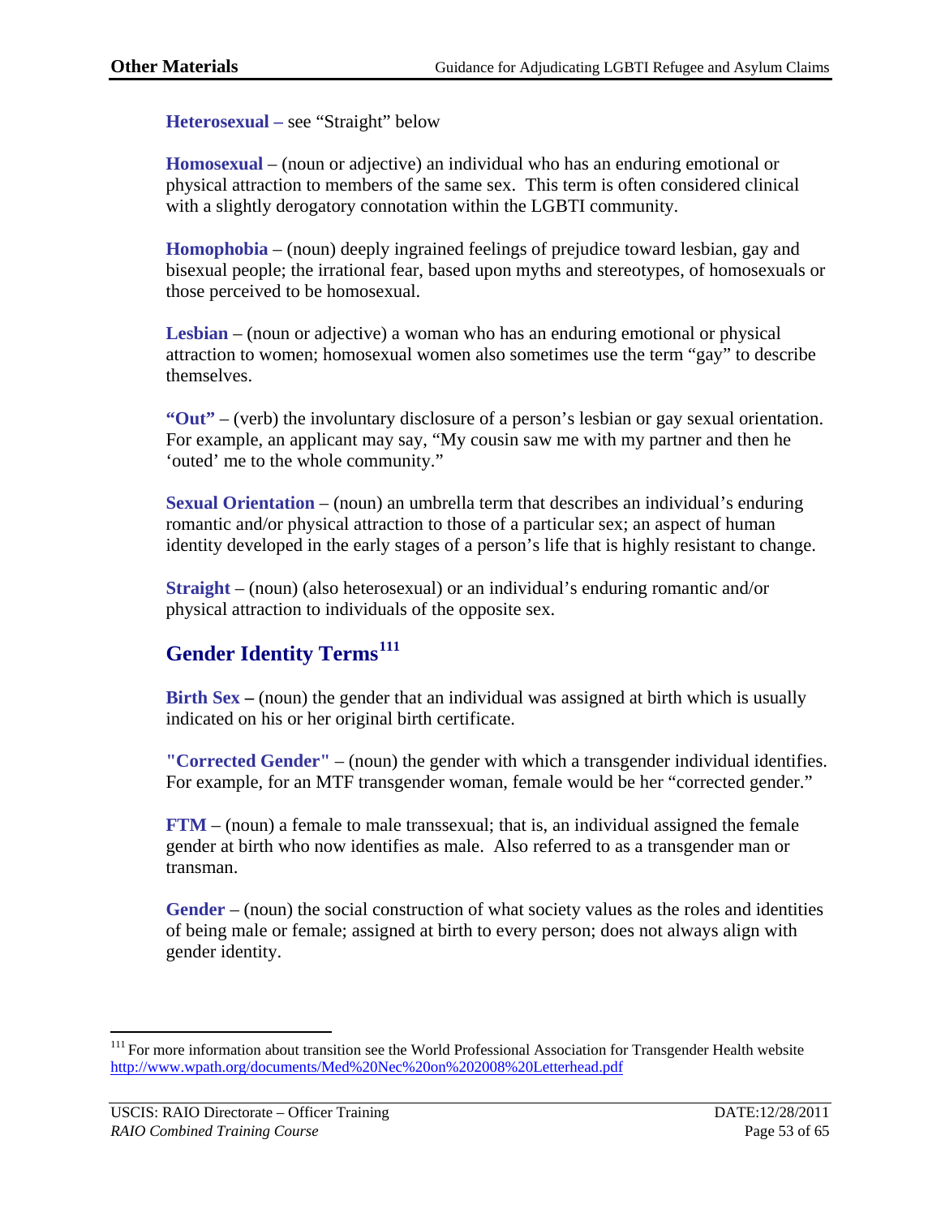**Heterosexual –** see "Straight" below

**Homosexual** – (noun or adjective) an individual who has an enduring emotional or physical attraction to members of the same sex. This term is often considered clinical with a slightly derogatory connotation within the LGBTI community.

**Homophobia** – (noun) deeply ingrained feelings of prejudice toward lesbian, gay and bisexual people; the irrational fear, based upon myths and stereotypes, of homosexuals or those perceived to be homosexual.

**Lesbian** – (noun or adjective) a woman who has an enduring emotional or physical attraction to women; homosexual women also sometimes use the term "gay" to describe themselves.

**"Out"** – (verb) the involuntary disclosure of a person's lesbian or gay sexual orientation. For example, an applicant may say, "My cousin saw me with my partner and then he 'outed' me to the whole community."

**Sexual Orientation** – (noun) an umbrella term that describes an individual's enduring romantic and/or physical attraction to those of a particular sex; an aspect of human identity developed in the early stages of a person's life that is highly resistant to change.

**Straight** – (noun) (also heterosexual) or an individual's enduring romantic and/or physical attraction to individuals of the opposite sex.

## Gender Identity Terms[111]

**Birth Sex –** (noun) the gender that an individual was assigned at birth which is usually indicated on his or her original birth certificate.

**"Corrected Gender"** – (noun) the gender with which a transgender individual identifies. For example, for an MTF transgender woman, female would be her "corrected gender."

**FTM** – (noun) a female to male transsexual; that is, an individual assigned the female gender at birth who now identifies as male. Also referred to as a transgender man or transman.

**Gender** – (noun) the social construction of what society values as the roles and identities of being male or female; assigned at birth to every person; does not always align with gender identity.

---

[111] For more information about transition see the World Professional Association for Transgender Health website http://www.wpath.org/documents/Med%20Nec%20on%202008%20Letterhead.pdf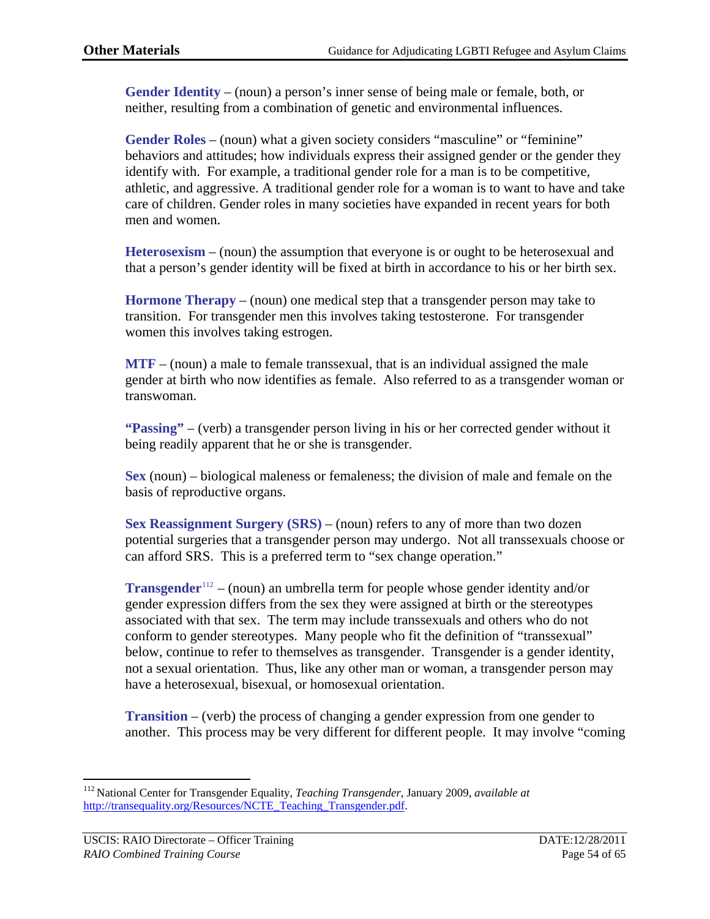**Gender Identity** – (noun) a person's inner sense of being male or female, both, or neither, resulting from a combination of genetic and environmental influences.

**Gender Roles** – (noun) what a given society considers "masculine" or "feminine" behaviors and attitudes; how individuals express their assigned gender or the gender they identify with. For example, a traditional gender role for a man is to be competitive, athletic, and aggressive. A traditional gender role for a woman is to want to have and take care of children. Gender roles in many societies have expanded in recent years for both men and women.

**Heterosexism** – (noun) the assumption that everyone is or ought to be heterosexual and that a person's gender identity will be fixed at birth in accordance to his or her birth sex.

**Hormone Therapy** – (noun) one medical step that a transgender person may take to transition. For transgender men this involves taking testosterone. For transgender women this involves taking estrogen.

**MTF** – (noun) a male to female transsexual, that is an individual assigned the male gender at birth who now identifies as female. Also referred to as a transgender woman or transwoman.

**"Passing"** – (verb) a transgender person living in his or her corrected gender without it being readily apparent that he or she is transgender.

**Sex** (noun) – biological maleness or femaleness; the division of male and female on the basis of reproductive organs.

**Sex Reassignment Surgery (SRS)** – (noun) refers to any of more than two dozen potential surgeries that a transgender person may undergo. Not all transsexuals choose or can afford SRS. This is a preferred term to "sex change operation."

**Transgender**[112] – (noun) an umbrella term for people whose gender identity and/or gender expression differs from the sex they were assigned at birth or the stereotypes associated with that sex. The term may include transsexuals and others who do not conform to gender stereotypes. Many people who fit the definition of "transsexual" below, continue to refer to themselves as transgender. Transgender is a gender identity, not a sexual orientation. Thus, like any other man or woman, a transgender person may have a heterosexual, bisexual, or homosexual orientation.

**Transition** – (verb) the process of changing a gender expression from one gender to another. This process may be very different for different people. It may involve "coming

---

[112] National Center for Transgender Equality, *Teaching Transgender*, January 2009, *available at* http://transequality.org/Resources/NCTE_Teaching_Transgender.pdf.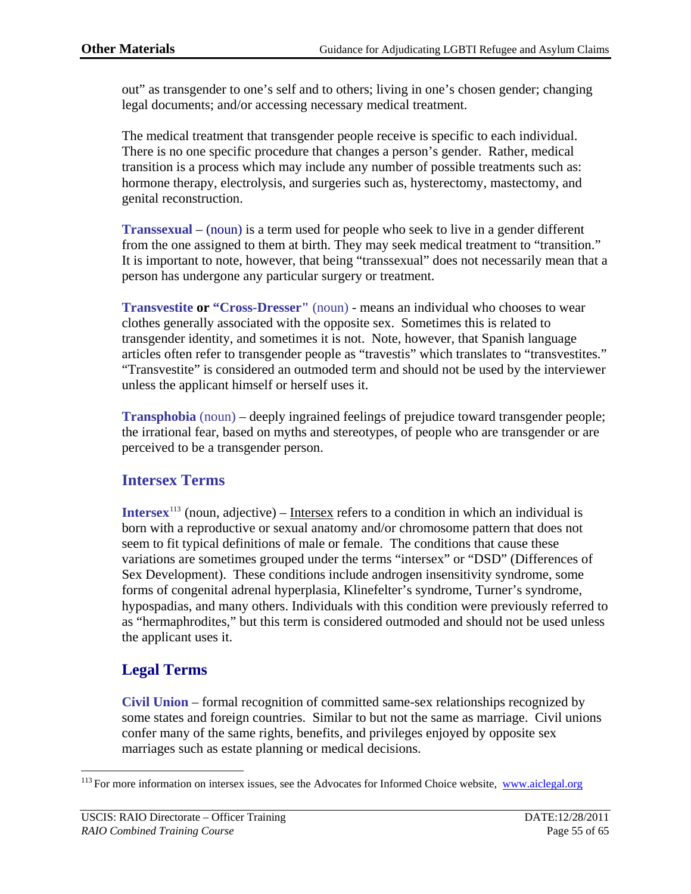out" as transgender to one's self and to others; living in one's chosen gender; changing legal documents; and/or accessing necessary medical treatment.

The medical treatment that transgender people receive is specific to each individual. There is no one specific procedure that changes a person's gender. Rather, medical transition is a process which may include any number of possible treatments such as: hormone therapy, electrolysis, and surgeries such as, hysterectomy, mastectomy, and genital reconstruction.

**Transsexual** – (noun) is a term used for people who seek to live in a gender different from the one assigned to them at birth. They may seek medical treatment to "transition." It is important to note, however, that being "transsexual" does not necessarily mean that a person has undergone any particular surgery or treatment.

**Transvestite or "Cross-Dresser"** (noun) - means an individual who chooses to wear clothes generally associated with the opposite sex. Sometimes this is related to transgender identity, and sometimes it is not. Note, however, that Spanish language articles often refer to transgender people as "travestis" which translates to "transvestites." "Transvestite" is considered an outmoded term and should not be used by the interviewer unless the applicant himself or herself uses it.

**Transphobia** (noun) – deeply ingrained feelings of prejudice toward transgender people; the irrational fear, based on myths and stereotypes, of people who are transgender or are perceived to be a transgender person.

## Intersex Terms

**Intersex**[113] (noun, adjective) – Intersex refers to a condition in which an individual is born with a reproductive or sexual anatomy and/or chromosome pattern that does not seem to fit typical definitions of male or female. The conditions that cause these variations are sometimes grouped under the terms "intersex" or "DSD" (Differences of Sex Development). These conditions include androgen insensitivity syndrome, some forms of congenital adrenal hyperplasia, Klinefelter's syndrome, Turner's syndrome, hypospadias, and many others. Individuals with this condition were previously referred to as "hermaphrodites," but this term is considered outmoded and should not be used unless the applicant uses it.

## Legal Terms

**Civil Union** – formal recognition of committed same-sex relationships recognized by some states and foreign countries. Similar to but not the same as marriage. Civil unions confer many of the same rights, benefits, and privileges enjoyed by opposite sex marriages such as estate planning or medical decisions.

---

[113] For more information on intersex issues, see the Advocates for Informed Choice website, www.aiclegal.org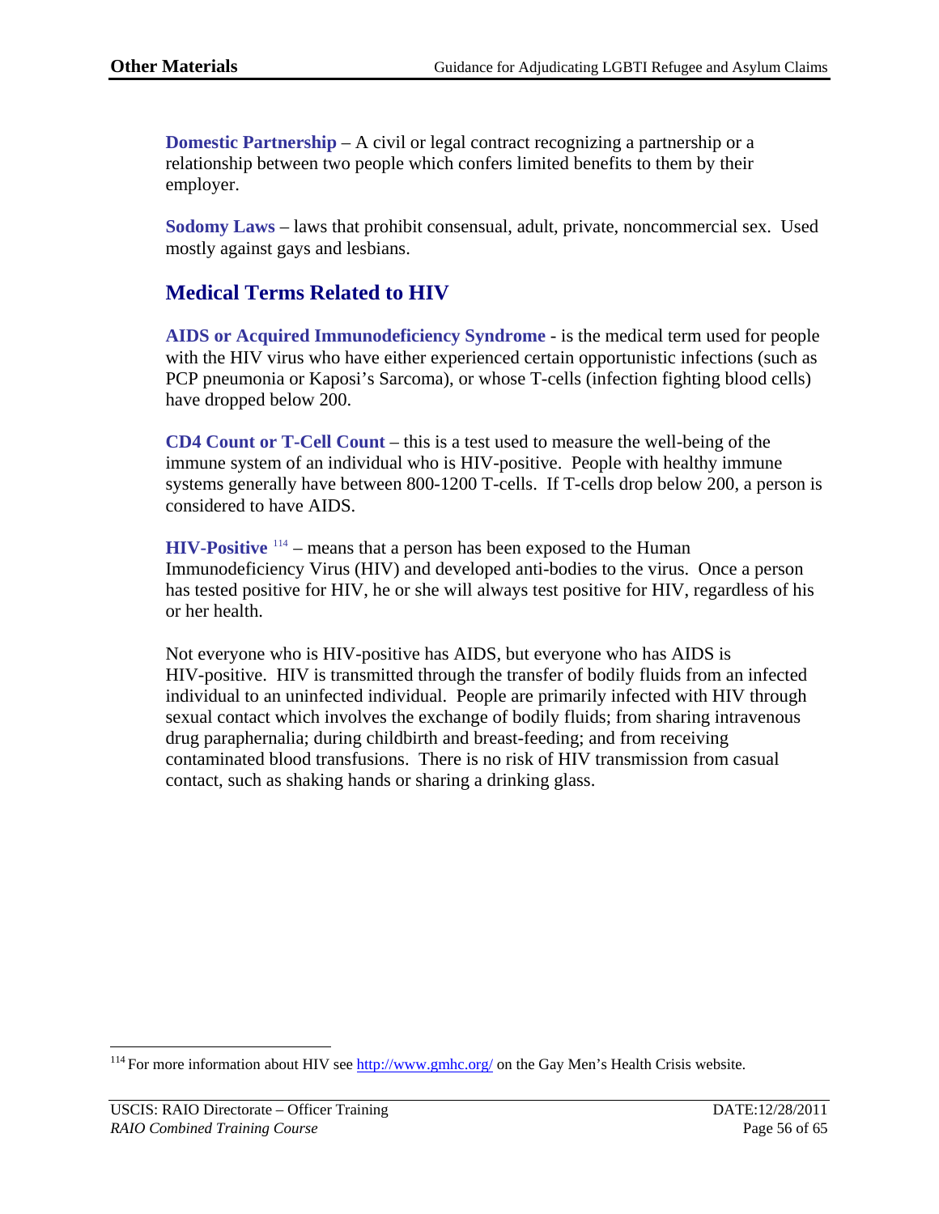**Domestic Partnership** – A civil or legal contract recognizing a partnership or a relationship between two people which confers limited benefits to them by their employer.

**Sodomy Laws** – laws that prohibit consensual, adult, private, noncommercial sex. Used mostly against gays and lesbians.

## Medical Terms Related to HIV

**AIDS or Acquired Immunodeficiency Syndrome** - is the medical term used for people with the HIV virus who have either experienced certain opportunistic infections (such as PCP pneumonia or Kaposi's Sarcoma), or whose T-cells (infection fighting blood cells) have dropped below 200.

**CD4 Count or T-Cell Count** – this is a test used to measure the well-being of the immune system of an individual who is HIV-positive. People with healthy immune systems generally have between 800-1200 T-cells. If T-cells drop below 200, a person is considered to have AIDS.

**HIV-Positive** [114] – means that a person has been exposed to the Human Immunodeficiency Virus (HIV) and developed anti-bodies to the virus. Once a person has tested positive for HIV, he or she will always test positive for HIV, regardless of his or her health.

Not everyone who is HIV-positive has AIDS, but everyone who has AIDS is HIV-positive. HIV is transmitted through the transfer of bodily fluids from an infected individual to an uninfected individual. People are primarily infected with HIV through sexual contact which involves the exchange of bodily fluids; from sharing intravenous drug paraphernalia; during childbirth and breast-feeding; and from receiving contaminated blood transfusions. There is no risk of HIV transmission from casual contact, such as shaking hands or sharing a drinking glass.

---

[114] For more information about HIV see http://www.gmhc.org/ on the Gay Men's Health Crisis website.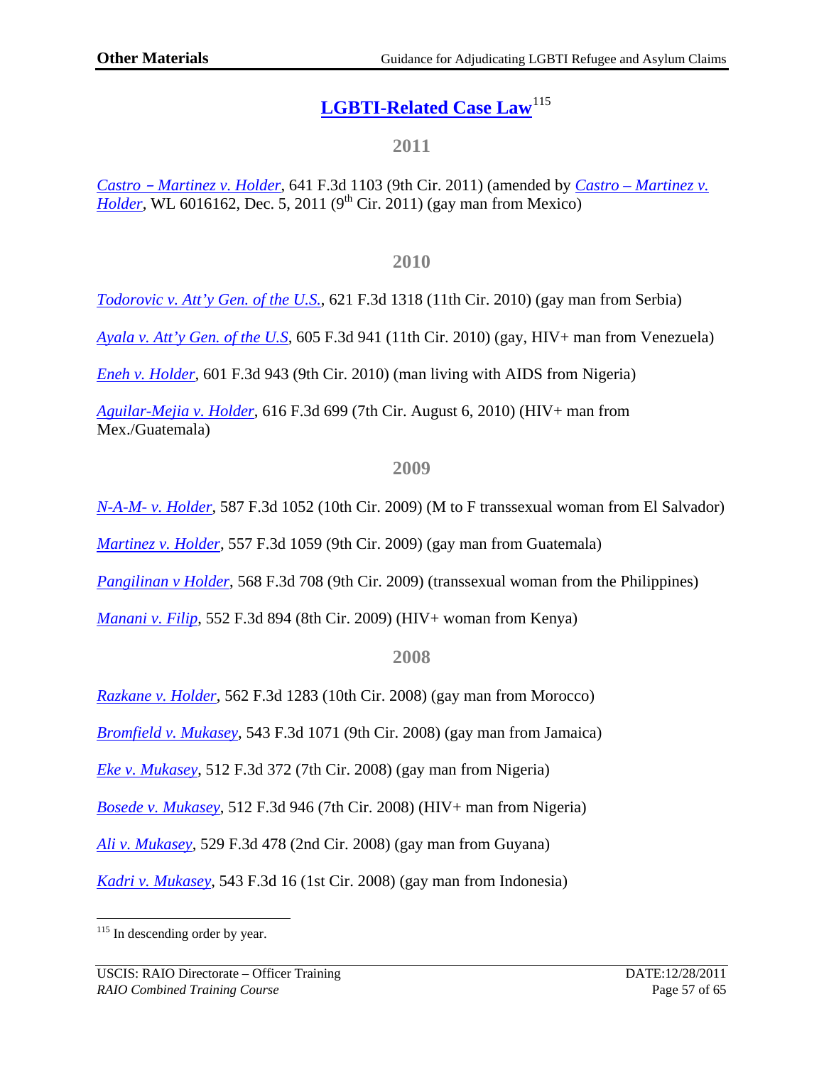## LGBTI-Related Case Law[115]

### 2011

*Castro – Martinez v. Holder*, 641 F.3d 1103 (9th Cir. 2011) (amended by *Castro – Martinez v. Holder*, WL 6016162, Dec. 5, 2011 (9th Cir. 2011) (gay man from Mexico)

### 2010

*Todorovic v. Att'y Gen. of the U.S.*, 621 F.3d 1318 (11th Cir. 2010) (gay man from Serbia)

*Ayala v. Att'y Gen. of the U.S*, 605 F.3d 941 (11th Cir. 2010) (gay, HIV+ man from Venezuela)

*Eneh v. Holder*, 601 F.3d 943 (9th Cir. 2010) (man living with AIDS from Nigeria)

*Aguilar-Mejia v. Holder*, 616 F.3d 699 (7th Cir. August 6, 2010) (HIV+ man from Mex./Guatemala)

### 2009

*N-A-M- v. Holder*, 587 F.3d 1052 (10th Cir. 2009) (M to F transsexual woman from El Salvador)

*Martinez v. Holder*, 557 F.3d 1059 (9th Cir. 2009) (gay man from Guatemala)

*Pangilinan v Holder*, 568 F.3d 708 (9th Cir. 2009) (transsexual woman from the Philippines)

*Manani v. Filip*, 552 F.3d 894 (8th Cir. 2009) (HIV+ woman from Kenya)

### 2008

*Razkane v. Holder*, 562 F.3d 1283 (10th Cir. 2008) (gay man from Morocco)

*Bromfield v. Mukasey*, 543 F.3d 1071 (9th Cir. 2008) (gay man from Jamaica)

*Eke v. Mukasey*, 512 F.3d 372 (7th Cir. 2008) (gay man from Nigeria)

*Bosede v. Mukasey*, 512 F.3d 946 (7th Cir. 2008) (HIV+ man from Nigeria)

*Ali v. Mukasey*, 529 F.3d 478 (2nd Cir. 2008) (gay man from Guyana)

*Kadri v. Mukasey*, 543 F.3d 16 (1st Cir. 2008) (gay man from Indonesia)

---

[115] In descending order by year.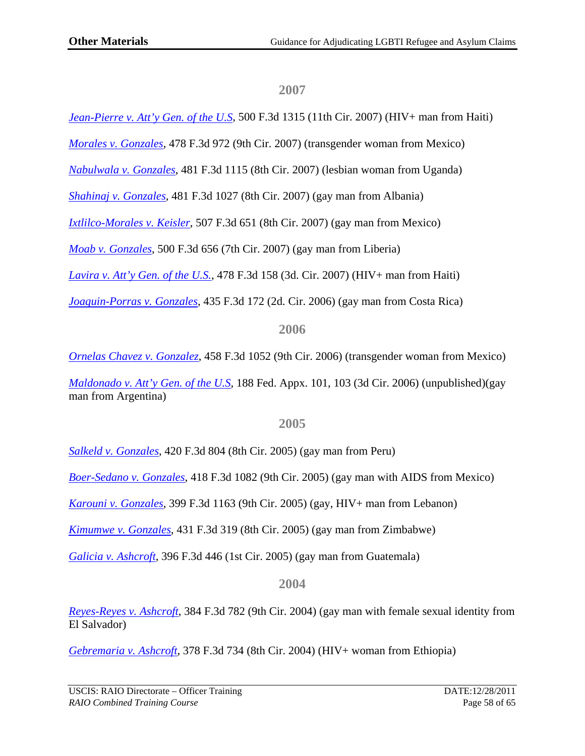## 2007

*Jean-Pierre v. Att'y Gen. of the U.S*, 500 F.3d 1315 (11th Cir. 2007) (HIV+ man from Haiti)

*Morales v. Gonzales*, 478 F.3d 972 (9th Cir. 2007) (transgender woman from Mexico)

*Nabulwala v. Gonzales*, 481 F.3d 1115 (8th Cir. 2007) (lesbian woman from Uganda)

*Shahinaj v. Gonzales*, 481 F.3d 1027 (8th Cir. 2007) (gay man from Albania)

*Ixtlilco-Morales v. Keisler*, 507 F.3d 651 (8th Cir. 2007) (gay man from Mexico)

*Moab v. Gonzales*, 500 F.3d 656 (7th Cir. 2007) (gay man from Liberia)

*Lavira v. Att'y Gen. of the U.S.*, 478 F.3d 158 (3d. Cir. 2007) (HIV+ man from Haiti)

*Joaquin-Porras v. Gonzales*, 435 F.3d 172 (2d. Cir. 2006) (gay man from Costa Rica)

## 2006

*Ornelas Chavez v. Gonzalez*, 458 F.3d 1052 (9th Cir. 2006) (transgender woman from Mexico)

*Maldonado v. Att'y Gen. of the U.S*, 188 Fed. Appx. 101, 103 (3d Cir. 2006) (unpublished)(gay man from Argentina)

## 2005

*Salkeld v. Gonzales*, 420 F.3d 804 (8th Cir. 2005) (gay man from Peru)

*Boer-Sedano v. Gonzales*, 418 F.3d 1082 (9th Cir. 2005) (gay man with AIDS from Mexico)

*Karouni v. Gonzales*, 399 F.3d 1163 (9th Cir. 2005) (gay, HIV+ man from Lebanon)

*Kimumwe v. Gonzales*, 431 F.3d 319 (8th Cir. 2005) (gay man from Zimbabwe)

*Galicia v. Ashcroft*, 396 F.3d 446 (1st Cir. 2005) (gay man from Guatemala)

## 2004

*Reyes-Reyes v. Ashcroft*, 384 F.3d 782 (9th Cir. 2004) (gay man with female sexual identity from El Salvador)

*Gebremaria v. Ashcroft*, 378 F.3d 734 (8th Cir. 2004) (HIV+ woman from Ethiopia)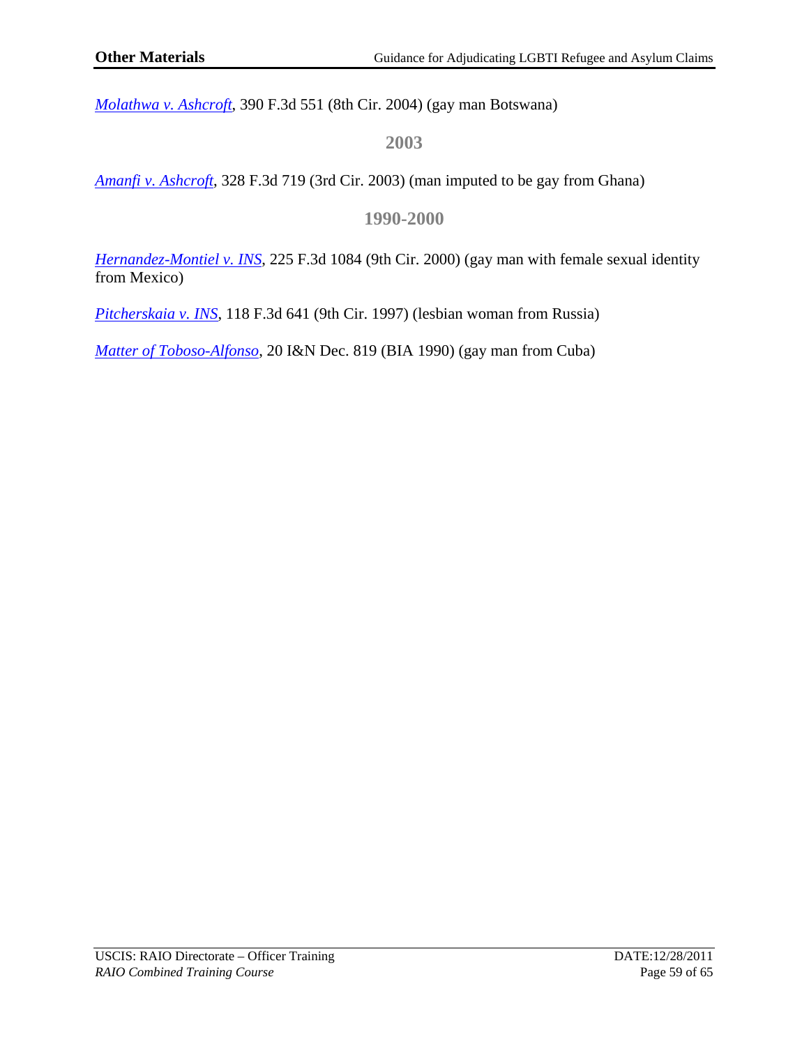*Molathwa v. Ashcroft*, 390 F.3d 551 (8th Cir. 2004) (gay man Botswana)

### 2003

*Amanfi v. Ashcroft*, 328 F.3d 719 (3rd Cir. 2003) (man imputed to be gay from Ghana)

### 1990-2000

*Hernandez-Montiel v. INS*, 225 F.3d 1084 (9th Cir. 2000) (gay man with female sexual identity from Mexico)

*Pitcherskaia v. INS*, 118 F.3d 641 (9th Cir. 1997) (lesbian woman from Russia)

*Matter of Toboso-Alfonso*, 20 I&N Dec. 819 (BIA 1990) (gay man from Cuba)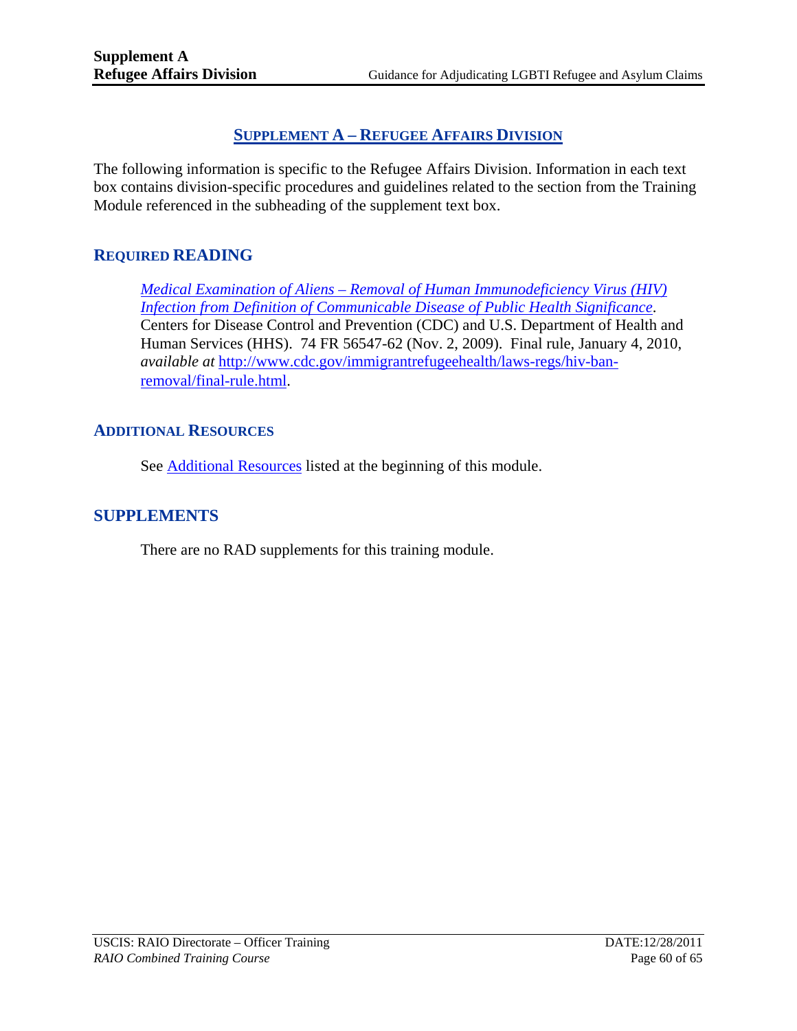## SUPPLEMENT A – REFUGEE AFFAIRS DIVISION

The following information is specific to the Refugee Affairs Division. Information in each text box contains division-specific procedures and guidelines related to the section from the Training Module referenced in the subheading of the supplement text box.

### REQUIRED READING

> *Medical Examination of Aliens – Removal of Human Immunodeficiency Virus (HIV) Infection from Definition of Communicable Disease of Public Health Significance*. Centers for Disease Control and Prevention (CDC) and U.S. Department of Health and Human Services (HHS). 74 FR 56547-62 (Nov. 2, 2009). Final rule, January 4, 2010, *available at* http://www.cdc.gov/immigrantrefugeehealth/laws-regs/hiv-ban-removal/final-rule.html.

### ADDITIONAL RESOURCES

> See Additional Resources listed at the beginning of this module.

## SUPPLEMENTS

> There are no RAD supplements for this training module.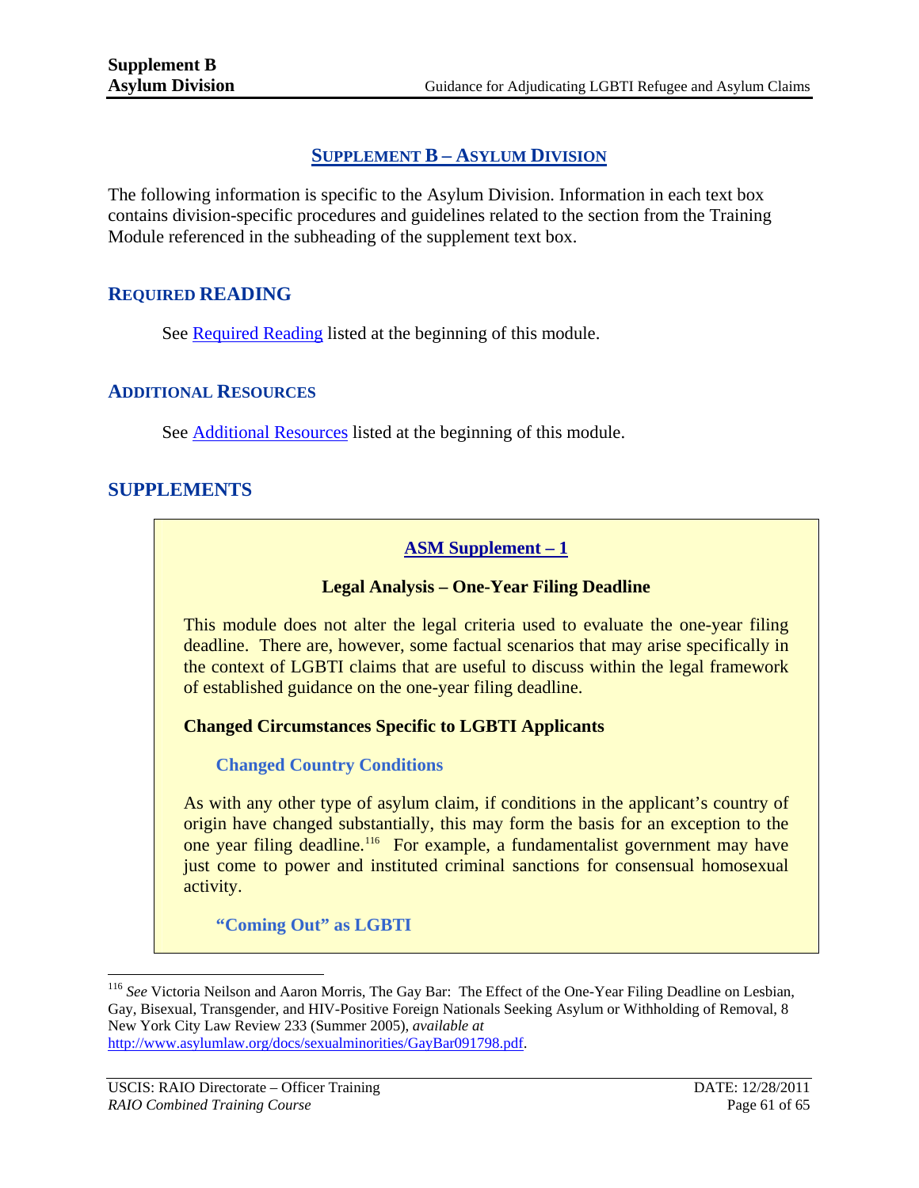## SUPPLEMENT B – ASYLUM DIVISION

The following information is specific to the Asylum Division. Information in each text box contains division-specific procedures and guidelines related to the section from the Training Module referenced in the subheading of the supplement text box.

### REQUIRED READING

See Required Reading listed at the beginning of this module.

### ADDITIONAL RESOURCES

See Additional Resources listed at the beginning of this module.

### SUPPLEMENTS

**ASM Supplement – 1**

**Legal Analysis – One-Year Filing Deadline**

This module does not alter the legal criteria used to evaluate the one-year filing deadline. There are, however, some factual scenarios that may arise specifically in the context of LGBTI claims that are useful to discuss within the legal framework of established guidance on the one-year filing deadline.

**Changed Circumstances Specific to LGBTI Applicants**

**Changed Country Conditions**

As with any other type of asylum claim, if conditions in the applicant's country of origin have changed substantially, this may form the basis for an exception to the one year filing deadline.[116] For example, a fundamentalist government may have just come to power and instituted criminal sanctions for consensual homosexual activity.

**"Coming Out" as LGBTI**

---

[116] *See* Victoria Neilson and Aaron Morris, The Gay Bar: The Effect of the One-Year Filing Deadline on Lesbian, Gay, Bisexual, Transgender, and HIV-Positive Foreign Nationals Seeking Asylum or Withholding of Removal, 8 New York City Law Review 233 (Summer 2005), *available at* http://www.asylumlaw.org/docs/sexualminorities/GayBar091798.pdf.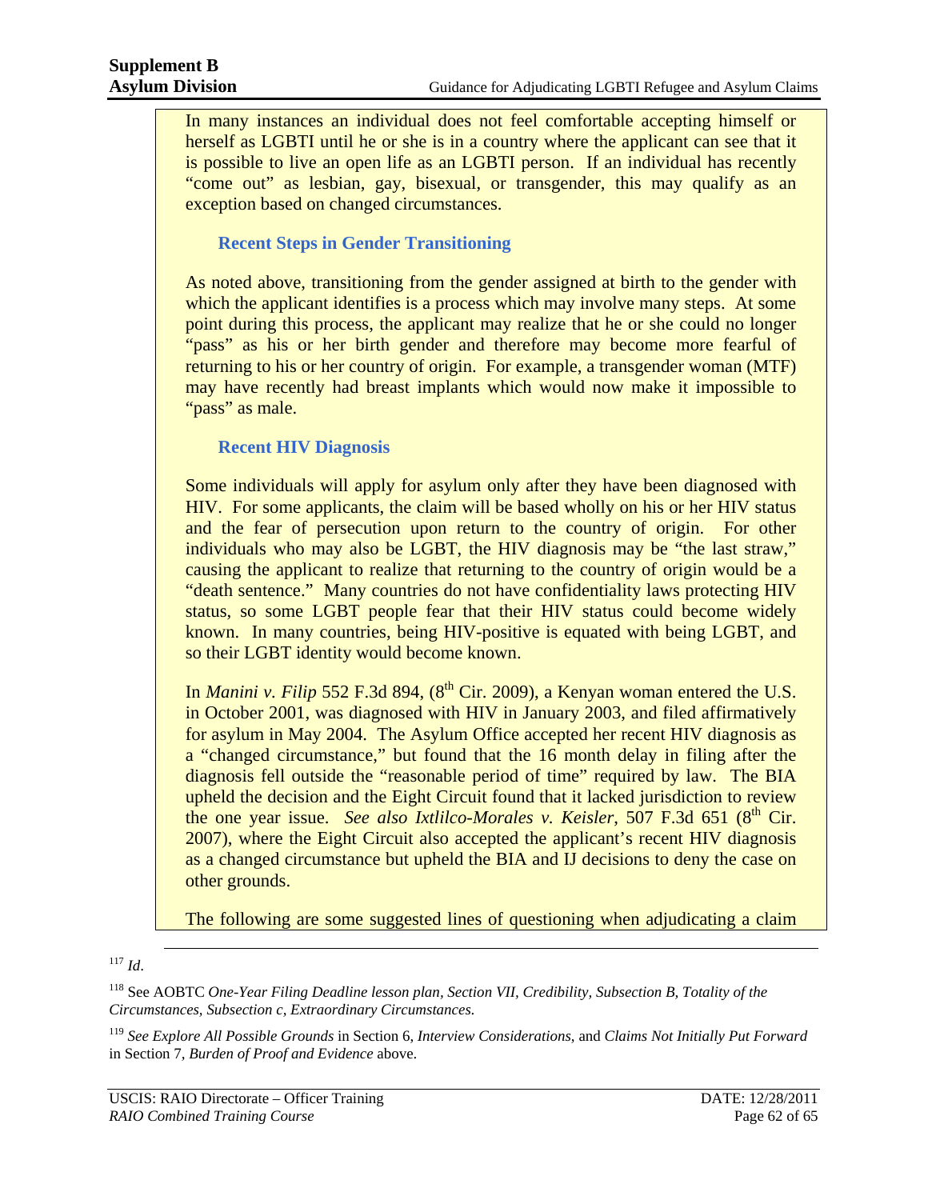In many instances an individual does not feel comfortable accepting himself or herself as LGBTI until he or she is in a country where the applicant can see that it is possible to live an open life as an LGBTI person. If an individual has recently "come out" as lesbian, gay, bisexual, or transgender, this may qualify as an exception based on changed circumstances.

#### Recent Steps in Gender Transitioning

As noted above, transitioning from the gender assigned at birth to the gender with which the applicant identifies is a process which may involve many steps. At some point during this process, the applicant may realize that he or she could no longer "pass" as his or her birth gender and therefore may become more fearful of returning to his or her country of origin. For example, a transgender woman (MTF) may have recently had breast implants which would now make it impossible to "pass" as male.

#### Recent HIV Diagnosis

Some individuals will apply for asylum only after they have been diagnosed with HIV. For some applicants, the claim will be based wholly on his or her HIV status and the fear of persecution upon return to the country of origin. For other individuals who may also be LGBT, the HIV diagnosis may be "the last straw," causing the applicant to realize that returning to the country of origin would be a "death sentence." Many countries do not have confidentiality laws protecting HIV status, so some LGBT people fear that their HIV status could become widely known. In many countries, being HIV-positive is equated with being LGBT, and so their LGBT identity would become known.

In *Manini v. Filip* 552 F.3d 894, (8th Cir. 2009), a Kenyan woman entered the U.S. in October 2001, was diagnosed with HIV in January 2003, and filed affirmatively for asylum in May 2004. The Asylum Office accepted her recent HIV diagnosis as a "changed circumstance," but found that the 16 month delay in filing after the diagnosis fell outside the "reasonable period of time" required by law. The BIA upheld the decision and the Eight Circuit found that it lacked jurisdiction to review the one year issue. *See also Ixtlilco-Morales v. Keisler*, 507 F.3d 651 (8th Cir. 2007), where the Eight Circuit also accepted the applicant's recent HIV diagnosis as a changed circumstance but upheld the BIA and IJ decisions to deny the case on other grounds.

The following are some suggested lines of questioning when adjudicating a claim

---

[117] *Id*.

[118] See AOBTC *One-Year Filing Deadline lesson plan, Section VII, Credibility, Subsection B, Totality of the Circumstances, Subsection c, Extraordinary Circumstances.*

[119] *See Explore All Possible Grounds* in Section 6, *Interview Considerations*, and *Claims Not Initially Put Forward* in Section 7, *Burden of Proof and Evidence* above.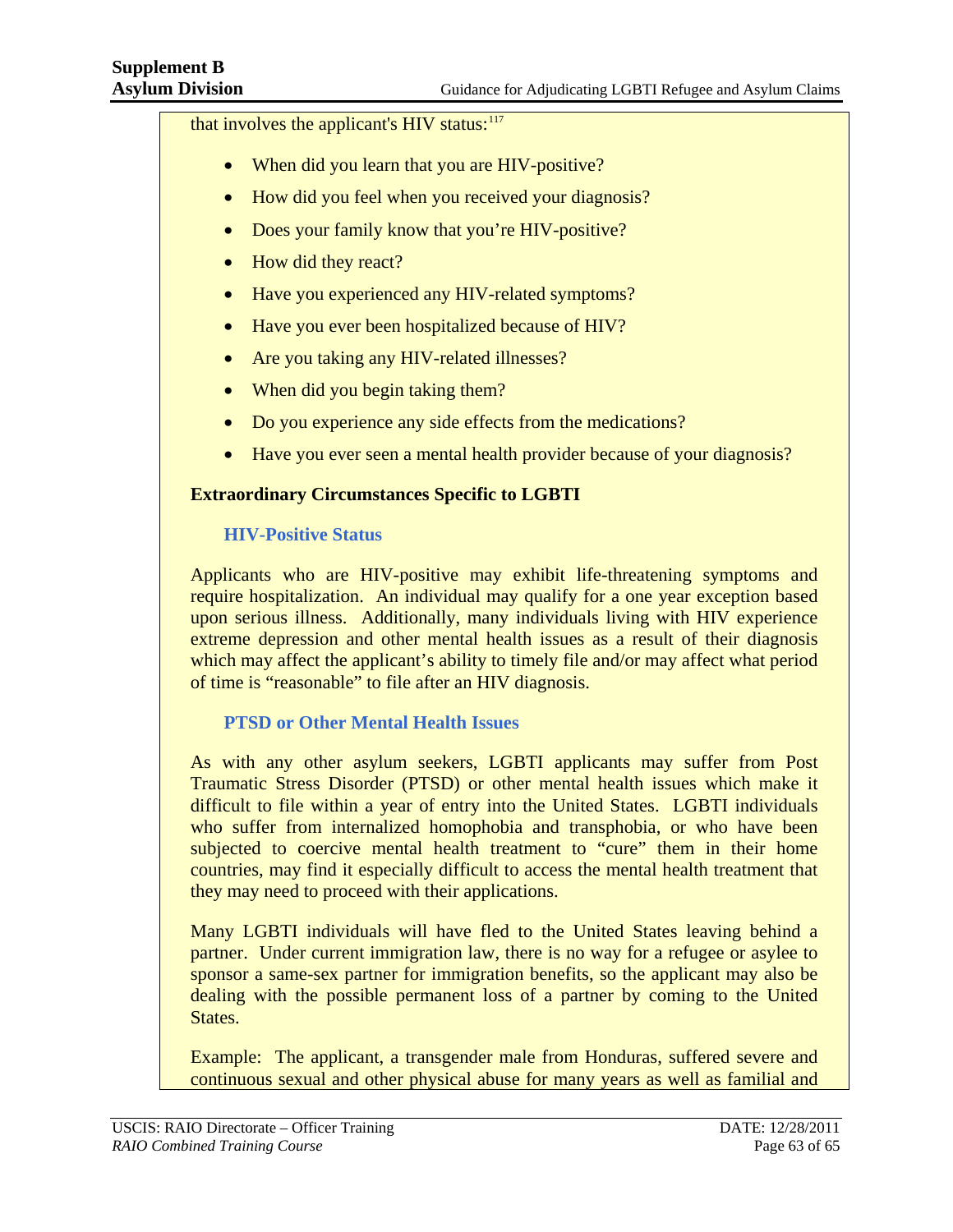that involves the applicant's HIV status:[117]

- When did you learn that you are HIV-positive?
- How did you feel when you received your diagnosis?
- Does your family know that you're HIV-positive?
- How did they react?
- Have you experienced any HIV-related symptoms?
- Have you ever been hospitalized because of HIV?
- Are you taking any HIV-related illnesses?
- When did you begin taking them?
- Do you experience any side effects from the medications?
- Have you ever seen a mental health provider because of your diagnosis?

**Extraordinary Circumstances Specific to LGBTI**

### HIV-Positive Status

Applicants who are HIV-positive may exhibit life-threatening symptoms and require hospitalization. An individual may qualify for a one year exception based upon serious illness. Additionally, many individuals living with HIV experience extreme depression and other mental health issues as a result of their diagnosis which may affect the applicant's ability to timely file and/or may affect what period of time is "reasonable" to file after an HIV diagnosis.

### PTSD or Other Mental Health Issues

As with any other asylum seekers, LGBTI applicants may suffer from Post Traumatic Stress Disorder (PTSD) or other mental health issues which make it difficult to file within a year of entry into the United States. LGBTI individuals who suffer from internalized homophobia and transphobia, or who have been subjected to coercive mental health treatment to "cure" them in their home countries, may find it especially difficult to access the mental health treatment that they may need to proceed with their applications.

Many LGBTI individuals will have fled to the United States leaving behind a partner. Under current immigration law, there is no way for a refugee or asylee to sponsor a same-sex partner for immigration benefits, so the applicant may also be dealing with the possible permanent loss of a partner by coming to the United States.

Example: The applicant, a transgender male from Honduras, suffered severe and continuous sexual and other physical abuse for many years as well as familial and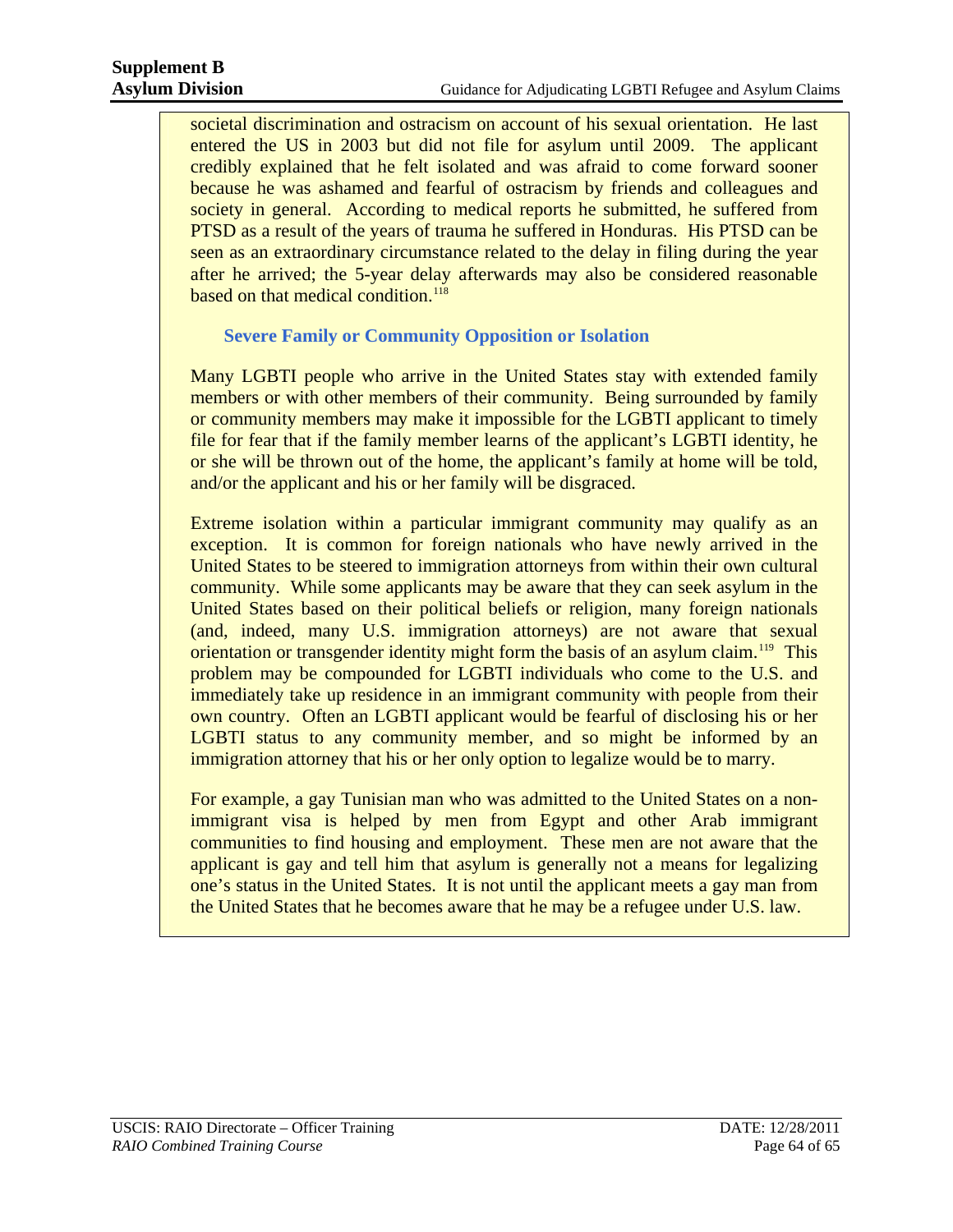societal discrimination and ostracism on account of his sexual orientation. He last entered the US in 2003 but did not file for asylum until 2009. The applicant credibly explained that he felt isolated and was afraid to come forward sooner because he was ashamed and fearful of ostracism by friends and colleagues and society in general. According to medical reports he submitted, he suffered from PTSD as a result of the years of trauma he suffered in Honduras. His PTSD can be seen as an extraordinary circumstance related to the delay in filing during the year after he arrived; the 5-year delay afterwards may also be considered reasonable based on that medical condition.[118]

### Severe Family or Community Opposition or Isolation

Many LGBTI people who arrive in the United States stay with extended family members or with other members of their community. Being surrounded by family or community members may make it impossible for the LGBTI applicant to timely file for fear that if the family member learns of the applicant's LGBTI identity, he or she will be thrown out of the home, the applicant's family at home will be told, and/or the applicant and his or her family will be disgraced.

Extreme isolation within a particular immigrant community may qualify as an exception. It is common for foreign nationals who have newly arrived in the United States to be steered to immigration attorneys from within their own cultural community. While some applicants may be aware that they can seek asylum in the United States based on their political beliefs or religion, many foreign nationals (and, indeed, many U.S. immigration attorneys) are not aware that sexual orientation or transgender identity might form the basis of an asylum claim.[119] This problem may be compounded for LGBTI individuals who come to the U.S. and immediately take up residence in an immigrant community with people from their own country. Often an LGBTI applicant would be fearful of disclosing his or her LGBTI status to any community member, and so might be informed by an immigration attorney that his or her only option to legalize would be to marry.

For example, a gay Tunisian man who was admitted to the United States on a non-immigrant visa is helped by men from Egypt and other Arab immigrant communities to find housing and employment. These men are not aware that the applicant is gay and tell him that asylum is generally not a means for legalizing one's status in the United States. It is not until the applicant meets a gay man from the United States that he becomes aware that he may be a refugee under U.S. law.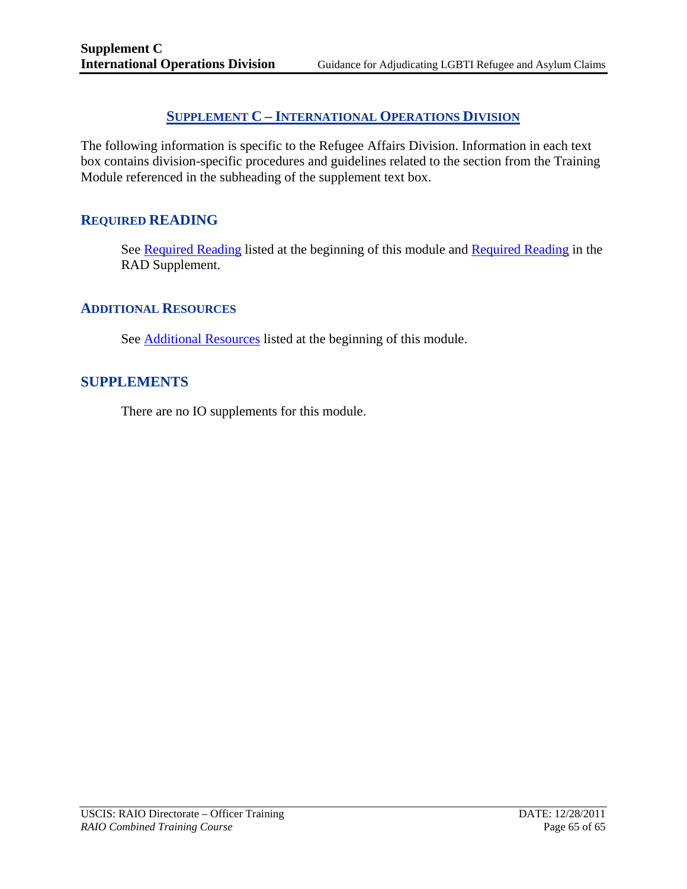## SUPPLEMENT C – INTERNATIONAL OPERATIONS DIVISION

The following information is specific to the Refugee Affairs Division. Information in each text box contains division-specific procedures and guidelines related to the section from the Training Module referenced in the subheading of the supplement text box.

### REQUIRED READING

See Required Reading listed at the beginning of this module and Required Reading in the RAD Supplement.

### ADDITIONAL RESOURCES

See Additional Resources listed at the beginning of this module.

### SUPPLEMENTS

There are no IO supplements for this module.